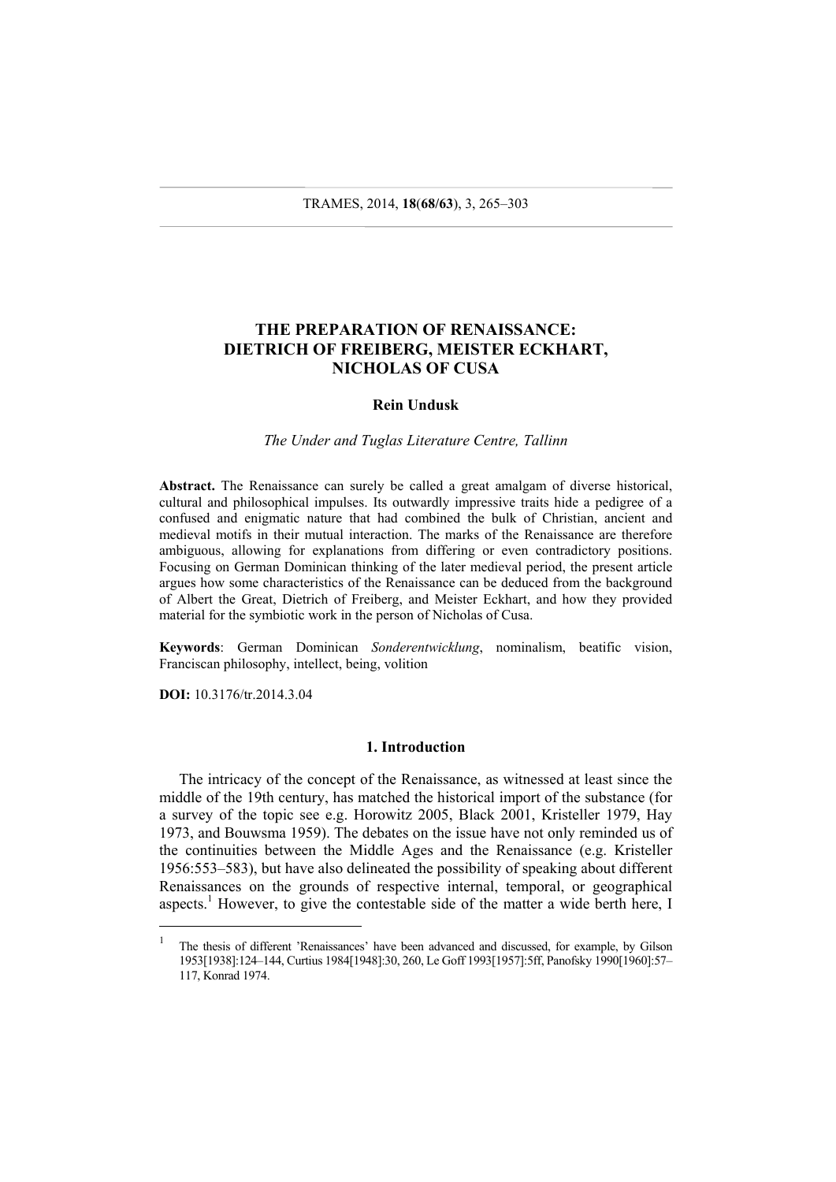# THE PREPARATION OF RENAISSANCE: DIETRICH OF FREIBERG, MEISTER ECKHART, NICHOLAS OF CUSA

**Rein Undusk**

*The Under and Tuglas Literature Centre, Tallinn*

**Abstract.** The Renaissance can surely be called a great amalgam of diverse historical, cultural and philosophical impulses. Its outwardly impressive traits hide a pedigree of a confused and enigmatic nature that had combined the bulk of Christian, ancient and medieval motifs in their mutual interaction. The marks of the Renaissance are therefore ambiguous, allowing for explanations from differing or even contradictory positions. Focusing on German Dominican thinking of the later medieval period, the present article argues how some characteristics of the Renaissance can be deduced from the background of Albert the Great, Dietrich of Freiberg, and Meister Eckhart, and how they provided material for the symbiotic work in the person of Nicholas of Cusa.

**Keywords**: German Dominican *Sonderentwicklung*, nominalism, beatific vision, Franciscan philosophy, intellect, being, volition

**DOI:** 10.3176/tr.2014.3.04

## 1. Introduction

The intricacy of the concept of the Renaissance, as witnessed at least since the middle of the 19th century, has matched the historical import of the substance (for a survey of the topic see e.g. Horowitz 2005, Black 2001, Kristeller 1979, Hay 1973, and Bouwsma 1959). The debates on the issue have not only reminded us of the continuities between the Middle Ages and the Renaissance (e.g. Kristeller 1956:553–583), but have also delineated the possibility of speaking about different Renaissances on the grounds of respective internal, temporal, or geographical aspects.[1] However, to give the contestable side of the matter a wide berth here, I

[1] The thesis of different 'Renaissances' have been advanced and discussed, for example, by Gilson 1953[1938]:124–144, Curtius 1984[1948]:30, 260, Le Goff 1993[1957]:5ff, Panofsky 1990[1960]:57–117, Konrad 1974.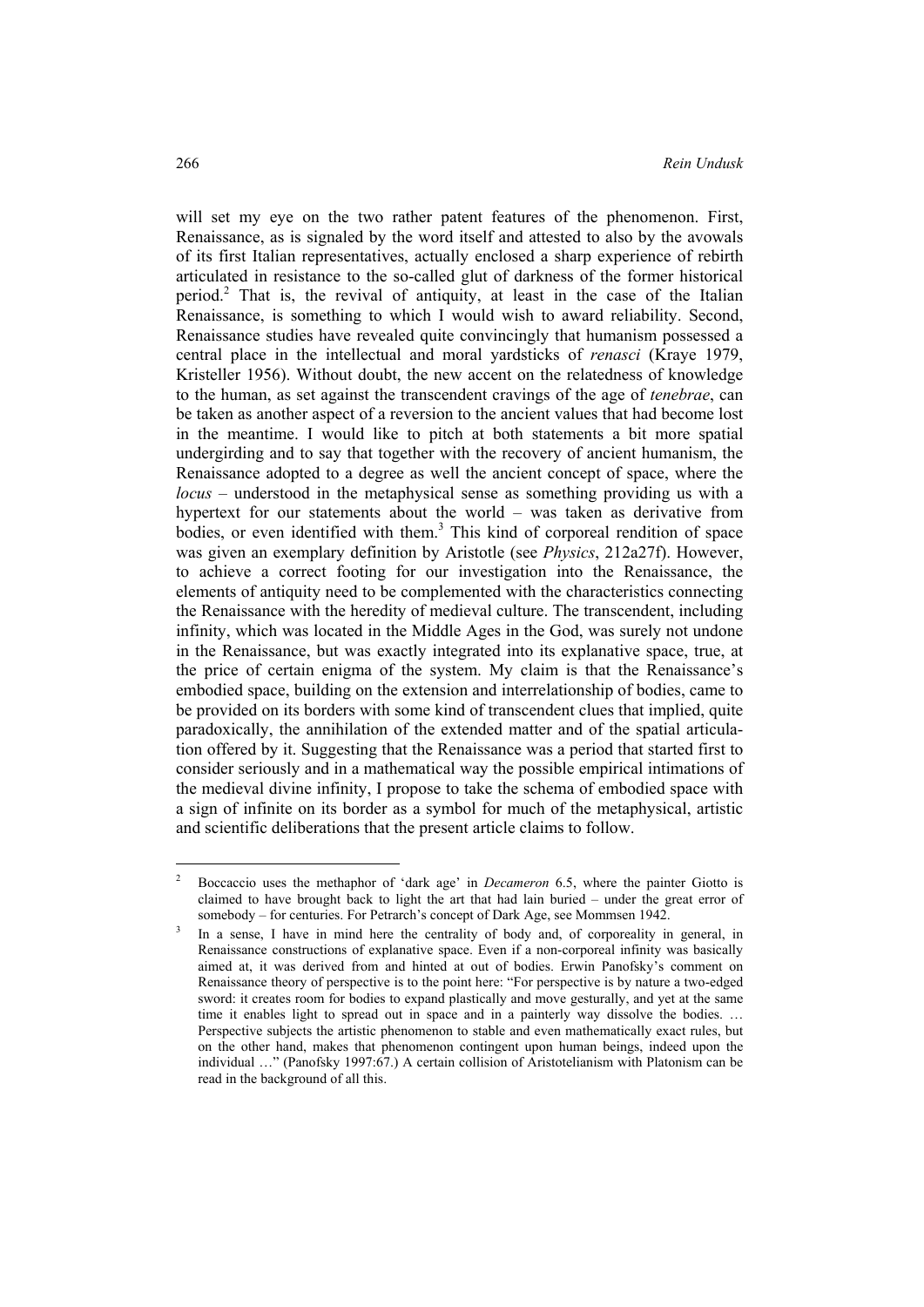will set my eye on the two rather patent features of the phenomenon. First, Renaissance, as is signaled by the word itself and attested to also by the avowals of its first Italian representatives, actually enclosed a sharp experience of rebirth articulated in resistance to the so-called glut of darkness of the former historical period.[2] That is, the revival of antiquity, at least in the case of the Italian Renaissance, is something to which I would wish to award reliability. Second, Renaissance studies have revealed quite convincingly that humanism possessed a central place in the intellectual and moral yardsticks of *renasci* (Kraye 1979, Kristeller 1956). Without doubt, the new accent on the relatedness of knowledge to the human, as set against the transcendent cravings of the age of *tenebrae*, can be taken as another aspect of a reversion to the ancient values that had become lost in the meantime. I would like to pitch at both statements a bit more spatial undergirding and to say that together with the recovery of ancient humanism, the Renaissance adopted to a degree as well the ancient concept of space, where the *locus* – understood in the metaphysical sense as something providing us with a hypertext for our statements about the world – was taken as derivative from bodies, or even identified with them.[3] This kind of corporeal rendition of space was given an exemplary definition by Aristotle (see *Physics*, 212a27f). However, to achieve a correct footing for our investigation into the Renaissance, the elements of antiquity need to be complemented with the characteristics connecting the Renaissance with the heredity of medieval culture. The transcendent, including infinity, which was located in the Middle Ages in the God, was surely not undone in the Renaissance, but was exactly integrated into its explanative space, true, at the price of certain enigma of the system. My claim is that the Renaissance's embodied space, building on the extension and interrelationship of bodies, came to be provided on its borders with some kind of transcendent clues that implied, quite paradoxically, the annihilation of the extended matter and of the spatial articulation offered by it. Suggesting that the Renaissance was a period that started first to consider seriously and in a mathematical way the possible empirical intimations of the medieval divine infinity, I propose to take the schema of embodied space with a sign of infinite on its border as a symbol for much of the metaphysical, artistic and scientific deliberations that the present article claims to follow.

[2] Boccaccio uses the methaphor of 'dark age' in *Decameron* 6.5, where the painter Giotto is claimed to have brought back to light the art that had lain buried – under the great error of somebody – for centuries. For Petrarch's concept of Dark Age, see Mommsen 1942.

[3] In a sense, I have in mind here the centrality of body and, of corporeality in general, in Renaissance constructions of explanative space. Even if a non-corporeal infinity was basically aimed at, it was derived from and hinted at out of bodies. Erwin Panofsky's comment on Renaissance theory of perspective is to the point here: "For perspective is by nature a two-edged sword: it creates room for bodies to expand plastically and move gesturally, and yet at the same time it enables light to spread out in space and in a painterly way dissolve the bodies. … Perspective subjects the artistic phenomenon to stable and even mathematically exact rules, but on the other hand, makes that phenomenon contingent upon human beings, indeed upon the individual …" (Panofsky 1997:67.) A certain collision of Aristotelianism with Platonism can be read in the background of all this.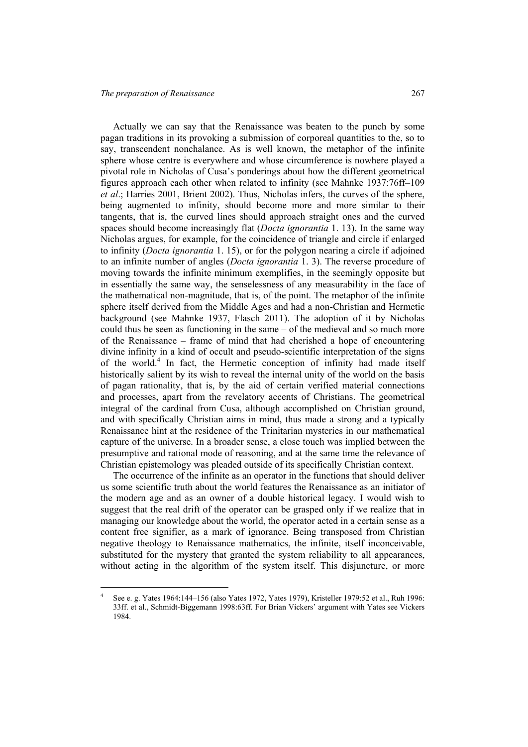Actually we can say that the Renaissance was beaten to the punch by some pagan traditions in its provoking a submission of corporeal quantities to the, so to say, transcendent nonchalance. As is well known, the metaphor of the infinite sphere whose centre is everywhere and whose circumference is nowhere played a pivotal role in Nicholas of Cusa's ponderings about how the different geometrical figures approach each other when related to infinity (see Mahnke 1937:76ff–109 *et al*.; Harries 2001, Brient 2002). Thus, Nicholas infers, the curves of the sphere, being augmented to infinity, should become more and more similar to their tangents, that is, the curved lines should approach straight ones and the curved spaces should become increasingly flat (*Docta ignorantia* 1. 13). In the same way Nicholas argues, for example, for the coincidence of triangle and circle if enlarged to infinity (*Docta ignorantia* 1. 15), or for the polygon nearing a circle if adjoined to an infinite number of angles (*Docta ignorantia* 1. 3). The reverse procedure of moving towards the infinite minimum exemplifies, in the seemingly opposite but in essentially the same way, the senselessness of any measurability in the face of the mathematical non-magnitude, that is, of the point. The metaphor of the infinite sphere itself derived from the Middle Ages and had a non-Christian and Hermetic background (see Mahnke 1937, Flasch 2011). The adoption of it by Nicholas could thus be seen as functioning in the same – of the medieval and so much more of the Renaissance – frame of mind that had cherished a hope of encountering divine infinity in a kind of occult and pseudo-scientific interpretation of the signs of the world.[4] In fact, the Hermetic conception of infinity had made itself historically salient by its wish to reveal the internal unity of the world on the basis of pagan rationality, that is, by the aid of certain verified material connections and processes, apart from the revelatory accents of Christians. The geometrical integral of the cardinal from Cusa, although accomplished on Christian ground, and with specifically Christian aims in mind, thus made a strong and a typically Renaissance hint at the residence of the Trinitarian mysteries in our mathematical capture of the universe. In a broader sense, a close touch was implied between the presumptive and rational mode of reasoning, and at the same time the relevance of Christian epistemology was pleaded outside of its specifically Christian context.

The occurrence of the infinite as an operator in the functions that should deliver us some scientific truth about the world features the Renaissance as an initiator of the modern age and as an owner of a double historical legacy. I would wish to suggest that the real drift of the operator can be grasped only if we realize that in managing our knowledge about the world, the operator acted in a certain sense as a content free signifier, as a mark of ignorance. Being transposed from Christian negative theology to Renaissance mathematics, the infinite, itself inconceivable, substituted for the mystery that granted the system reliability to all appearances, without acting in the algorithm of the system itself. This disjuncture, or more

---

[4] See e. g. Yates 1964:144–156 (also Yates 1972, Yates 1979), Kristeller 1979:52 et al., Ruh 1996: 33ff. et al., Schmidt-Biggemann 1998:63ff. For Brian Vickers' argument with Yates see Vickers 1984.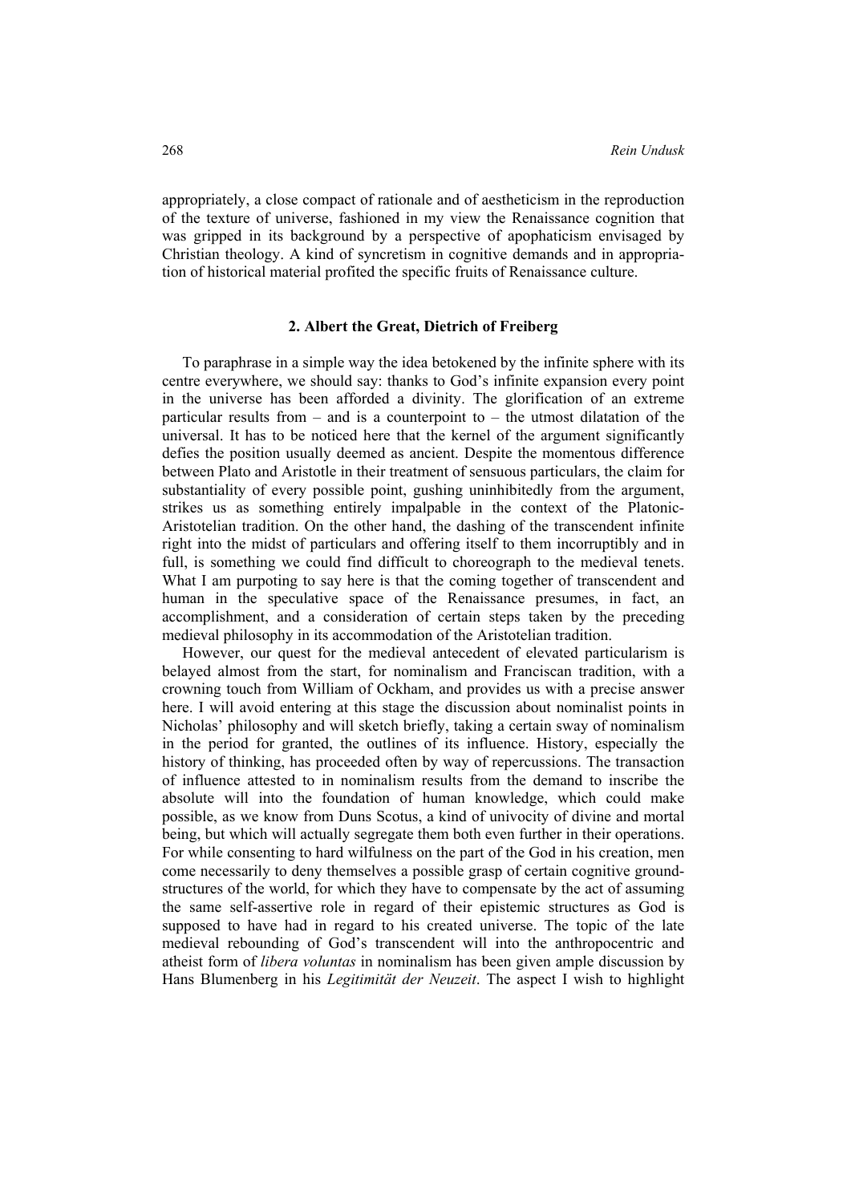appropriately, a close compact of rationale and of aestheticism in the reproduction of the texture of universe, fashioned in my view the Renaissance cognition that was gripped in its background by a perspective of apophaticism envisaged by Christian theology. A kind of syncretism in cognitive demands and in appropriation of historical material profited the specific fruits of Renaissance culture.

## 2. Albert the Great, Dietrich of Freiberg

To paraphrase in a simple way the idea betokened by the infinite sphere with its centre everywhere, we should say: thanks to God's infinite expansion every point in the universe has been afforded a divinity. The glorification of an extreme particular results from – and is a counterpoint to – the utmost dilatation of the universal. It has to be noticed here that the kernel of the argument significantly defies the position usually deemed as ancient. Despite the momentous difference between Plato and Aristotle in their treatment of sensuous particulars, the claim for substantiality of every possible point, gushing uninhibitedly from the argument, strikes us as something entirely impalpable in the context of the Platonic-Aristotelian tradition. On the other hand, the dashing of the transcendent infinite right into the midst of particulars and offering itself to them incorruptibly and in full, is something we could find difficult to choreograph to the medieval tenets. What I am purpoting to say here is that the coming together of transcendent and human in the speculative space of the Renaissance presumes, in fact, an accomplishment, and a consideration of certain steps taken by the preceding medieval philosophy in its accommodation of the Aristotelian tradition.

However, our quest for the medieval antecedent of elevated particularism is belayed almost from the start, for nominalism and Franciscan tradition, with a crowning touch from William of Ockham, and provides us with a precise answer here. I will avoid entering at this stage the discussion about nominalist points in Nicholas' philosophy and will sketch briefly, taking a certain sway of nominalism in the period for granted, the outlines of its influence. History, especially the history of thinking, has proceeded often by way of repercussions. The transaction of influence attested to in nominalism results from the demand to inscribe the absolute will into the foundation of human knowledge, which could make possible, as we know from Duns Scotus, a kind of univocity of divine and mortal being, but which will actually segregate them both even further in their operations. For while consenting to hard wilfulness on the part of the God in his creation, men come necessarily to deny themselves a possible grasp of certain cognitive ground-structures of the world, for which they have to compensate by the act of assuming the same self-assertive role in regard of their epistemic structures as God is supposed to have had in regard to his created universe. The topic of the late medieval rebounding of God's transcendent will into the anthropocentric and atheist form of *libera voluntas* in nominalism has been given ample discussion by Hans Blumenberg in his *Legitimität der Neuzeit*. The aspect I wish to highlight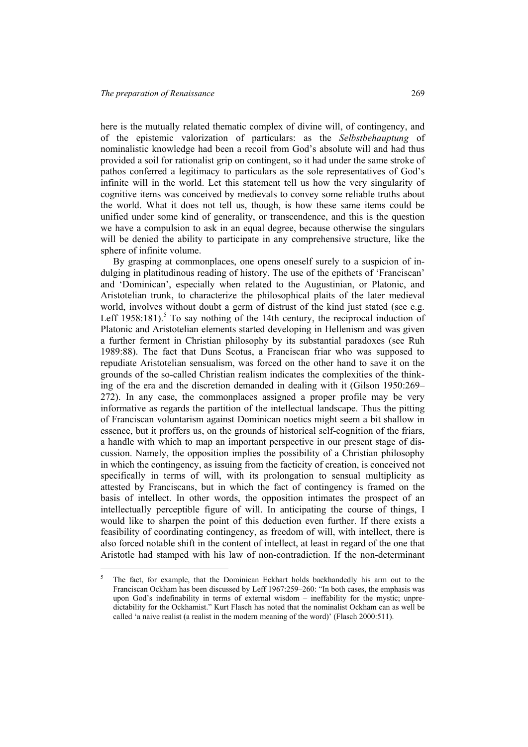here is the mutually related thematic complex of divine will, of contingency, and of the epistemic valorization of particulars: as the *Selbstbehauptung* of nominalistic knowledge had been a recoil from God's absolute will and had thus provided a soil for rationalist grip on contingent, so it had under the same stroke of pathos conferred a legitimacy to particulars as the sole representatives of God's infinite will in the world. Let this statement tell us how the very singularity of cognitive items was conceived by medievals to convey some reliable truths about the world. What it does not tell us, though, is how these same items could be unified under some kind of generality, or transcendence, and this is the question we have a compulsion to ask in an equal degree, because otherwise the singulars will be denied the ability to participate in any comprehensive structure, like the sphere of infinite volume.

By grasping at commonplaces, one opens oneself surely to a suspicion of indulging in platitudinous reading of history. The use of the epithets of 'Franciscan' and 'Dominican', especially when related to the Augustinian, or Platonic, and Aristotelian trunk, to characterize the philosophical plaits of the later medieval world, involves without doubt a germ of distrust of the kind just stated (see e.g. Leff 1958:181).[5] To say nothing of the 14th century, the reciprocal induction of Platonic and Aristotelian elements started developing in Hellenism and was given a further ferment in Christian philosophy by its substantial paradoxes (see Ruh 1989:88). The fact that Duns Scotus, a Franciscan friar who was supposed to repudiate Aristotelian sensualism, was forced on the other hand to save it on the grounds of the so-called Christian realism indicates the complexities of the thinking of the era and the discretion demanded in dealing with it (Gilson 1950:269–272). In any case, the commonplaces assigned a proper profile may be very informative as regards the partition of the intellectual landscape. Thus the pitting of Franciscan voluntarism against Dominican noetics might seem a bit shallow in essence, but it proffers us, on the grounds of historical self-cognition of the friars, a handle with which to map an important perspective in our present stage of discussion. Namely, the opposition implies the possibility of a Christian philosophy in which the contingency, as issuing from the facticity of creation, is conceived not specifically in terms of will, with its prolongation to sensual multiplicity as attested by Franciscans, but in which the fact of contingency is framed on the basis of intellect. In other words, the opposition intimates the prospect of an intellectually perceptible figure of will. In anticipating the course of things, I would like to sharpen the point of this deduction even further. If there exists a feasibility of coordinating contingency, as freedom of will, with intellect, there is also forced notable shift in the content of intellect, at least in regard of the one that Aristotle had stamped with his law of non-contradiction. If the non-determinant

[5] The fact, for example, that the Dominican Eckhart holds backhandedly his arm out to the Franciscan Ockham has been discussed by Leff 1967:259–260: "In both cases, the emphasis was upon God's indefinability in terms of external wisdom – ineffability for the mystic; unpredictability for the Ockhamist." Kurt Flasch has noted that the nominalist Ockham can as well be called 'a naive realist (a realist in the modern meaning of the word)' (Flasch 2000:511).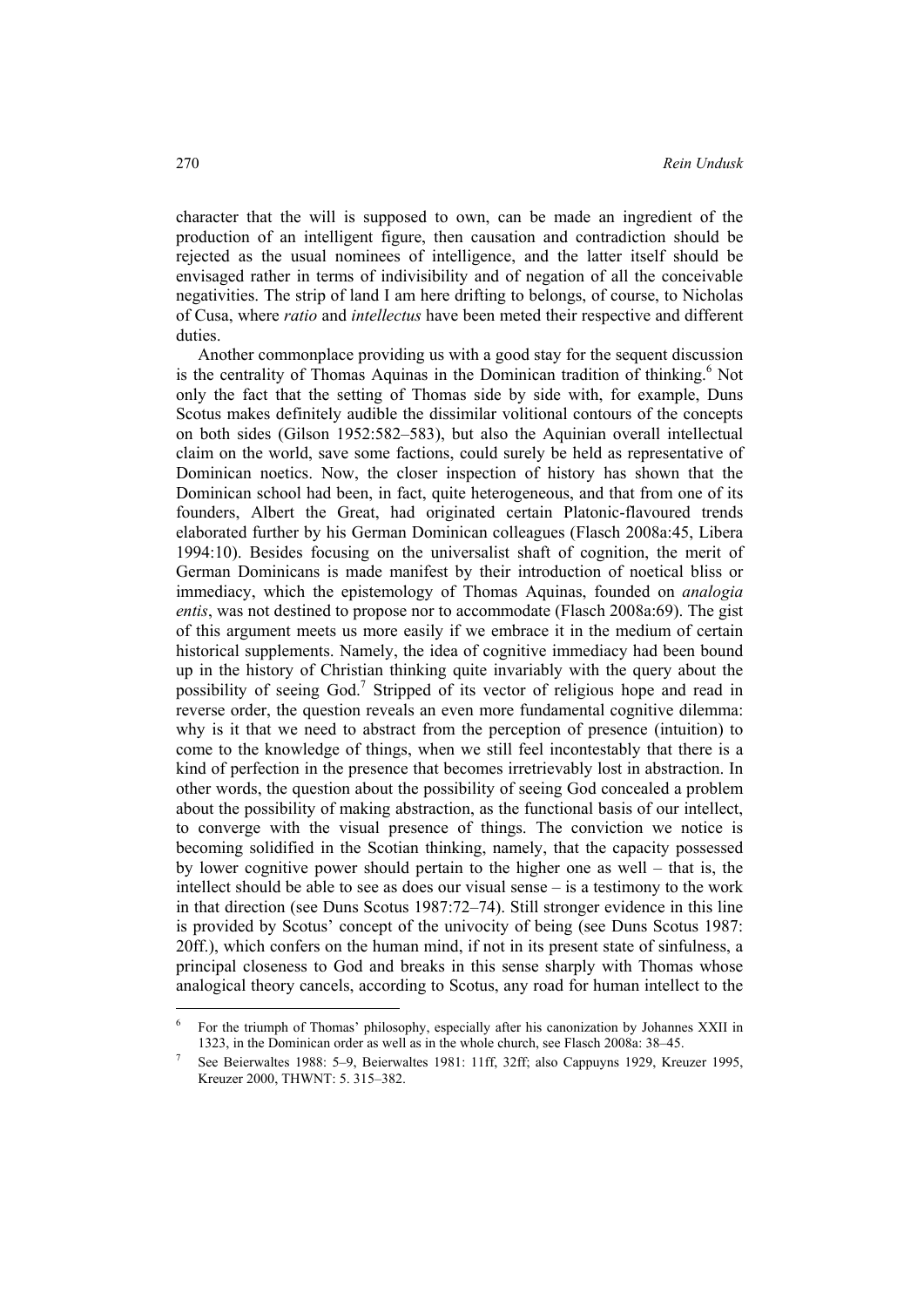character that the will is supposed to own, can be made an ingredient of the production of an intelligent figure, then causation and contradiction should be rejected as the usual nominees of intelligence, and the latter itself should be envisaged rather in terms of indivisibility and of negation of all the conceivable negativities. The strip of land I am here drifting to belongs, of course, to Nicholas of Cusa, where *ratio* and *intellectus* have been meted their respective and different duties.

Another commonplace providing us with a good stay for the sequent discussion is the centrality of Thomas Aquinas in the Dominican tradition of thinking.[6] Not only the fact that the setting of Thomas side by side with, for example, Duns Scotus makes definitely audible the dissimilar volitional contours of the concepts on both sides (Gilson 1952:582–583), but also the Aquinian overall intellectual claim on the world, save some factions, could surely be held as representative of Dominican noetics. Now, the closer inspection of history has shown that the Dominican school had been, in fact, quite heterogeneous, and that from one of its founders, Albert the Great, had originated certain Platonic-flavoured trends elaborated further by his German Dominican colleagues (Flasch 2008a:45, Libera 1994:10). Besides focusing on the universalist shaft of cognition, the merit of German Dominicans is made manifest by their introduction of noetical bliss or immediacy, which the epistemology of Thomas Aquinas, founded on *analogia entis*, was not destined to propose nor to accommodate (Flasch 2008a:69). The gist of this argument meets us more easily if we embrace it in the medium of certain historical supplements. Namely, the idea of cognitive immediacy had been bound up in the history of Christian thinking quite invariably with the query about the possibility of seeing God.[7] Stripped of its vector of religious hope and read in reverse order, the question reveals an even more fundamental cognitive dilemma: why is it that we need to abstract from the perception of presence (intuition) to come to the knowledge of things, when we still feel incontestably that there is a kind of perfection in the presence that becomes irretrievably lost in abstraction. In other words, the question about the possibility of seeing God concealed a problem about the possibility of making abstraction, as the functional basis of our intellect, to converge with the visual presence of things. The conviction we notice is becoming solidified in the Scotian thinking, namely, that the capacity possessed by lower cognitive power should pertain to the higher one as well – that is, the intellect should be able to see as does our visual sense – is a testimony to the work in that direction (see Duns Scotus 1987:72–74). Still stronger evidence in this line is provided by Scotus' concept of the univocity of being (see Duns Scotus 1987: 20ff.), which confers on the human mind, if not in its present state of sinfulness, a principal closeness to God and breaks in this sense sharply with Thomas whose analogical theory cancels, according to Scotus, any road for human intellect to the

---

[6] For the triumph of Thomas' philosophy, especially after his canonization by Johannes XXII in 1323, in the Dominican order as well as in the whole church, see Flasch 2008a: 38–45.

[7] See Beierwaltes 1988: 5–9, Beierwaltes 1981: 11ff, 32ff; also Cappuyns 1929, Kreuzer 1995, Kreuzer 2000, THWNT: 5. 315–382.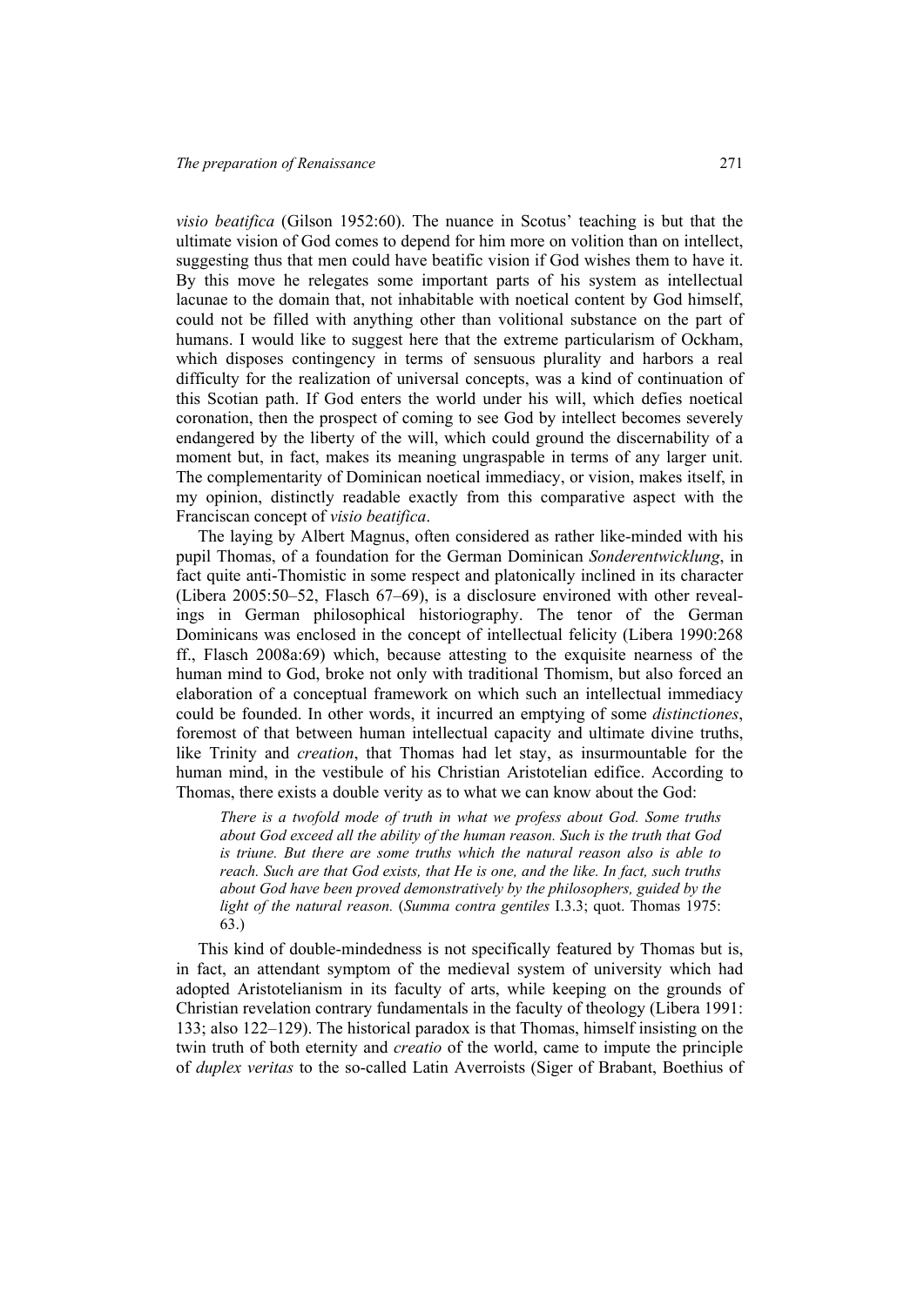*visio beatifica* (Gilson 1952:60). The nuance in Scotus' teaching is but that the ultimate vision of God comes to depend for him more on volition than on intellect, suggesting thus that men could have beatific vision if God wishes them to have it. By this move he relegates some important parts of his system as intellectual lacunae to the domain that, not inhabitable with noetical content by God himself, could not be filled with anything other than volitional substance on the part of humans. I would like to suggest here that the extreme particularism of Ockham, which disposes contingency in terms of sensuous plurality and harbors a real difficulty for the realization of universal concepts, was a kind of continuation of this Scotian path. If God enters the world under his will, which defies noetical coronation, then the prospect of coming to see God by intellect becomes severely endangered by the liberty of the will, which could ground the discernability of a moment but, in fact, makes its meaning ungraspable in terms of any larger unit. The complementarity of Dominican noetical immediacy, or vision, makes itself, in my opinion, distinctly readable exactly from this comparative aspect with the Franciscan concept of *visio beatifica*.

The laying by Albert Magnus, often considered as rather like-minded with his pupil Thomas, of a foundation for the German Dominican *Sonderentwicklung*, in fact quite anti-Thomistic in some respect and platonically inclined in its character (Libera 2005:50–52, Flasch 67–69), is a disclosure environed with other revealings in German philosophical historiography. The tenor of the German Dominicans was enclosed in the concept of intellectual felicity (Libera 1990:268 ff., Flasch 2008a:69) which, because attesting to the exquisite nearness of the human mind to God, broke not only with traditional Thomism, but also forced an elaboration of a conceptual framework on which such an intellectual immediacy could be founded. In other words, it incurred an emptying of some *distinctiones*, foremost of that between human intellectual capacity and ultimate divine truths, like Trinity and *creation*, that Thomas had let stay, as insurmountable for the human mind, in the vestibule of his Christian Aristotelian edifice. According to Thomas, there exists a double verity as to what we can know about the God:

> *There is a twofold mode of truth in what we profess about God. Some truths about God exceed all the ability of the human reason. Such is the truth that God is triune. But there are some truths which the natural reason also is able to reach. Such are that God exists, that He is one, and the like. In fact, such truths about God have been proved demonstratively by the philosophers, guided by the light of the natural reason.* (*Summa contra gentiles* I.3.3; quot. Thomas 1975: 63.)

This kind of double-mindedness is not specifically featured by Thomas but is, in fact, an attendant symptom of the medieval system of university which had adopted Aristotelianism in its faculty of arts, while keeping on the grounds of Christian revelation contrary fundamentals in the faculty of theology (Libera 1991: 133; also 122–129). The historical paradox is that Thomas, himself insisting on the twin truth of both eternity and *creatio* of the world, came to impute the principle of *duplex veritas* to the so-called Latin Averroists (Siger of Brabant, Boethius of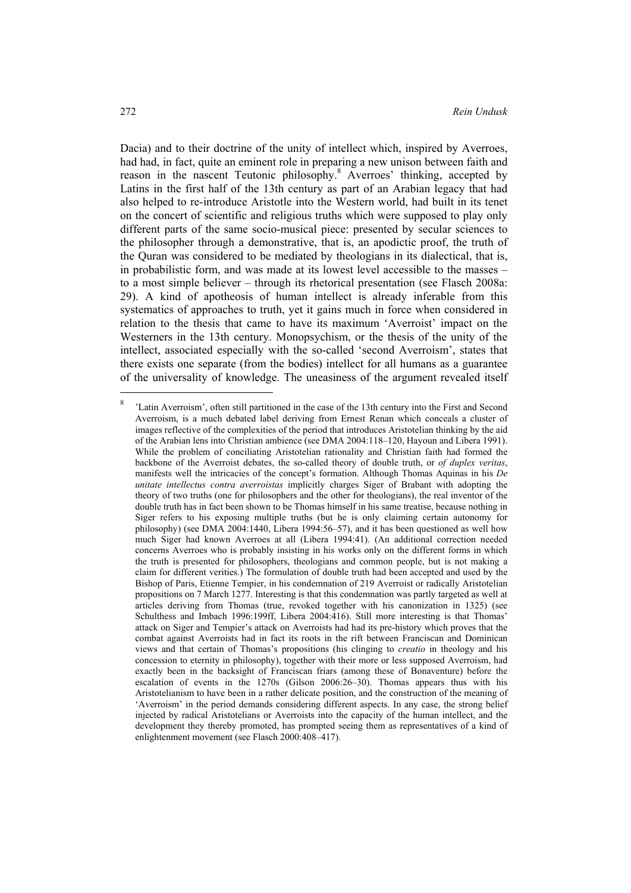Dacia) and to their doctrine of the unity of intellect which, inspired by Averroes, had had, in fact, quite an eminent role in preparing a new unison between faith and reason in the nascent Teutonic philosophy.[8] Averroes' thinking, accepted by Latins in the first half of the 13th century as part of an Arabian legacy that had also helped to re-introduce Aristotle into the Western world, had built in its tenet on the concert of scientific and religious truths which were supposed to play only different parts of the same socio-musical piece: presented by secular sciences to the philosopher through a demonstrative, that is, an apodictic proof, the truth of the Quran was considered to be mediated by theologians in its dialectical, that is, in probabilistic form, and was made at its lowest level accessible to the masses – to a most simple believer – through its rhetorical presentation (see Flasch 2008a: 29). A kind of apotheosis of human intellect is already inferable from this systematics of approaches to truth, yet it gains much in force when considered in relation to the thesis that came to have its maximum 'Averroist' impact on the Westerners in the 13th century. Monopsychism, or the thesis of the unity of the intellect, associated especially with the so-called 'second Averroism', states that there exists one separate (from the bodies) intellect for all humans as a guarantee of the universality of knowledge. The uneasiness of the argument revealed itself

[8] 'Latin Averroism', often still partitioned in the case of the 13th century into the First and Second Averroism, is a much debated label deriving from Ernest Renan which conceals a cluster of images reflective of the complexities of the period that introduces Aristotelian thinking by the aid of the Arabian lens into Christian ambience (see DMA 2004:118–120, Hayoun and Libera 1991). While the problem of conciliating Aristotelian rationality and Christian faith had formed the backbone of the Averroist debates, the so-called theory of double truth, or *of duplex veritas*, manifests well the intricacies of the concept's formation. Although Thomas Aquinas in his *De unitate intellectus contra averroistas* implicitly charges Siger of Brabant with adopting the theory of two truths (one for philosophers and the other for theologians), the real inventor of the double truth has in fact been shown to be Thomas himself in his same treatise, because nothing in Siger refers to his exposing multiple truths (but he is only claiming certain autonomy for philosophy) (see DMA 2004:1440, Libera 1994:56–57), and it has been questioned as well how much Siger had known Averroes at all (Libera 1994:41). (An additional correction needed concerns Averroes who is probably insisting in his works only on the different forms in which the truth is presented for philosophers, theologians and common people, but is not making a claim for different verities.) The formulation of double truth had been accepted and used by the Bishop of Paris, Etienne Tempier, in his condemnation of 219 Averroist or radically Aristotelian propositions on 7 March 1277. Interesting is that this condemnation was partly targeted as well at articles deriving from Thomas (true, revoked together with his canonization in 1325) (see Schulthess and Imbach 1996:199ff, Libera 2004:416). Still more interesting is that Thomas' attack on Siger and Tempier's attack on Averroists had had its pre-history which proves that the combat against Averroists had in fact its roots in the rift between Franciscan and Dominican views and that certain of Thomas's propositions (his clinging to *creatio* in theology and his concession to eternity in philosophy), together with their more or less supposed Averroism, had exactly been in the backsight of Franciscan friars (among these of Bonaventure) before the escalation of events in the 1270s (Gilson 2006:26–30). Thomas appears thus with his Aristotelianism to have been in a rather delicate position, and the construction of the meaning of 'Averroism' in the period demands considering different aspects. In any case, the strong belief injected by radical Aristotelians or Averroists into the capacity of the human intellect, and the development they thereby promoted, has prompted seeing them as representatives of a kind of enlightenment movement (see Flasch 2000:408–417).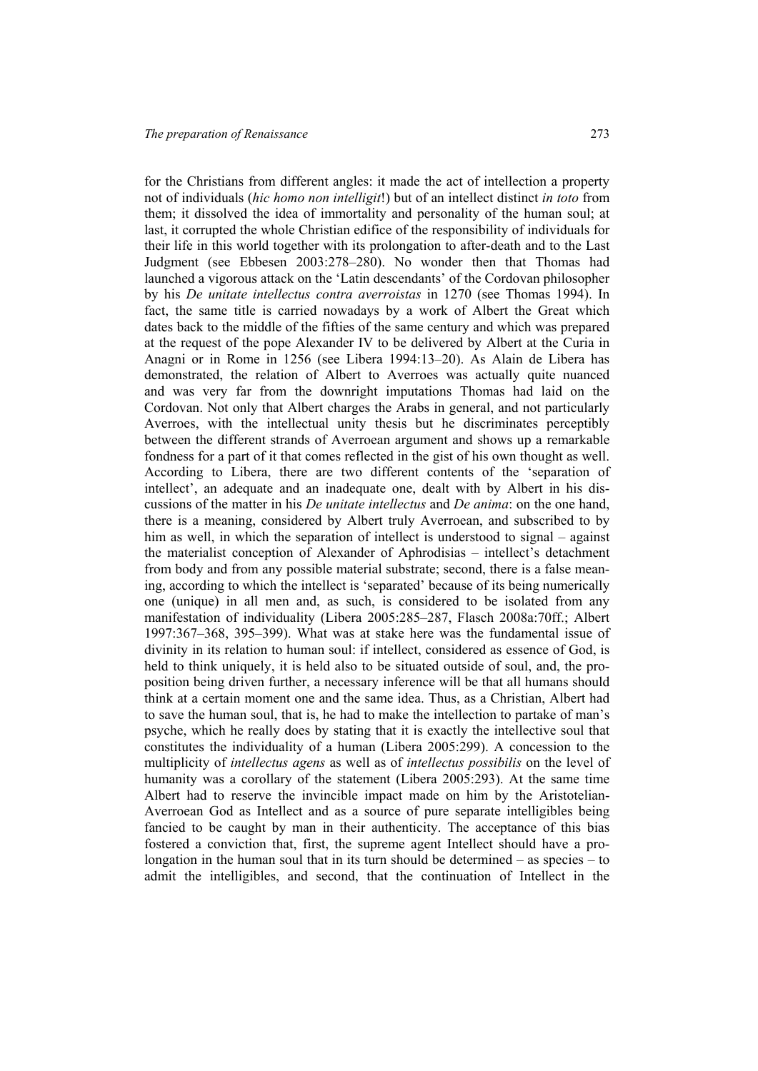for the Christians from different angles: it made the act of intellection a property not of individuals (*hic homo non intelligit*!) but of an intellect distinct *in toto* from them; it dissolved the idea of immortality and personality of the human soul; at last, it corrupted the whole Christian edifice of the responsibility of individuals for their life in this world together with its prolongation to after-death and to the Last Judgment (see Ebbesen 2003:278–280). No wonder then that Thomas had launched a vigorous attack on the 'Latin descendants' of the Cordovan philosopher by his *De unitate intellectus contra averroistas* in 1270 (see Thomas 1994). In fact, the same title is carried nowadays by a work of Albert the Great which dates back to the middle of the fifties of the same century and which was prepared at the request of the pope Alexander IV to be delivered by Albert at the Curia in Anagni or in Rome in 1256 (see Libera 1994:13–20). As Alain de Libera has demonstrated, the relation of Albert to Averroes was actually quite nuanced and was very far from the downright imputations Thomas had laid on the Cordovan. Not only that Albert charges the Arabs in general, and not particularly Averroes, with the intellectual unity thesis but he discriminates perceptibly between the different strands of Averroean argument and shows up a remarkable fondness for a part of it that comes reflected in the gist of his own thought as well. According to Libera, there are two different contents of the 'separation of intellect', an adequate and an inadequate one, dealt with by Albert in his discussions of the matter in his *De unitate intellectus* and *De anima*: on the one hand, there is a meaning, considered by Albert truly Averroean, and subscribed to by him as well, in which the separation of intellect is understood to signal – against the materialist conception of Alexander of Aphrodisias – intellect's detachment from body and from any possible material substrate; second, there is a false meaning, according to which the intellect is 'separated' because of its being numerically one (unique) in all men and, as such, is considered to be isolated from any manifestation of individuality (Libera 2005:285–287, Flasch 2008a:70ff.; Albert 1997:367–368, 395–399). What was at stake here was the fundamental issue of divinity in its relation to human soul: if intellect, considered as essence of God, is held to think uniquely, it is held also to be situated outside of soul, and, the proposition being driven further, a necessary inference will be that all humans should think at a certain moment one and the same idea. Thus, as a Christian, Albert had to save the human soul, that is, he had to make the intellection to partake of man's psyche, which he really does by stating that it is exactly the intellective soul that constitutes the individuality of a human (Libera 2005:299). A concession to the multiplicity of *intellectus agens* as well as of *intellectus possibilis* on the level of humanity was a corollary of the statement (Libera 2005:293). At the same time Albert had to reserve the invincible impact made on him by the Aristotelian-Averroean God as Intellect and as a source of pure separate intelligibles being fancied to be caught by man in their authenticity. The acceptance of this bias fostered a conviction that, first, the supreme agent Intellect should have a prolongation in the human soul that in its turn should be determined – as species – to admit the intelligibles, and second, that the continuation of Intellect in the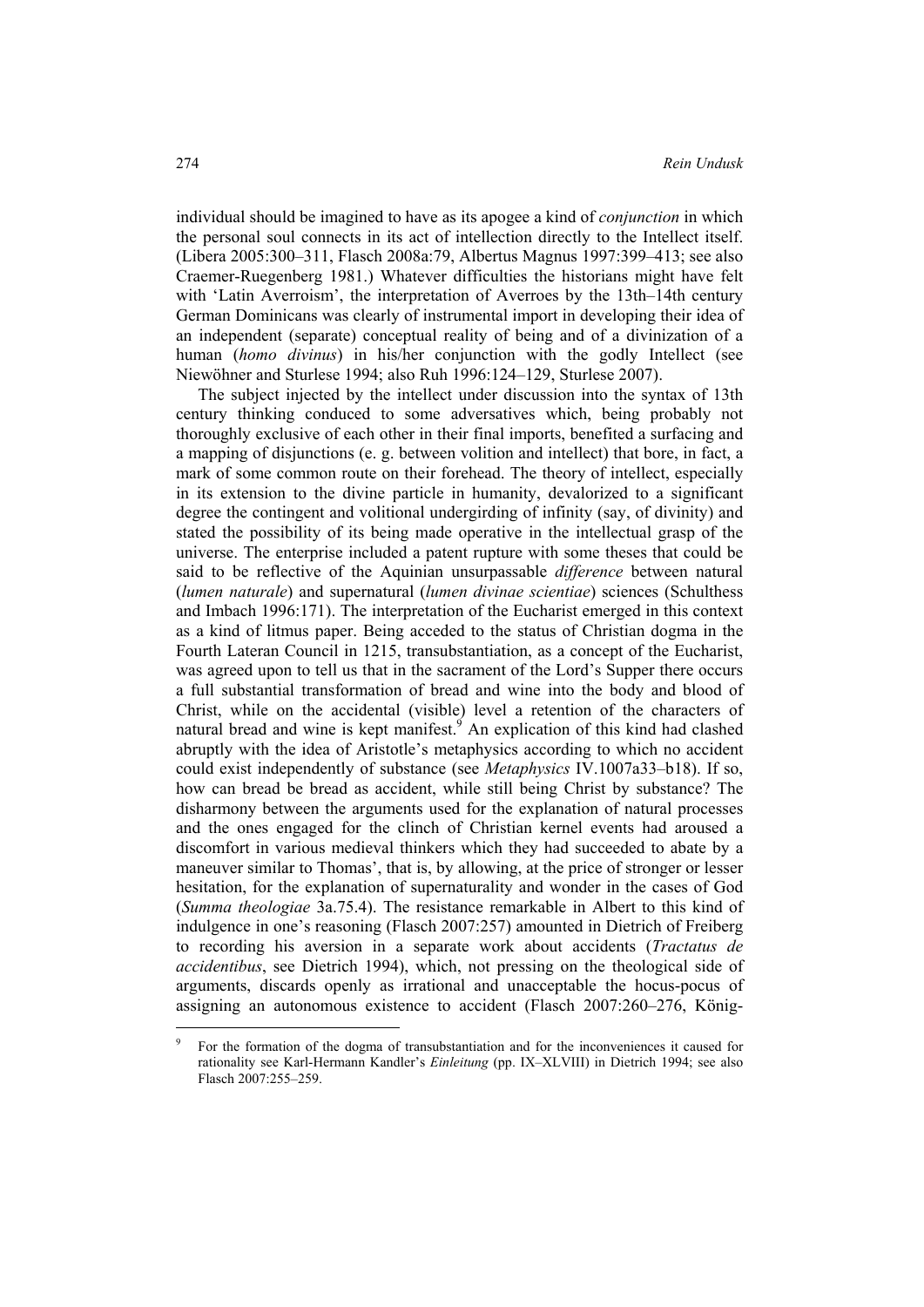individual should be imagined to have as its apogee a kind of *conjunction* in which the personal soul connects in its act of intellection directly to the Intellect itself. (Libera 2005:300–311, Flasch 2008a:79, Albertus Magnus 1997:399–413; see also Craemer-Ruegenberg 1981.) Whatever difficulties the historians might have felt with 'Latin Averroism', the interpretation of Averroes by the 13th–14th century German Dominicans was clearly of instrumental import in developing their idea of an independent (separate) conceptual reality of being and of a divinization of a human (*homo divinus*) in his/her conjunction with the godly Intellect (see Niewöhner and Sturlese 1994; also Ruh 1996:124–129, Sturlese 2007).

The subject injected by the intellect under discussion into the syntax of 13th century thinking conduced to some adversatives which, being probably not thoroughly exclusive of each other in their final imports, benefited a surfacing and a mapping of disjunctions (e. g. between volition and intellect) that bore, in fact, a mark of some common route on their forehead. The theory of intellect, especially in its extension to the divine particle in humanity, devalorized to a significant degree the contingent and volitional undergirding of infinity (say, of divinity) and stated the possibility of its being made operative in the intellectual grasp of the universe. The enterprise included a patent rupture with some theses that could be said to be reflective of the Aquinian unsurpassable *difference* between natural (*lumen naturale*) and supernatural (*lumen divinae scientiae*) sciences (Schulthess and Imbach 1996:171). The interpretation of the Eucharist emerged in this context as a kind of litmus paper. Being acceded to the status of Christian dogma in the Fourth Lateran Council in 1215, transubstantiation, as a concept of the Eucharist, was agreed upon to tell us that in the sacrament of the Lord's Supper there occurs a full substantial transformation of bread and wine into the body and blood of Christ, while on the accidental (visible) level a retention of the characters of natural bread and wine is kept manifest.[9] An explication of this kind had clashed abruptly with the idea of Aristotle's metaphysics according to which no accident could exist independently of substance (see *Metaphysics* IV.1007a33–b18). If so, how can bread be bread as accident, while still being Christ by substance? The disharmony between the arguments used for the explanation of natural processes and the ones engaged for the clinch of Christian kernel events had aroused a discomfort in various medieval thinkers which they had succeeded to abate by a maneuver similar to Thomas', that is, by allowing, at the price of stronger or lesser hesitation, for the explanation of supernaturality and wonder in the cases of God (*Summa theologiae* 3a.75.4). The resistance remarkable in Albert to this kind of indulgence in one's reasoning (Flasch 2007:257) amounted in Dietrich of Freiberg to recording his aversion in a separate work about accidents (*Tractatus de accidentibus*, see Dietrich 1994), which, not pressing on the theological side of arguments, discards openly as irrational and unacceptable the hocus-pocus of assigning an autonomous existence to accident (Flasch 2007:260–276, König-

[9] For the formation of the dogma of transubstantiation and for the inconveniences it caused for rationality see Karl-Hermann Kandler's *Einleitung* (pp. IX–XLVIII) in Dietrich 1994; see also Flasch 2007:255–259.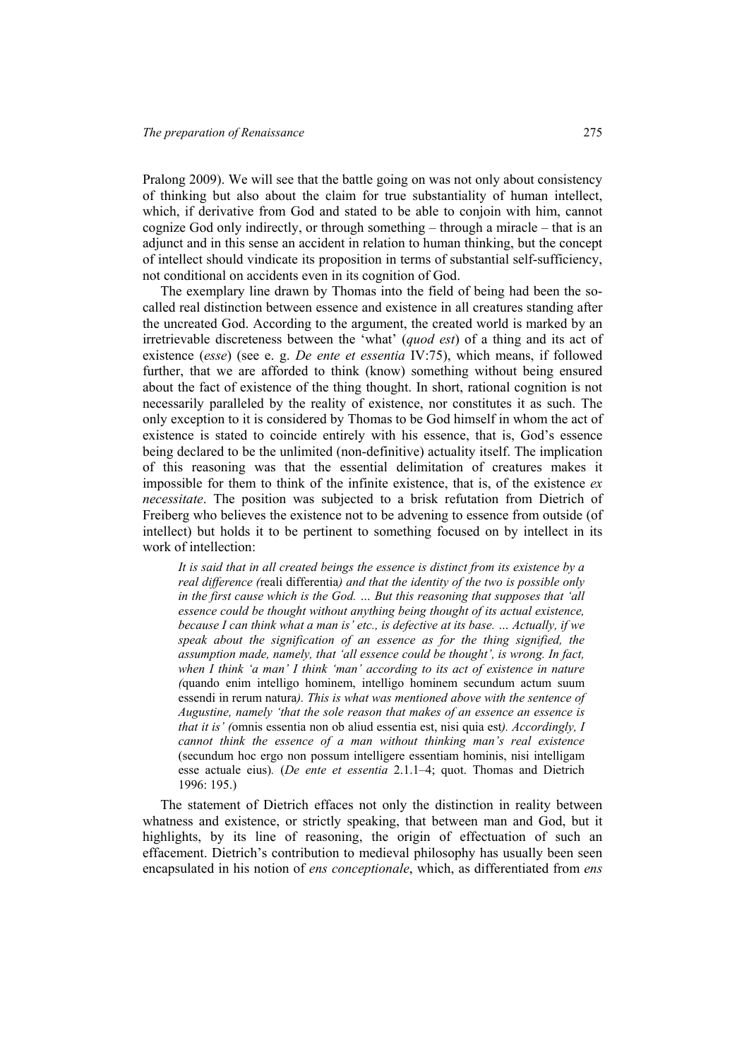Pralong 2009). We will see that the battle going on was not only about consistency of thinking but also about the claim for true substantiality of human intellect, which, if derivative from God and stated to be able to conjoin with him, cannot cognize God only indirectly, or through something – through a miracle – that is an adjunct and in this sense an accident in relation to human thinking, but the concept of intellect should vindicate its proposition in terms of substantial self-sufficiency, not conditional on accidents even in its cognition of God.

The exemplary line drawn by Thomas into the field of being had been the so-called real distinction between essence and existence in all creatures standing after the uncreated God. According to the argument, the created world is marked by an irretrievable discreteness between the 'what' (*quod est*) of a thing and its act of existence (*esse*) (see e. g. *De ente et essentia* IV:75), which means, if followed further, that we are afforded to think (know) something without being ensured about the fact of existence of the thing thought. In short, rational cognition is not necessarily paralleled by the reality of existence, nor constitutes it as such. The only exception to it is considered by Thomas to be God himself in whom the act of existence is stated to coincide entirely with his essence, that is, God's essence being declared to be the unlimited (non-definitive) actuality itself. The implication of this reasoning was that the essential delimitation of creatures makes it impossible for them to think of the infinite existence, that is, of the existence *ex necessitate*. The position was subjected to a brisk refutation from Dietrich of Freiberg who believes the existence not to be advening to essence from outside (of intellect) but holds it to be pertinent to something focused on by intellect in its work of intellection:

> *It is said that in all created beings the essence is distinct from its existence by a real difference (*reali differentia*) and that the identity of the two is possible only in the first cause which is the God. … But this reasoning that supposes that 'all essence could be thought without anything being thought of its actual existence, because I can think what a man is' etc., is defective at its base. … Actually, if we speak about the signification of an essence as for the thing signified, the assumption made, namely, that 'all essence could be thought', is wrong. In fact, when I think 'a man' I think 'man' according to its act of existence in nature (*quando enim intelligo hominem, intelligo hominem secundum actum suum essendi in rerum natura*). This is what was mentioned above with the sentence of Augustine, namely 'that the sole reason that makes of an essence an essence is that it is' (*omnis essentia non ob aliud essentia est, nisi quia est*). Accordingly, I cannot think the essence of a man without thinking man's real existence* (secundum hoc ergo non possum intelligere essentiam hominis, nisi intelligam esse actuale eius)*.* (*De ente et essentia* 2.1.1–4; quot. Thomas and Dietrich 1996: 195.)

The statement of Dietrich effaces not only the distinction in reality between whatness and existence, or strictly speaking, that between man and God, but it highlights, by its line of reasoning, the origin of effectuation of such an effacement. Dietrich's contribution to medieval philosophy has usually been seen encapsulated in his notion of *ens conceptionale*, which, as differentiated from *ens*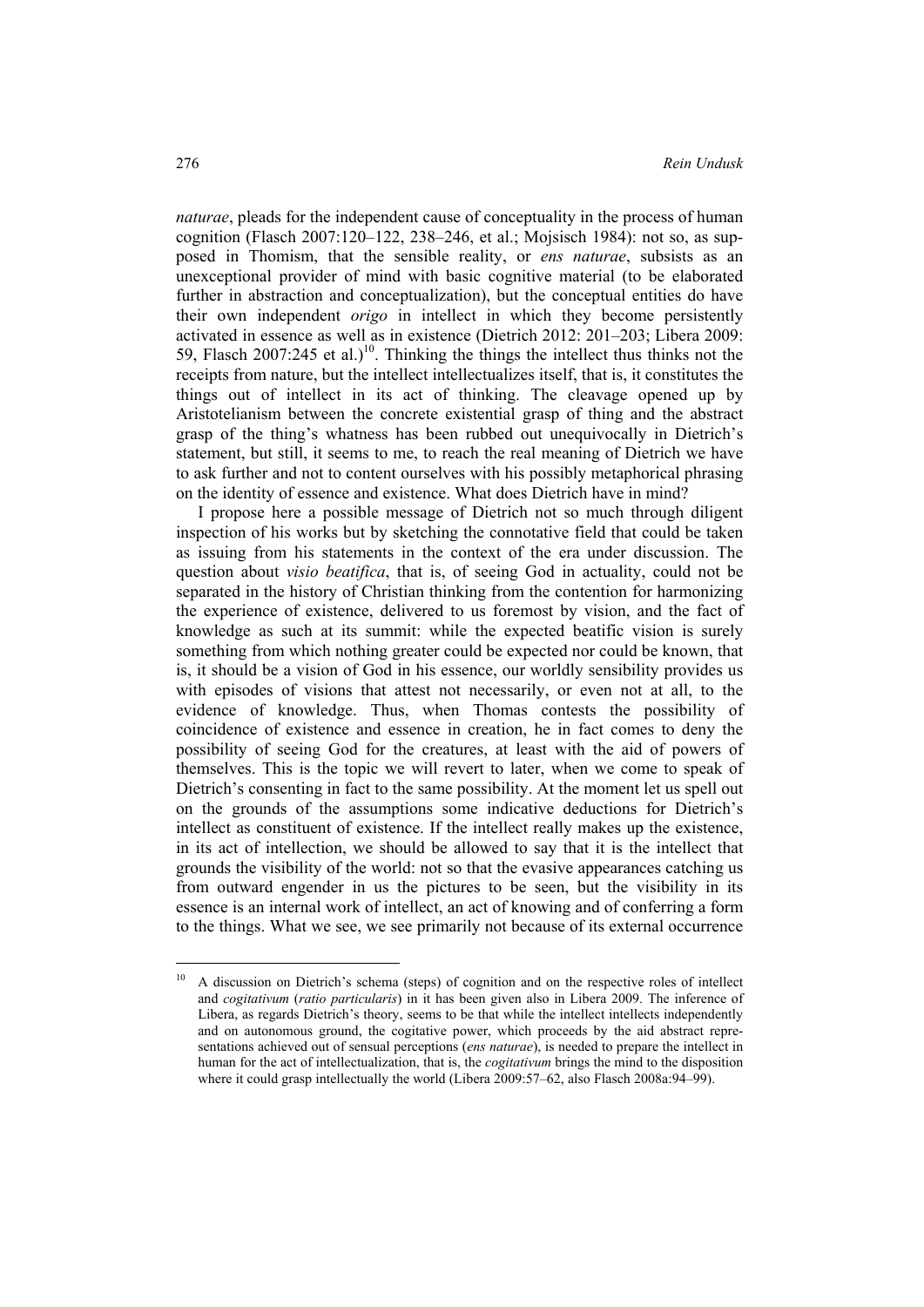*naturae*, pleads for the independent cause of conceptuality in the process of human cognition (Flasch 2007:120–122, 238–246, et al.; Mojsisch 1984): not so, as supposed in Thomism, that the sensible reality, or *ens naturae*, subsists as an unexceptional provider of mind with basic cognitive material (to be elaborated further in abstraction and conceptualization), but the conceptual entities do have their own independent *origo* in intellect in which they become persistently activated in essence as well as in existence (Dietrich 2012: 201–203; Libera 2009: 59, Flasch 2007:245 et al.)[10]. Thinking the things the intellect thus thinks not the receipts from nature, but the intellect intellectualizes itself, that is, it constitutes the things out of intellect in its act of thinking. The cleavage opened up by Aristotelianism between the concrete existential grasp of thing and the abstract grasp of the thing's whatness has been rubbed out unequivocally in Dietrich's statement, but still, it seems to me, to reach the real meaning of Dietrich we have to ask further and not to content ourselves with his possibly metaphorical phrasing on the identity of essence and existence. What does Dietrich have in mind?

I propose here a possible message of Dietrich not so much through diligent inspection of his works but by sketching the connotative field that could be taken as issuing from his statements in the context of the era under discussion. The question about *visio beatifica*, that is, of seeing God in actuality, could not be separated in the history of Christian thinking from the contention for harmonizing the experience of existence, delivered to us foremost by vision, and the fact of knowledge as such at its summit: while the expected beatific vision is surely something from which nothing greater could be expected nor could be known, that is, it should be a vision of God in his essence, our worldly sensibility provides us with episodes of visions that attest not necessarily, or even not at all, to the evidence of knowledge. Thus, when Thomas contests the possibility of coincidence of existence and essence in creation, he in fact comes to deny the possibility of seeing God for the creatures, at least with the aid of powers of themselves. This is the topic we will revert to later, when we come to speak of Dietrich's consenting in fact to the same possibility. At the moment let us spell out on the grounds of the assumptions some indicative deductions for Dietrich's intellect as constituent of existence. If the intellect really makes up the existence, in its act of intellection, we should be allowed to say that it is the intellect that grounds the visibility of the world: not so that the evasive appearances catching us from outward engender in us the pictures to be seen, but the visibility in its essence is an internal work of intellect, an act of knowing and of conferring a form to the things. What we see, we see primarily not because of its external occurrence

---

[10] A discussion on Dietrich's schema (steps) of cognition and on the respective roles of intellect and *cogitativum* (*ratio particularis*) in it has been given also in Libera 2009. The inference of Libera, as regards Dietrich's theory, seems to be that while the intellect intellects independently and on autonomous ground, the cogitative power, which proceeds by the aid abstract representations achieved out of sensual perceptions (*ens naturae*), is needed to prepare the intellect in human for the act of intellectualization, that is, the *cogitativum* brings the mind to the disposition where it could grasp intellectually the world (Libera 2009:57–62, also Flasch 2008a:94–99).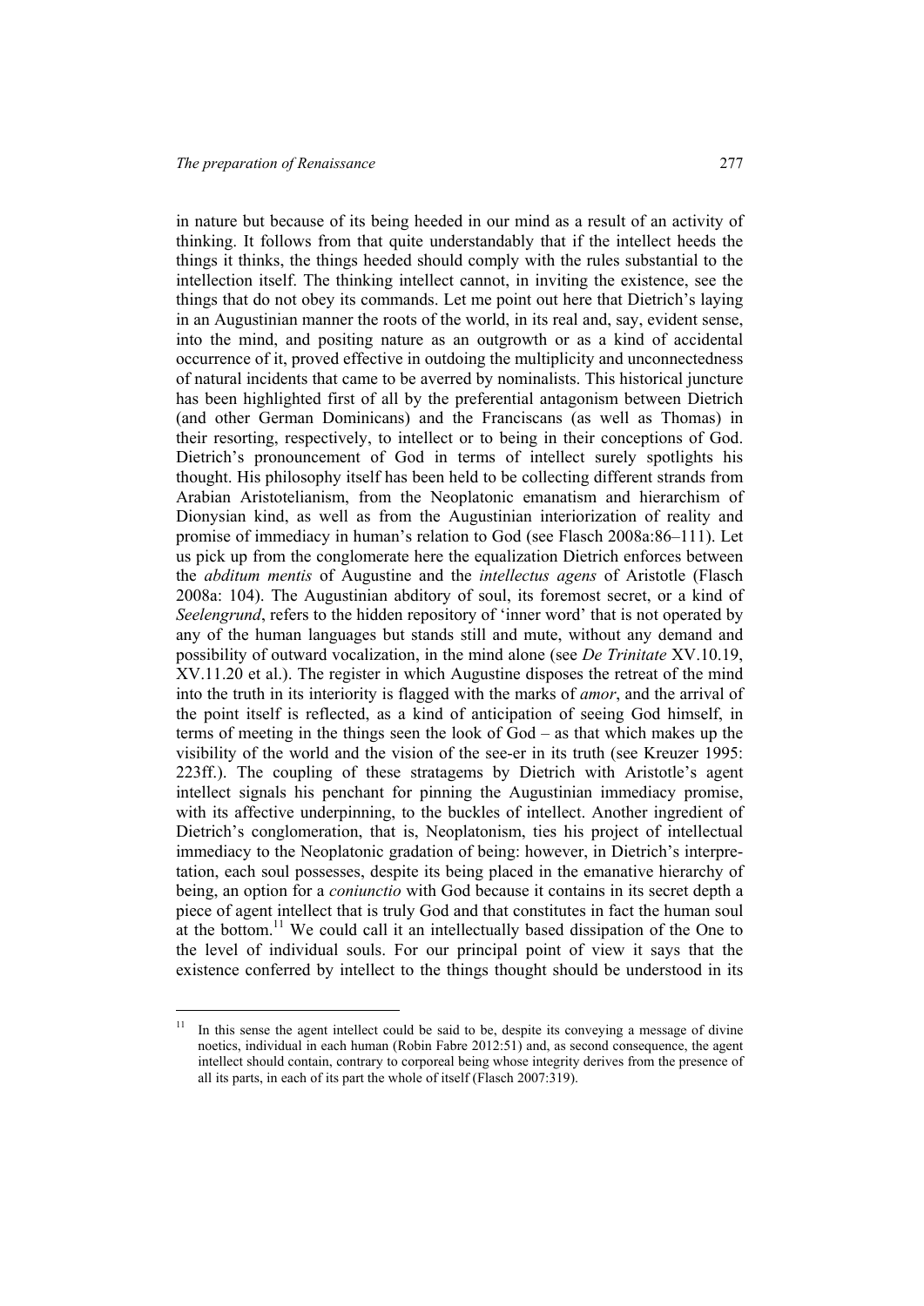in nature but because of its being heeded in our mind as a result of an activity of thinking. It follows from that quite understandably that if the intellect heeds the things it thinks, the things heeded should comply with the rules substantial to the intellection itself. The thinking intellect cannot, in inviting the existence, see the things that do not obey its commands. Let me point out here that Dietrich's laying in an Augustinian manner the roots of the world, in its real and, say, evident sense, into the mind, and positing nature as an outgrowth or as a kind of accidental occurrence of it, proved effective in outdoing the multiplicity and unconnectedness of natural incidents that came to be averred by nominalists. This historical juncture has been highlighted first of all by the preferential antagonism between Dietrich (and other German Dominicans) and the Franciscans (as well as Thomas) in their resorting, respectively, to intellect or to being in their conceptions of God. Dietrich's pronouncement of God in terms of intellect surely spotlights his thought. His philosophy itself has been held to be collecting different strands from Arabian Aristotelianism, from the Neoplatonic emanatism and hierarchism of Dionysian kind, as well as from the Augustinian interiorization of reality and promise of immediacy in human's relation to God (see Flasch 2008a:86–111). Let us pick up from the conglomerate here the equalization Dietrich enforces between the *abditum mentis* of Augustine and the *intellectus agens* of Aristotle (Flasch 2008a: 104). The Augustinian abditory of soul, its foremost secret, or a kind of *Seelengrund*, refers to the hidden repository of 'inner word' that is not operated by any of the human languages but stands still and mute, without any demand and possibility of outward vocalization, in the mind alone (see *De Trinitate* XV.10.19, XV.11.20 et al.). The register in which Augustine disposes the retreat of the mind into the truth in its interiority is flagged with the marks of *amor*, and the arrival of the point itself is reflected, as a kind of anticipation of seeing God himself, in terms of meeting in the things seen the look of God – as that which makes up the visibility of the world and the vision of the see-er in its truth (see Kreuzer 1995: 223ff.). The coupling of these stratagems by Dietrich with Aristotle's agent intellect signals his penchant for pinning the Augustinian immediacy promise, with its affective underpinning, to the buckles of intellect. Another ingredient of Dietrich's conglomeration, that is, Neoplatonism, ties his project of intellectual immediacy to the Neoplatonic gradation of being: however, in Dietrich's interpretation, each soul possesses, despite its being placed in the emanative hierarchy of being, an option for a *coniunctio* with God because it contains in its secret depth a piece of agent intellect that is truly God and that constitutes in fact the human soul at the bottom.[11] We could call it an intellectually based dissipation of the One to the level of individual souls. For our principal point of view it says that the existence conferred by intellect to the things thought should be understood in its

[11] In this sense the agent intellect could be said to be, despite its conveying a message of divine noetics, individual in each human (Robin Fabre 2012:51) and, as second consequence, the agent intellect should contain, contrary to corporeal being whose integrity derives from the presence of all its parts, in each of its part the whole of itself (Flasch 2007:319).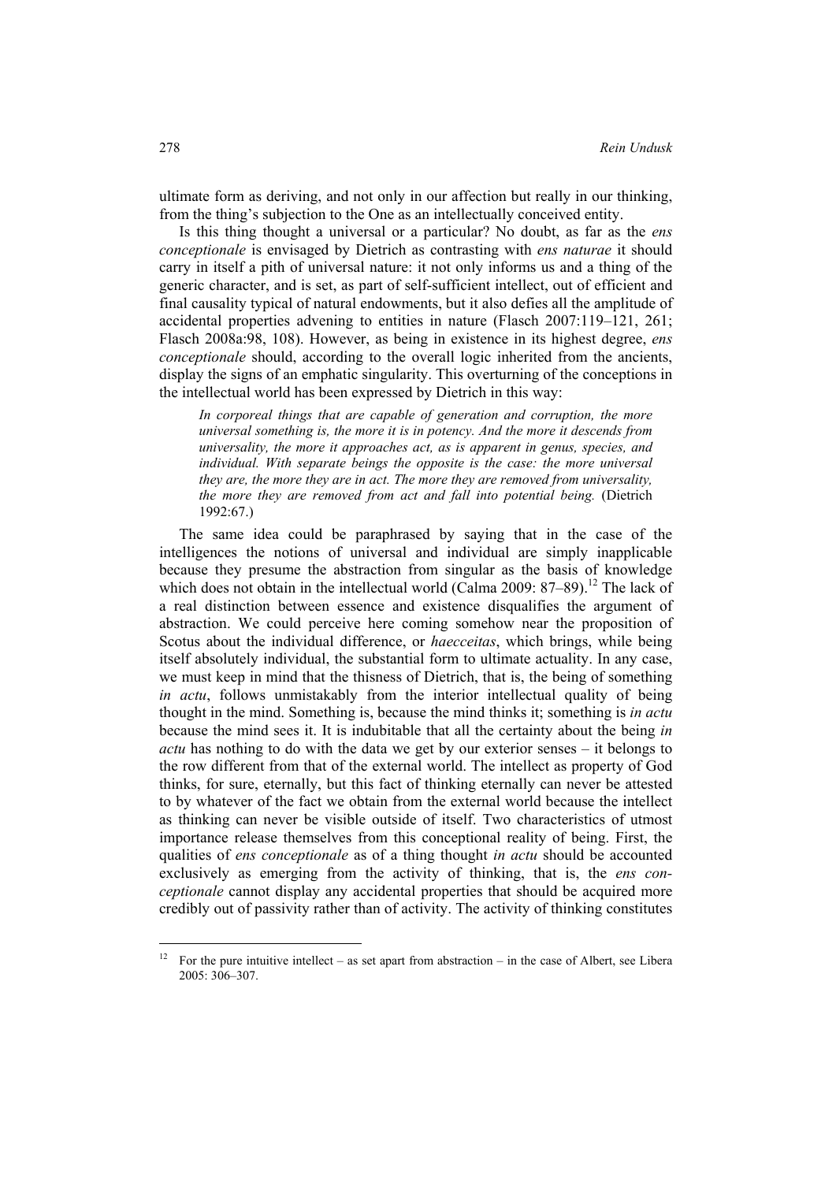ultimate form as deriving, and not only in our affection but really in our thinking, from the thing's subjection to the One as an intellectually conceived entity.

Is this thing thought a universal or a particular? No doubt, as far as the *ens conceptionale* is envisaged by Dietrich as contrasting with *ens naturae* it should carry in itself a pith of universal nature: it not only informs us and a thing of the generic character, and is set, as part of self-sufficient intellect, out of efficient and final causality typical of natural endowments, but it also defies all the amplitude of accidental properties advening to entities in nature (Flasch 2007:119–121, 261; Flasch 2008a:98, 108). However, as being in existence in its highest degree, *ens conceptionale* should, according to the overall logic inherited from the ancients, display the signs of an emphatic singularity. This overturning of the conceptions in the intellectual world has been expressed by Dietrich in this way:

> *In corporeal things that are capable of generation and corruption, the more universal something is, the more it is in potency. And the more it descends from universality, the more it approaches act, as is apparent in genus, species, and individual. With separate beings the opposite is the case: the more universal they are, the more they are in act. The more they are removed from universality, the more they are removed from act and fall into potential being.* (Dietrich 1992:67.)

The same idea could be paraphrased by saying that in the case of the intelligences the notions of universal and individual are simply inapplicable because they presume the abstraction from singular as the basis of knowledge which does not obtain in the intellectual world (Calma 2009: 87–89).[12] The lack of a real distinction between essence and existence disqualifies the argument of abstraction. We could perceive here coming somehow near the proposition of Scotus about the individual difference, or *haecceitas*, which brings, while being itself absolutely individual, the substantial form to ultimate actuality. In any case, we must keep in mind that the thisness of Dietrich, that is, the being of something *in actu*, follows unmistakably from the interior intellectual quality of being thought in the mind. Something is, because the mind thinks it; something is *in actu* because the mind sees it. It is indubitable that all the certainty about the being *in actu* has nothing to do with the data we get by our exterior senses – it belongs to the row different from that of the external world. The intellect as property of God thinks, for sure, eternally, but this fact of thinking eternally can never be attested to by whatever of the fact we obtain from the external world because the intellect as thinking can never be visible outside of itself. Two characteristics of utmost importance release themselves from this conceptional reality of being. First, the qualities of *ens conceptionale* as of a thing thought *in actu* should be accounted exclusively as emerging from the activity of thinking, that is, the *ens conceptionale* cannot display any accidental properties that should be acquired more credibly out of passivity rather than of activity. The activity of thinking constitutes

---

[12] For the pure intuitive intellect – as set apart from abstraction – in the case of Albert, see Libera 2005: 306–307.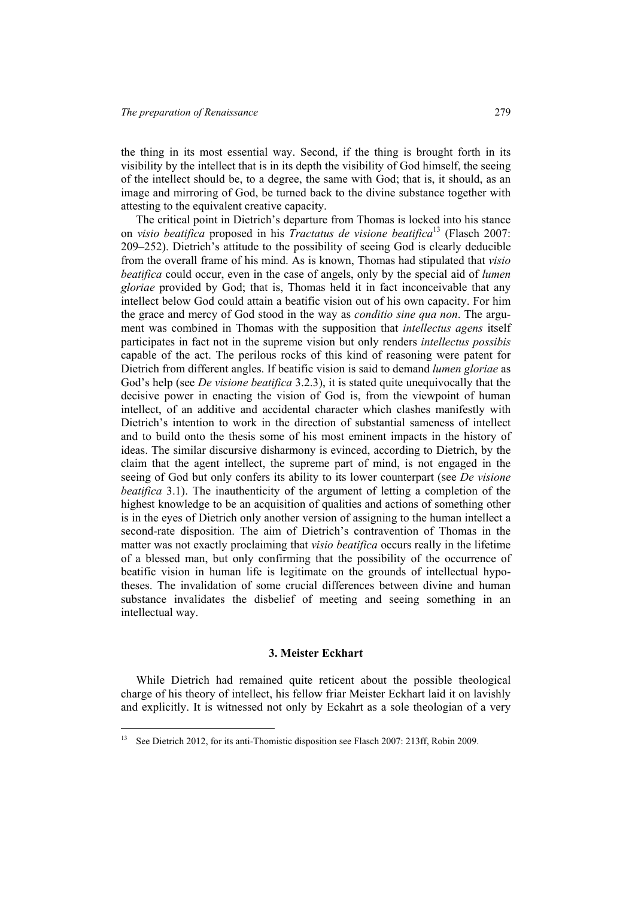the thing in its most essential way. Second, if the thing is brought forth in its visibility by the intellect that is in its depth the visibility of God himself, the seeing of the intellect should be, to a degree, the same with God; that is, it should, as an image and mirroring of God, be turned back to the divine substance together with attesting to the equivalent creative capacity.

The critical point in Dietrich's departure from Thomas is locked into his stance on *visio beatifica* proposed in his *Tractatus de visione beatifica*[13] (Flasch 2007: 209–252). Dietrich's attitude to the possibility of seeing God is clearly deducible from the overall frame of his mind. As is known, Thomas had stipulated that *visio beatifica* could occur, even in the case of angels, only by the special aid of *lumen gloriae* provided by God; that is, Thomas held it in fact inconceivable that any intellect below God could attain a beatific vision out of his own capacity. For him the grace and mercy of God stood in the way as *conditio sine qua non*. The argument was combined in Thomas with the supposition that *intellectus agens* itself participates in fact not in the supreme vision but only renders *intellectus possibis* capable of the act. The perilous rocks of this kind of reasoning were patent for Dietrich from different angles. If beatific vision is said to demand *lumen gloriae* as God's help (see *De visione beatifica* 3.2.3), it is stated quite unequivocally that the decisive power in enacting the vision of God is, from the viewpoint of human intellect, of an additive and accidental character which clashes manifestly with Dietrich's intention to work in the direction of substantial sameness of intellect and to build onto the thesis some of his most eminent impacts in the history of ideas. The similar discursive disharmony is evinced, according to Dietrich, by the claim that the agent intellect, the supreme part of mind, is not engaged in the seeing of God but only confers its ability to its lower counterpart (see *De visione beatifica* 3.1). The inauthenticity of the argument of letting a completion of the highest knowledge to be an acquisition of qualities and actions of something other is in the eyes of Dietrich only another version of assigning to the human intellect a second-rate disposition. The aim of Dietrich's contravention of Thomas in the matter was not exactly proclaiming that *visio beatifica* occurs really in the lifetime of a blessed man, but only confirming that the possibility of the occurrence of beatific vision in human life is legitimate on the grounds of intellectual hypotheses. The invalidation of some crucial differences between divine and human substance invalidates the disbelief of meeting and seeing something in an intellectual way.

## 3. Meister Eckhart

While Dietrich had remained quite reticent about the possible theological charge of his theory of intellect, his fellow friar Meister Eckhart laid it on lavishly and explicitly. It is witnessed not only by Eckahrt as a sole theologian of a very

---

[13] See Dietrich 2012, for its anti-Thomistic disposition see Flasch 2007: 213ff, Robin 2009.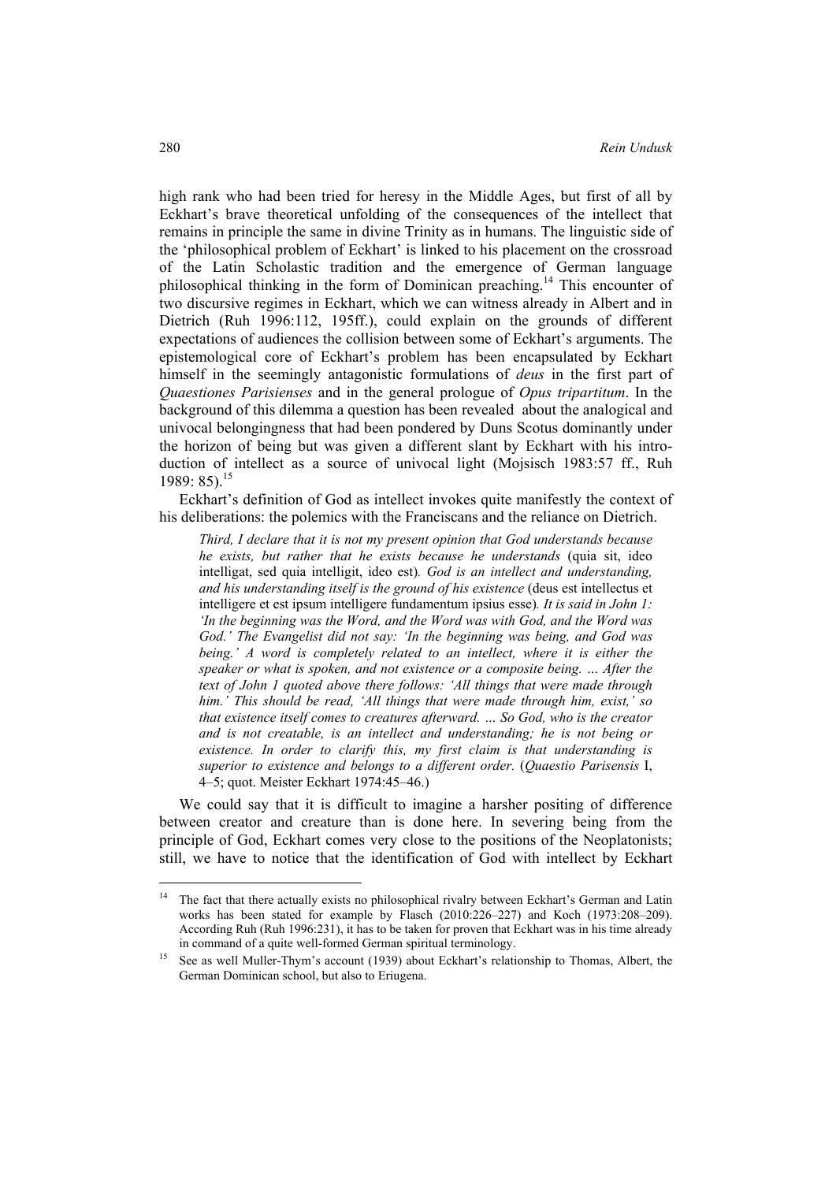high rank who had been tried for heresy in the Middle Ages, but first of all by Eckhart's brave theoretical unfolding of the consequences of the intellect that remains in principle the same in divine Trinity as in humans. The linguistic side of the 'philosophical problem of Eckhart' is linked to his placement on the crossroad of the Latin Scholastic tradition and the emergence of German language philosophical thinking in the form of Dominican preaching.[14] This encounter of two discursive regimes in Eckhart, which we can witness already in Albert and in Dietrich (Ruh 1996:112, 195ff.), could explain on the grounds of different expectations of audiences the collision between some of Eckhart's arguments. The epistemological core of Eckhart's problem has been encapsulated by Eckhart himself in the seemingly antagonistic formulations of *deus* in the first part of *Quaestiones Parisienses* and in the general prologue of *Opus tripartitum*. In the background of this dilemma a question has been revealed about the analogical and univocal belongingness that had been pondered by Duns Scotus dominantly under the horizon of being but was given a different slant by Eckhart with his introduction of intellect as a source of univocal light (Mojsisch 1983:57 ff., Ruh 1989: 85).[15]

Eckhart's definition of God as intellect invokes quite manifestly the context of his deliberations: the polemics with the Franciscans and the reliance on Dietrich.

> *Third, I declare that it is not my present opinion that God understands because he exists, but rather that he exists because he understands* (quia sit, ideo intelligat, sed quia intelligit, ideo est). *God is an intellect and understanding, and his understanding itself is the ground of his existence* (deus est intellectus et intelligere et est ipsum intelligere fundamentum ipsius esse)*. It is said in John 1: 'In the beginning was the Word, and the Word was with God, and the Word was God.' The Evangelist did not say: 'In the beginning was being, and God was being.' A word is completely related to an intellect, where it is either the speaker or what is spoken, and not existence or a composite being. … After the text of John 1 quoted above there follows: 'All things that were made through him.' This should be read, 'All things that were made through him, exist,' so that existence itself comes to creatures afterward. … So God, who is the creator and is not creatable, is an intellect and understanding; he is not being or existence. In order to clarify this, my first claim is that understanding is superior to existence and belongs to a different order.* (*Quaestio Parisensis* I, 4–5; quot. Meister Eckhart 1974:45–46.)

We could say that it is difficult to imagine a harsher positing of difference between creator and creature than is done here. In severing being from the principle of God, Eckhart comes very close to the positions of the Neoplatonists; still, we have to notice that the identification of God with intellect by Eckhart

---

[14] The fact that there actually exists no philosophical rivalry between Eckhart's German and Latin works has been stated for example by Flasch (2010:226–227) and Koch (1973:208–209). According Ruh (Ruh 1996:231), it has to be taken for proven that Eckhart was in his time already in command of a quite well-formed German spiritual terminology.

[15] See as well Muller-Thym's account (1939) about Eckhart's relationship to Thomas, Albert, the German Dominican school, but also to Eriugena.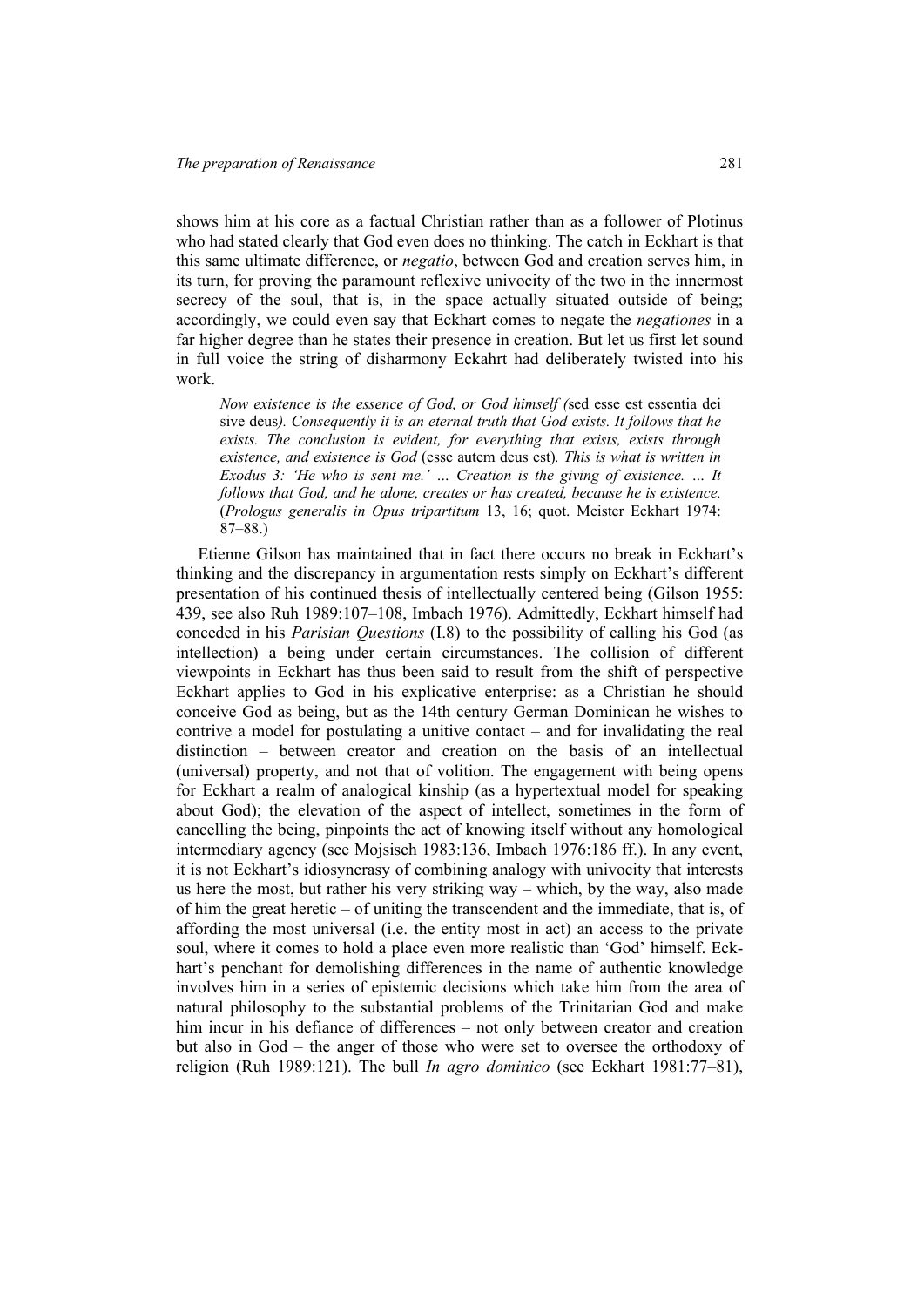shows him at his core as a factual Christian rather than as a follower of Plotinus who had stated clearly that God even does no thinking. The catch in Eckhart is that this same ultimate difference, or *negatio*, between God and creation serves him, in its turn, for proving the paramount reflexive univocity of the two in the innermost secrecy of the soul, that is, in the space actually situated outside of being; accordingly, we could even say that Eckhart comes to negate the *negationes* in a far higher degree than he states their presence in creation. But let us first let sound in full voice the string of disharmony Eckahrt had deliberately twisted into his work.

> *Now existence is the essence of God, or God himself (*sed esse est essentia dei sive deus*). Consequently it is an eternal truth that God exists. It follows that he exists. The conclusion is evident, for everything that exists, exists through existence, and existence is God* (esse autem deus est)*. This is what is written in Exodus 3: 'He who is sent me.' … Creation is the giving of existence. … It follows that God, and he alone, creates or has created, because he is existence.* (*Prologus generalis in Opus tripartitum* 13, 16; quot. Meister Eckhart 1974: 87–88.)

Etienne Gilson has maintained that in fact there occurs no break in Eckhart's thinking and the discrepancy in argumentation rests simply on Eckhart's different presentation of his continued thesis of intellectually centered being (Gilson 1955: 439, see also Ruh 1989:107–108, Imbach 1976). Admittedly, Eckhart himself had conceded in his *Parisian Questions* (I.8) to the possibility of calling his God (as intellection) a being under certain circumstances. The collision of different viewpoints in Eckhart has thus been said to result from the shift of perspective Eckhart applies to God in his explicative enterprise: as a Christian he should conceive God as being, but as the 14th century German Dominican he wishes to contrive a model for postulating a unitive contact – and for invalidating the real distinction – between creator and creation on the basis of an intellectual (universal) property, and not that of volition. The engagement with being opens for Eckhart a realm of analogical kinship (as a hypertextual model for speaking about God); the elevation of the aspect of intellect, sometimes in the form of cancelling the being, pinpoints the act of knowing itself without any homological intermediary agency (see Mojsisch 1983:136, Imbach 1976:186 ff.). In any event, it is not Eckhart's idiosyncrasy of combining analogy with univocity that interests us here the most, but rather his very striking way – which, by the way, also made of him the great heretic – of uniting the transcendent and the immediate, that is, of affording the most universal (i.e. the entity most in act) an access to the private soul, where it comes to hold a place even more realistic than 'God' himself. Eckhart's penchant for demolishing differences in the name of authentic knowledge involves him in a series of epistemic decisions which take him from the area of natural philosophy to the substantial problems of the Trinitarian God and make him incur in his defiance of differences – not only between creator and creation but also in God – the anger of those who were set to oversee the orthodoxy of religion (Ruh 1989:121). The bull *In agro dominico* (see Eckhart 1981:77–81),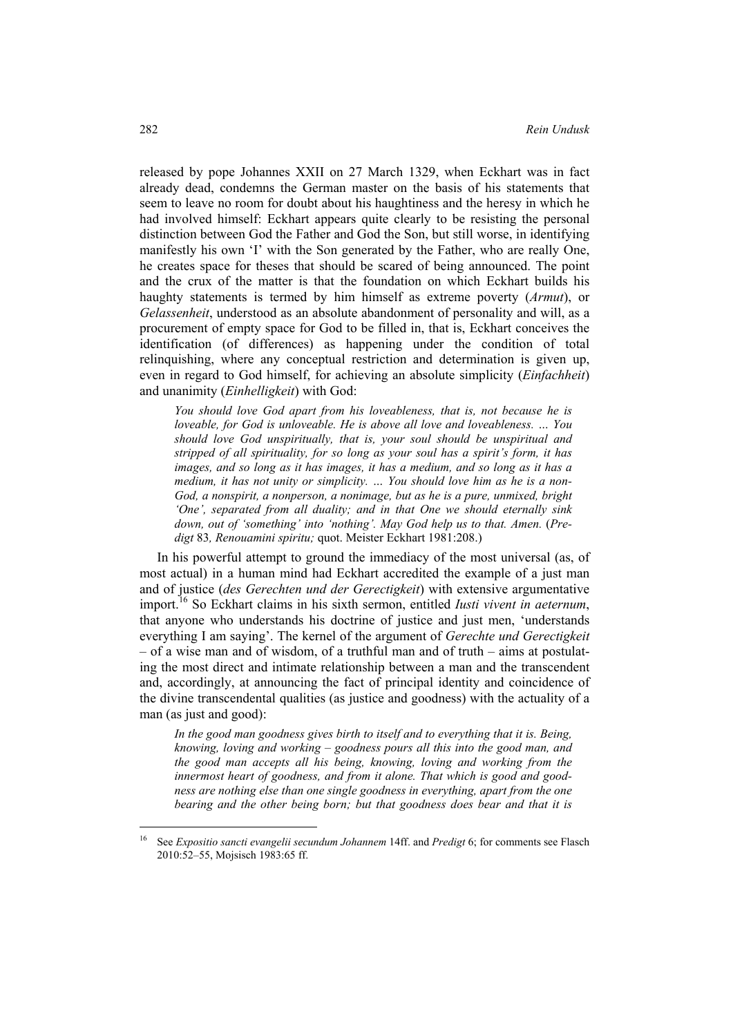released by pope Johannes XXII on 27 March 1329, when Eckhart was in fact already dead, condemns the German master on the basis of his statements that seem to leave no room for doubt about his haughtiness and the heresy in which he had involved himself: Eckhart appears quite clearly to be resisting the personal distinction between God the Father and God the Son, but still worse, in identifying manifestly his own 'I' with the Son generated by the Father, who are really One, he creates space for theses that should be scared of being announced. The point and the crux of the matter is that the foundation on which Eckhart builds his haughty statements is termed by him himself as extreme poverty (*Armut*), or *Gelassenheit*, understood as an absolute abandonment of personality and will, as a procurement of empty space for God to be filled in, that is, Eckhart conceives the identification (of differences) as happening under the condition of total relinquishing, where any conceptual restriction and determination is given up, even in regard to God himself, for achieving an absolute simplicity (*Einfachheit*) and unanimity (*Einhelligkeit*) with God:

> *You should love God apart from his loveableness, that is, not because he is loveable, for God is unloveable. He is above all love and loveableness. … You should love God unspiritually, that is, your soul should be unspiritual and stripped of all spirituality, for so long as your soul has a spirit's form, it has images, and so long as it has images, it has a medium, and so long as it has a medium, it has not unity or simplicity. … You should love him as he is a non-God, a nonspirit, a nonperson, a nonimage, but as he is a pure, unmixed, bright 'One', separated from all duality; and in that One we should eternally sink down, out of 'something' into 'nothing'. May God help us to that. Amen.* (*Predigt* 83*, Renouamini spiritu;* quot. Meister Eckhart 1981:208.)

In his powerful attempt to ground the immediacy of the most universal (as, of most actual) in a human mind had Eckhart accredited the example of a just man and of justice (*des Gerechten und der Gerectigkeit*) with extensive argumentative import.[16] So Eckhart claims in his sixth sermon, entitled *Iusti vivent in aeternum*, that anyone who understands his doctrine of justice and just men, 'understands everything I am saying'. The kernel of the argument of *Gerechte und Gerectigkeit* – of a wise man and of wisdom, of a truthful man and of truth – aims at postulating the most direct and intimate relationship between a man and the transcendent and, accordingly, at announcing the fact of principal identity and coincidence of the divine transcendental qualities (as justice and goodness) with the actuality of a man (as just and good):

> *In the good man goodness gives birth to itself and to everything that it is. Being, knowing, loving and working – goodness pours all this into the good man, and the good man accepts all his being, knowing, loving and working from the innermost heart of goodness, and from it alone. That which is good and goodness are nothing else than one single goodness in everything, apart from the one bearing and the other being born; but that goodness does bear and that it is*

[16] See *Expositio sancti evangelii secundum Johannem* 14ff. and *Predigt* 6; for comments see Flasch 2010:52–55, Mojsisch 1983:65 ff.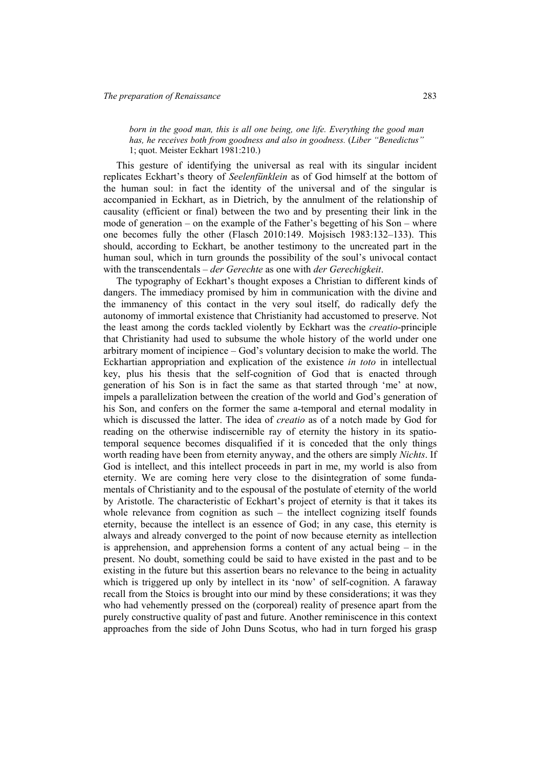*born in the good man, this is all one being, one life. Everything the good man has, he receives both from goodness and also in goodness.* (*Liber "Benedictus"* 1; quot. Meister Eckhart 1981:210.)

This gesture of identifying the universal as real with its singular incident replicates Eckhart's theory of *Seelenfünklein* as of God himself at the bottom of the human soul: in fact the identity of the universal and of the singular is accompanied in Eckhart, as in Dietrich, by the annulment of the relationship of causality (efficient or final) between the two and by presenting their link in the mode of generation – on the example of the Father's begetting of his Son – where one becomes fully the other (Flasch 2010:149. Mojsisch 1983:132–133). This should, according to Eckhart, be another testimony to the uncreated part in the human soul, which in turn grounds the possibility of the soul's univocal contact with the transcendentals – *der Gerechte* as one with *der Gerechigkeit*.

The typography of Eckhart's thought exposes a Christian to different kinds of dangers. The immediacy promised by him in communication with the divine and the immanency of this contact in the very soul itself, do radically defy the autonomy of immortal existence that Christianity had accustomed to preserve. Not the least among the cords tackled violently by Eckhart was the *creatio*-principle that Christianity had used to subsume the whole history of the world under one arbitrary moment of incipience – God's voluntary decision to make the world. The Eckhartian appropriation and explication of the existence *in toto* in intellectual key, plus his thesis that the self-cognition of God that is enacted through generation of his Son is in fact the same as that started through 'me' at now, impels a parallelization between the creation of the world and God's generation of his Son, and confers on the former the same a-temporal and eternal modality in which is discussed the latter. The idea of *creatio* as of a notch made by God for reading on the otherwise indiscernible ray of eternity the history in its spatio-temporal sequence becomes disqualified if it is conceded that the only things worth reading have been from eternity anyway, and the others are simply *Nichts*. If God is intellect, and this intellect proceeds in part in me, my world is also from eternity. We are coming here very close to the disintegration of some fundamentals of Christianity and to the espousal of the postulate of eternity of the world by Aristotle. The characteristic of Eckhart's project of eternity is that it takes its whole relevance from cognition as such – the intellect cognizing itself founds eternity, because the intellect is an essence of God; in any case, this eternity is always and already converged to the point of now because eternity as intellection is apprehension, and apprehension forms a content of any actual being – in the present. No doubt, something could be said to have existed in the past and to be existing in the future but this assertion bears no relevance to the being in actuality which is triggered up only by intellect in its 'now' of self-cognition. A faraway recall from the Stoics is brought into our mind by these considerations; it was they who had vehemently pressed on the (corporeal) reality of presence apart from the purely constructive quality of past and future. Another reminiscence in this context approaches from the side of John Duns Scotus, who had in turn forged his grasp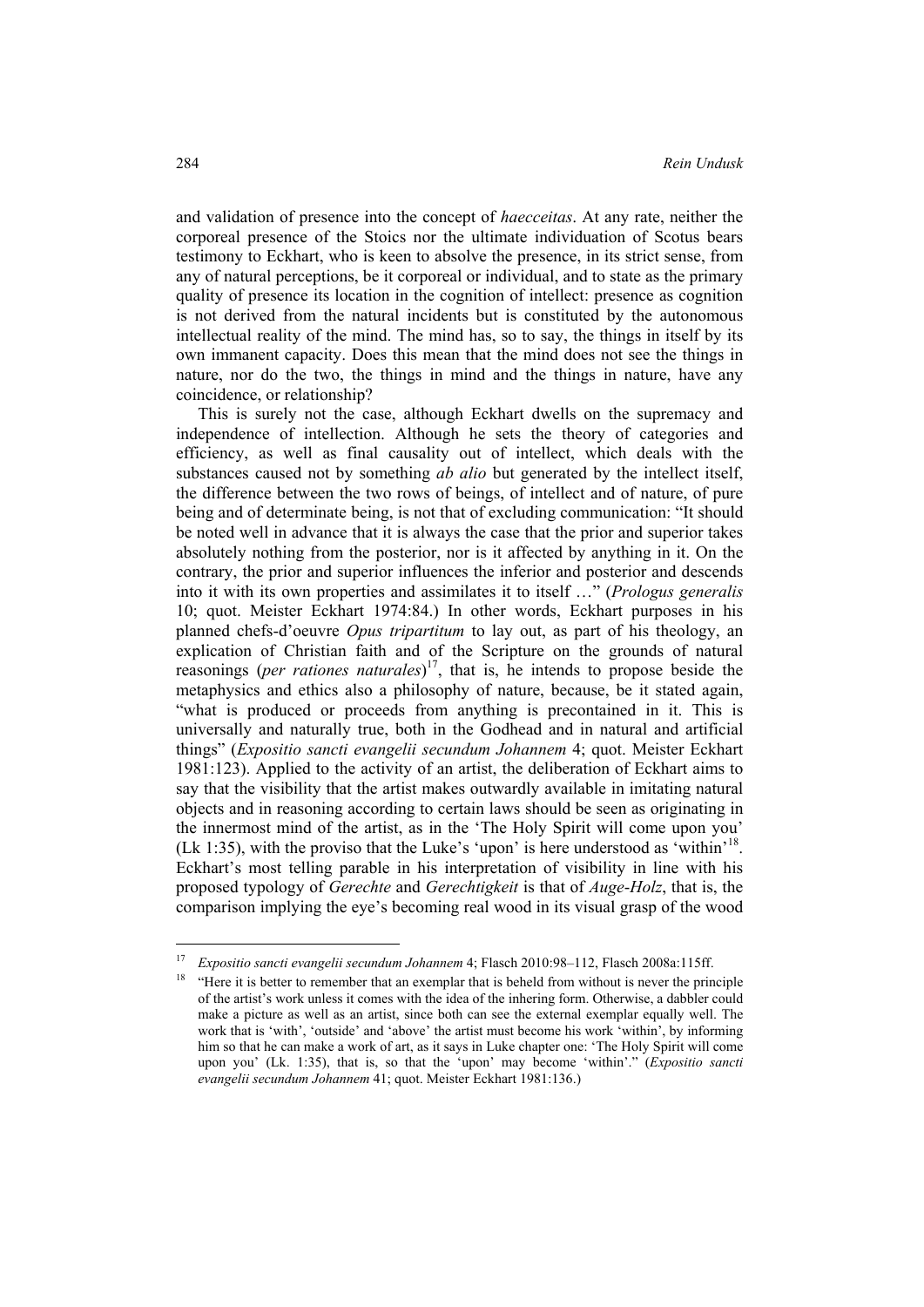and validation of presence into the concept of *haecceitas*. At any rate, neither the corporeal presence of the Stoics nor the ultimate individuation of Scotus bears testimony to Eckhart, who is keen to absolve the presence, in its strict sense, from any of natural perceptions, be it corporeal or individual, and to state as the primary quality of presence its location in the cognition of intellect: presence as cognition is not derived from the natural incidents but is constituted by the autonomous intellectual reality of the mind. The mind has, so to say, the things in itself by its own immanent capacity. Does this mean that the mind does not see the things in nature, nor do the two, the things in mind and the things in nature, have any coincidence, or relationship?

This is surely not the case, although Eckhart dwells on the supremacy and independence of intellection. Although he sets the theory of categories and efficiency, as well as final causality out of intellect, which deals with the substances caused not by something *ab alio* but generated by the intellect itself, the difference between the two rows of beings, of intellect and of nature, of pure being and of determinate being, is not that of excluding communication: "It should be noted well in advance that it is always the case that the prior and superior takes absolutely nothing from the posterior, nor is it affected by anything in it. On the contrary, the prior and superior influences the inferior and posterior and descends into it with its own properties and assimilates it to itself …" (*Prologus generalis* 10; quot. Meister Eckhart 1974:84.) In other words, Eckhart purposes in his planned chefs-d'oeuvre *Opus tripartitum* to lay out, as part of his theology, an explication of Christian faith and of the Scripture on the grounds of natural reasonings (*per rationes naturales*)[17], that is, he intends to propose beside the metaphysics and ethics also a philosophy of nature, because, be it stated again, "what is produced or proceeds from anything is precontained in it. This is universally and naturally true, both in the Godhead and in natural and artificial things" (*Expositio sancti evangelii secundum Johannem* 4; quot. Meister Eckhart 1981:123). Applied to the activity of an artist, the deliberation of Eckhart aims to say that the visibility that the artist makes outwardly available in imitating natural objects and in reasoning according to certain laws should be seen as originating in the innermost mind of the artist, as in the 'The Holy Spirit will come upon you' (Lk 1:35), with the proviso that the Luke's 'upon' is here understood as 'within'[18]. Eckhart's most telling parable in his interpretation of visibility in line with his proposed typology of *Gerechte* and *Gerechtigkeit* is that of *Auge-Holz*, that is, the comparison implying the eye's becoming real wood in its visual grasp of the wood

---

[17] *Expositio sancti evangelii secundum Johannem* 4; Flasch 2010:98–112, Flasch 2008a:115ff.

[18] "Here it is better to remember that an exemplar that is beheld from without is never the principle of the artist's work unless it comes with the idea of the inhering form. Otherwise, a dabbler could make a picture as well as an artist, since both can see the external exemplar equally well. The work that is 'with', 'outside' and 'above' the artist must become his work 'within', by informing him so that he can make a work of art, as it says in Luke chapter one: 'The Holy Spirit will come upon you' (Lk. 1:35), that is, so that the 'upon' may become 'within'." (*Expositio sancti evangelii secundum Johannem* 41; quot. Meister Eckhart 1981:136.)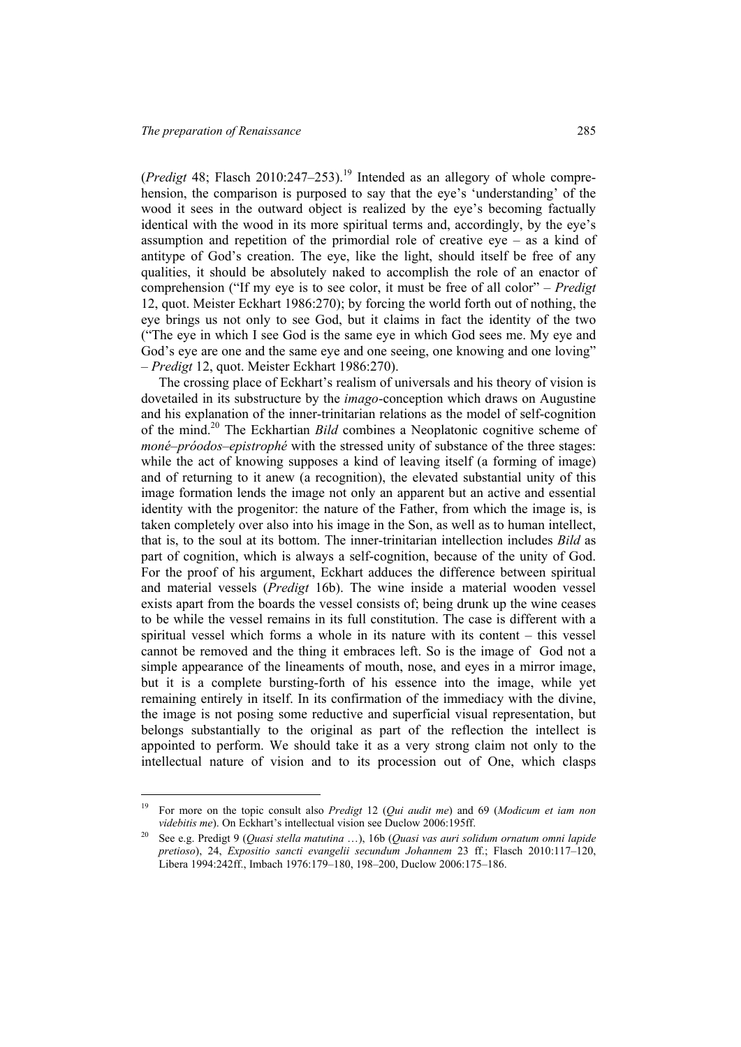(*Predigt* 48; Flasch 2010:247–253).[19] Intended as an allegory of whole comprehension, the comparison is purposed to say that the eye's 'understanding' of the wood it sees in the outward object is realized by the eye's becoming factually identical with the wood in its more spiritual terms and, accordingly, by the eye's assumption and repetition of the primordial role of creative eye – as a kind of antitype of God's creation. The eye, like the light, should itself be free of any qualities, it should be absolutely naked to accomplish the role of an enactor of comprehension ("If my eye is to see color, it must be free of all color" – *Predigt* 12, quot. Meister Eckhart 1986:270); by forcing the world forth out of nothing, the eye brings us not only to see God, but it claims in fact the identity of the two ("The eye in which I see God is the same eye in which God sees me. My eye and God's eye are one and the same eye and one seeing, one knowing and one loving" – *Predigt* 12, quot. Meister Eckhart 1986:270).

The crossing place of Eckhart's realism of universals and his theory of vision is dovetailed in its substructure by the *imago*-conception which draws on Augustine and his explanation of the inner-trinitarian relations as the model of self-cognition of the mind.[20] The Eckhartian *Bild* combines a Neoplatonic cognitive scheme of *moné–próodos–epistrophé* with the stressed unity of substance of the three stages: while the act of knowing supposes a kind of leaving itself (a forming of image) and of returning to it anew (a recognition), the elevated substantial unity of this image formation lends the image not only an apparent but an active and essential identity with the progenitor: the nature of the Father, from which the image is, is taken completely over also into his image in the Son, as well as to human intellect, that is, to the soul at its bottom. The inner-trinitarian intellection includes *Bild* as part of cognition, which is always a self-cognition, because of the unity of God. For the proof of his argument, Eckhart adduces the difference between spiritual and material vessels (*Predigt* 16b). The wine inside a material wooden vessel exists apart from the boards the vessel consists of; being drunk up the wine ceases to be while the vessel remains in its full constitution. The case is different with a spiritual vessel which forms a whole in its nature with its content – this vessel cannot be removed and the thing it embraces left. So is the image of God not a simple appearance of the lineaments of mouth, nose, and eyes in a mirror image, but it is a complete bursting-forth of his essence into the image, while yet remaining entirely in itself. In its confirmation of the immediacy with the divine, the image is not posing some reductive and superficial visual representation, but belongs substantially to the original as part of the reflection the intellect is appointed to perform. We should take it as a very strong claim not only to the intellectual nature of vision and to its procession out of One, which clasps

---

[19] For more on the topic consult also *Predigt* 12 (*Qui audit me*) and 69 (*Modicum et iam non videbitis me*). On Eckhart's intellectual vision see Duclow 2006:195ff.

[20] See e.g. Predigt 9 (*Quasi stella matutina* …), 16b (*Quasi vas auri solidum ornatum omni lapide pretioso*), 24, *Expositio sancti evangelii secundum Johannem* 23 ff.; Flasch 2010:117–120, Libera 1994:242ff., Imbach 1976:179–180, 198–200, Duclow 2006:175–186.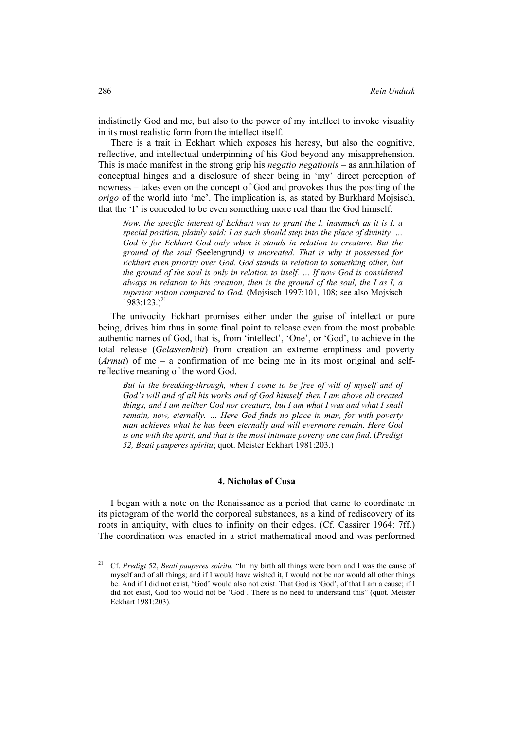indistinctly God and me, but also to the power of my intellect to invoke visuality in its most realistic form from the intellect itself.

There is a trait in Eckhart which exposes his heresy, but also the cognitive, reflective, and intellectual underpinning of his God beyond any misapprehension. This is made manifest in the strong grip his *negatio negationis* – as annihilation of conceptual hinges and a disclosure of sheer being in 'my' direct perception of nowness – takes even on the concept of God and provokes thus the positing of the *origo* of the world into 'me'. The implication is, as stated by Burkhard Mojsisch, that the 'I' is conceded to be even something more real than the God himself:

> *Now, the specific interest of Eckhart was to grant the I, inasmuch as it is I, a special position, plainly said: I as such should step into the place of divinity. … God is for Eckhart God only when it stands in relation to creature. But the ground of the soul (*Seelengrund*) is uncreated. That is why it possessed for Eckhart even priority over God. God stands in relation to something other, but the ground of the soul is only in relation to itself. … If now God is considered always in relation to his creation, then is the ground of the soul, the I as I, a superior notion compared to God.* (Mojsisch 1997:101, 108; see also Mojsisch 1983:123.)[21]

The univocity Eckhart promises either under the guise of intellect or pure being, drives him thus in some final point to release even from the most probable authentic names of God, that is, from 'intellect', 'One', or 'God', to achieve in the total release (*Gelassenheit*) from creation an extreme emptiness and poverty (*Armut*) of me – a confirmation of me being me in its most original and self-reflective meaning of the word God.

> *But in the breaking-through, when I come to be free of will of myself and of God's will and of all his works and of God himself, then I am above all created things, and I am neither God nor creature, but I am what I was and what I shall remain, now, eternally. … Here God finds no place in man, for with poverty man achieves what he has been eternally and will evermore remain. Here God is one with the spirit, and that is the most intimate poverty one can find.* (*Predigt 52, Beati pauperes spiritu*; quot. Meister Eckhart 1981:203.)

#### 4. Nicholas of Cusa

I began with a note on the Renaissance as a period that came to coordinate in its pictogram of the world the corporeal substances, as a kind of rediscovery of its roots in antiquity, with clues to infinity on their edges. (Cf. Cassirer 1964: 7ff.) The coordination was enacted in a strict mathematical mood and was performed

---

[21] Cf. *Predigt* 52, *Beati pauperes spiritu.* "In my birth all things were born and I was the cause of myself and of all things; and if I would have wished it, I would not be nor would all other things be. And if I did not exist, 'God' would also not exist. That God is 'God', of that I am a cause; if I did not exist, God too would not be 'God'. There is no need to understand this" (quot. Meister Eckhart 1981:203).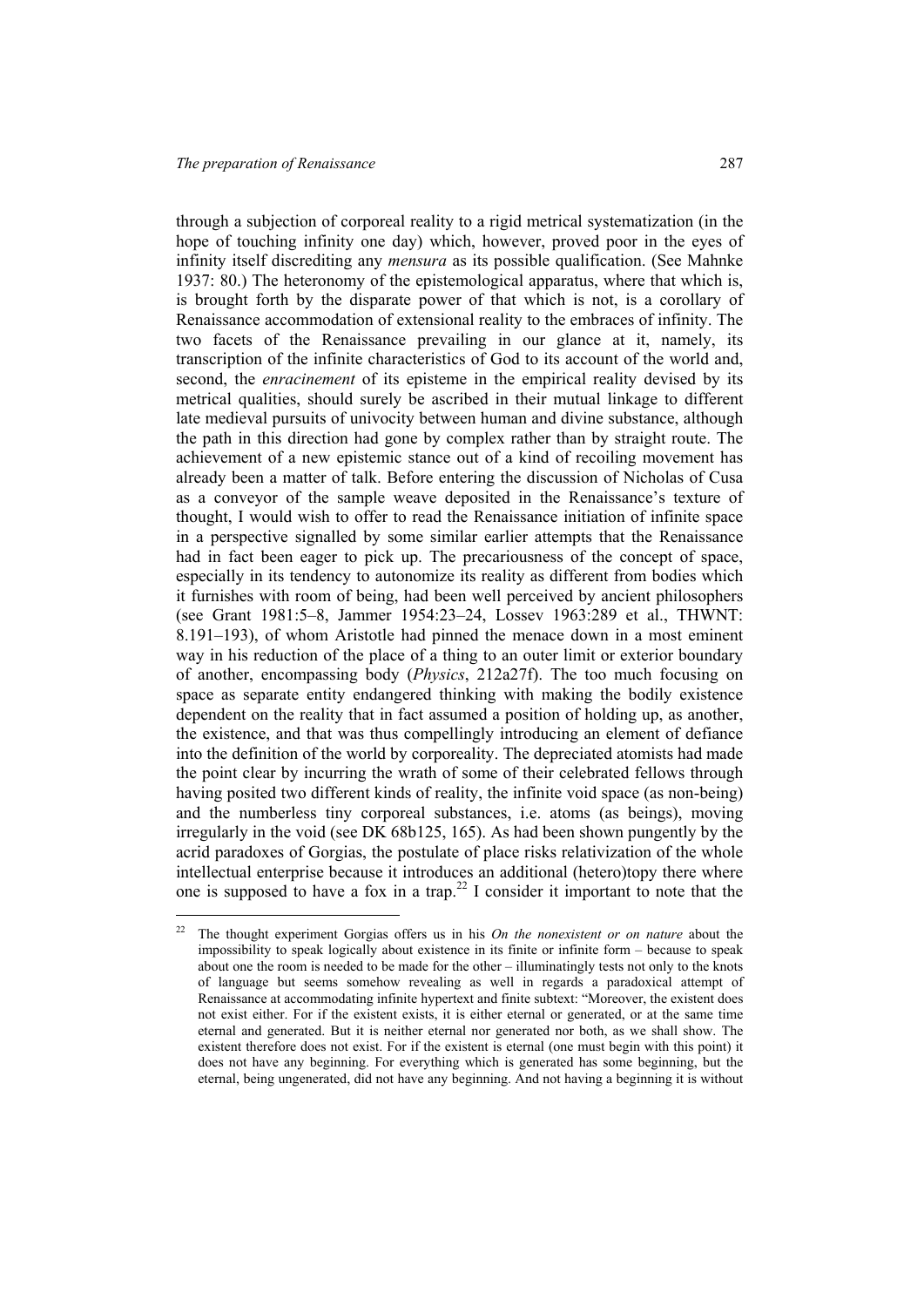through a subjection of corporeal reality to a rigid metrical systematization (in the hope of touching infinity one day) which, however, proved poor in the eyes of infinity itself discrediting any *mensura* as its possible qualification. (See Mahnke 1937: 80.) The heteronomy of the epistemological apparatus, where that which is, is brought forth by the disparate power of that which is not, is a corollary of Renaissance accommodation of extensional reality to the embraces of infinity. The two facets of the Renaissance prevailing in our glance at it, namely, its transcription of the infinite characteristics of God to its account of the world and, second, the *enracinement* of its episteme in the empirical reality devised by its metrical qualities, should surely be ascribed in their mutual linkage to different late medieval pursuits of univocity between human and divine substance, although the path in this direction had gone by complex rather than by straight route. The achievement of a new epistemic stance out of a kind of recoiling movement has already been a matter of talk. Before entering the discussion of Nicholas of Cusa as a conveyor of the sample weave deposited in the Renaissance's texture of thought, I would wish to offer to read the Renaissance initiation of infinite space in a perspective signalled by some similar earlier attempts that the Renaissance had in fact been eager to pick up. The precariousness of the concept of space, especially in its tendency to autonomize its reality as different from bodies which it furnishes with room of being, had been well perceived by ancient philosophers (see Grant 1981:5–8, Jammer 1954:23–24, Lossev 1963:289 et al., THWNT: 8.191–193), of whom Aristotle had pinned the menace down in a most eminent way in his reduction of the place of a thing to an outer limit or exterior boundary of another, encompassing body (*Physics*, 212a27f). The too much focusing on space as separate entity endangered thinking with making the bodily existence dependent on the reality that in fact assumed a position of holding up, as another, the existence, and that was thus compellingly introducing an element of defiance into the definition of the world by corporeality. The depreciated atomists had made the point clear by incurring the wrath of some of their celebrated fellows through having posited two different kinds of reality, the infinite void space (as non-being) and the numberless tiny corporeal substances, i.e. atoms (as beings), moving irregularly in the void (see DK 68b125, 165). As had been shown pungently by the acrid paradoxes of Gorgias, the postulate of place risks relativization of the whole intellectual enterprise because it introduces an additional (hetero)topy there where one is supposed to have a fox in a trap.[22] I consider it important to note that the

[22] The thought experiment Gorgias offers us in his *On the nonexistent or on nature* about the impossibility to speak logically about existence in its finite or infinite form – because to speak about one the room is needed to be made for the other – illuminatingly tests not only to the knots of language but seems somehow revealing as well in regards a paradoxical attempt of Renaissance at accommodating infinite hypertext and finite subtext: "Moreover, the existent does not exist either. For if the existent exists, it is either eternal or generated, or at the same time eternal and generated. But it is neither eternal nor generated nor both, as we shall show. The existent therefore does not exist. For if the existent is eternal (one must begin with this point) it does not have any beginning. For everything which is generated has some beginning, but the eternal, being ungenerated, did not have any beginning. And not having a beginning it is without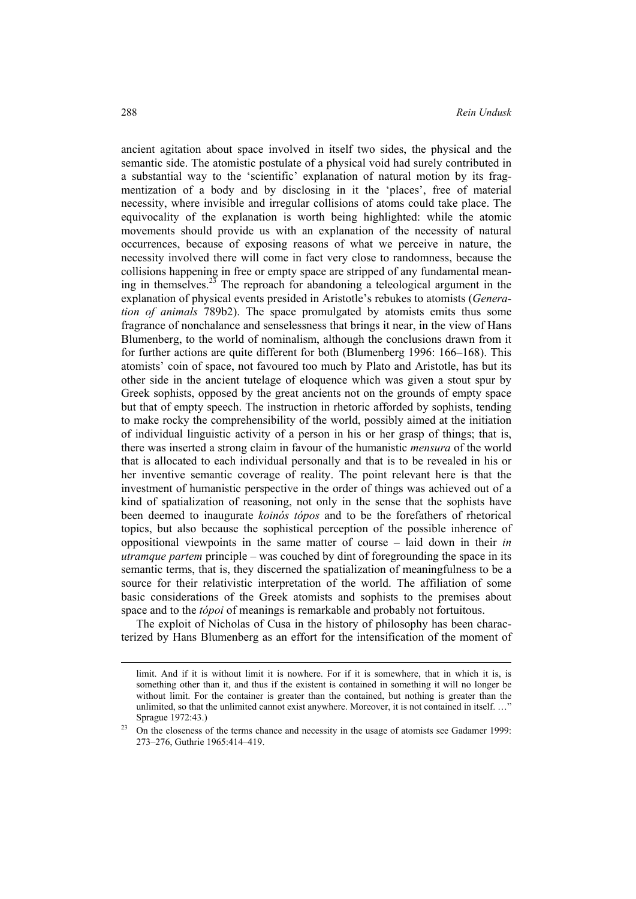ancient agitation about space involved in itself two sides, the physical and the semantic side. The atomistic postulate of a physical void had surely contributed in a substantial way to the 'scientific' explanation of natural motion by its fragmentization of a body and by disclosing in it the 'places', free of material necessity, where invisible and irregular collisions of atoms could take place. The equivocality of the explanation is worth being highlighted: while the atomic movements should provide us with an explanation of the necessity of natural occurrences, because of exposing reasons of what we perceive in nature, the necessity involved there will come in fact very close to randomness, because the collisions happening in free or empty space are stripped of any fundamental meaning in themselves.[23] The reproach for abandoning a teleological argument in the explanation of physical events presided in Aristotle's rebukes to atomists (*Generation of animals* 789b2). The space promulgated by atomists emits thus some fragrance of nonchalance and senselessness that brings it near, in the view of Hans Blumenberg, to the world of nominalism, although the conclusions drawn from it for further actions are quite different for both (Blumenberg 1996: 166–168). This atomists' coin of space, not favoured too much by Plato and Aristotle, has but its other side in the ancient tutelage of eloquence which was given a stout spur by Greek sophists, opposed by the great ancients not on the grounds of empty space but that of empty speech. The instruction in rhetoric afforded by sophists, tending to make rocky the comprehensibility of the world, possibly aimed at the initiation of individual linguistic activity of a person in his or her grasp of things; that is, there was inserted a strong claim in favour of the humanistic *mensura* of the world that is allocated to each individual personally and that is to be revealed in his or her inventive semantic coverage of reality. The point relevant here is that the investment of humanistic perspective in the order of things was achieved out of a kind of spatialization of reasoning, not only in the sense that the sophists have been deemed to inaugurate *koinós tópos* and to be the forefathers of rhetorical topics, but also because the sophistical perception of the possible inherence of oppositional viewpoints in the same matter of course – laid down in their *in utramque partem* principle – was couched by dint of foregrounding the space in its semantic terms, that is, they discerned the spatialization of meaningfulness to be a source for their relativistic interpretation of the world. The affiliation of some basic considerations of the Greek atomists and sophists to the premises about space and to the *tópoi* of meanings is remarkable and probably not fortuitous.

The exploit of Nicholas of Cusa in the history of philosophy has been characterized by Hans Blumenberg as an effort for the intensification of the moment of

---

limit. And if it is without limit it is nowhere. For if it is somewhere, that in which it is, is something other than it, and thus if the existent is contained in something it will no longer be without limit. For the container is greater than the contained, but nothing is greater than the unlimited, so that the unlimited cannot exist anywhere. Moreover, it is not contained in itself. …" Sprague 1972:43.)

[23] On the closeness of the terms chance and necessity in the usage of atomists see Gadamer 1999: 273–276, Guthrie 1965:414–419.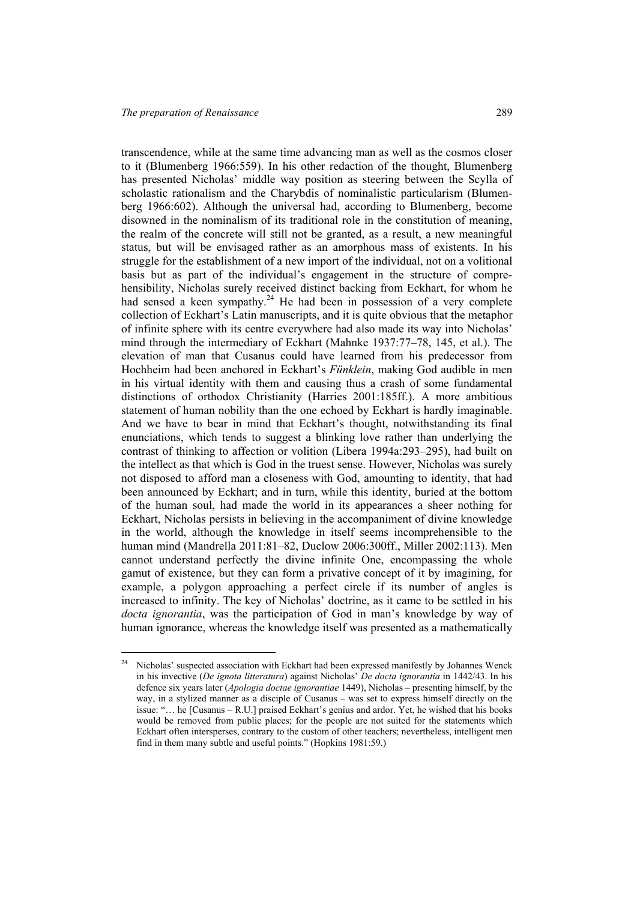transcendence, while at the same time advancing man as well as the cosmos closer to it (Blumenberg 1966:559). In his other redaction of the thought, Blumenberg has presented Nicholas' middle way position as steering between the Scylla of scholastic rationalism and the Charybdis of nominalistic particularism (Blumenberg 1966:602). Although the universal had, according to Blumenberg, become disowned in the nominalism of its traditional role in the constitution of meaning, the realm of the concrete will still not be granted, as a result, a new meaningful status, but will be envisaged rather as an amorphous mass of existents. In his struggle for the establishment of a new import of the individual, not on a volitional basis but as part of the individual's engagement in the structure of comprehensibility, Nicholas surely received distinct backing from Eckhart, for whom he had sensed a keen sympathy.[24] He had been in possession of a very complete collection of Eckhart's Latin manuscripts, and it is quite obvious that the metaphor of infinite sphere with its centre everywhere had also made its way into Nicholas' mind through the intermediary of Eckhart (Mahnke 1937:77–78, 145, et al.). The elevation of man that Cusanus could have learned from his predecessor from Hochheim had been anchored in Eckhart's *Fünklein*, making God audible in men in his virtual identity with them and causing thus a crash of some fundamental distinctions of orthodox Christianity (Harries 2001:185ff.). A more ambitious statement of human nobility than the one echoed by Eckhart is hardly imaginable. And we have to bear in mind that Eckhart's thought, notwithstanding its final enunciations, which tends to suggest a blinking love rather than underlying the contrast of thinking to affection or volition (Libera 1994a:293–295), had built on the intellect as that which is God in the truest sense. However, Nicholas was surely not disposed to afford man a closeness with God, amounting to identity, that had been announced by Eckhart; and in turn, while this identity, buried at the bottom of the human soul, had made the world in its appearances a sheer nothing for Eckhart, Nicholas persists in believing in the accompaniment of divine knowledge in the world, although the knowledge in itself seems incomprehensible to the human mind (Mandrella 2011:81–82, Duclow 2006:300ff., Miller 2002:113). Men cannot understand perfectly the divine infinite One, encompassing the whole gamut of existence, but they can form a privative concept of it by imagining, for example, a polygon approaching a perfect circle if its number of angles is increased to infinity. The key of Nicholas' doctrine, as it came to be settled in his *docta ignorantia*, was the participation of God in man's knowledge by way of human ignorance, whereas the knowledge itself was presented as a mathematically

---

[24] Nicholas' suspected association with Eckhart had been expressed manifestly by Johannes Wenck in his invective (*De ignota litteratura*) against Nicholas' *De docta ignorantia* in 1442/43. In his defence six years later (*Apologia doctae ignorantiae* 1449), Nicholas – presenting himself, by the way, in a stylized manner as a disciple of Cusanus – was set to express himself directly on the issue: "… he [Cusanus – R.U.] praised Eckhart's genius and ardor. Yet, he wished that his books would be removed from public places; for the people are not suited for the statements which Eckhart often intersperses, contrary to the custom of other teachers; nevertheless, intelligent men find in them many subtle and useful points." (Hopkins 1981:59.)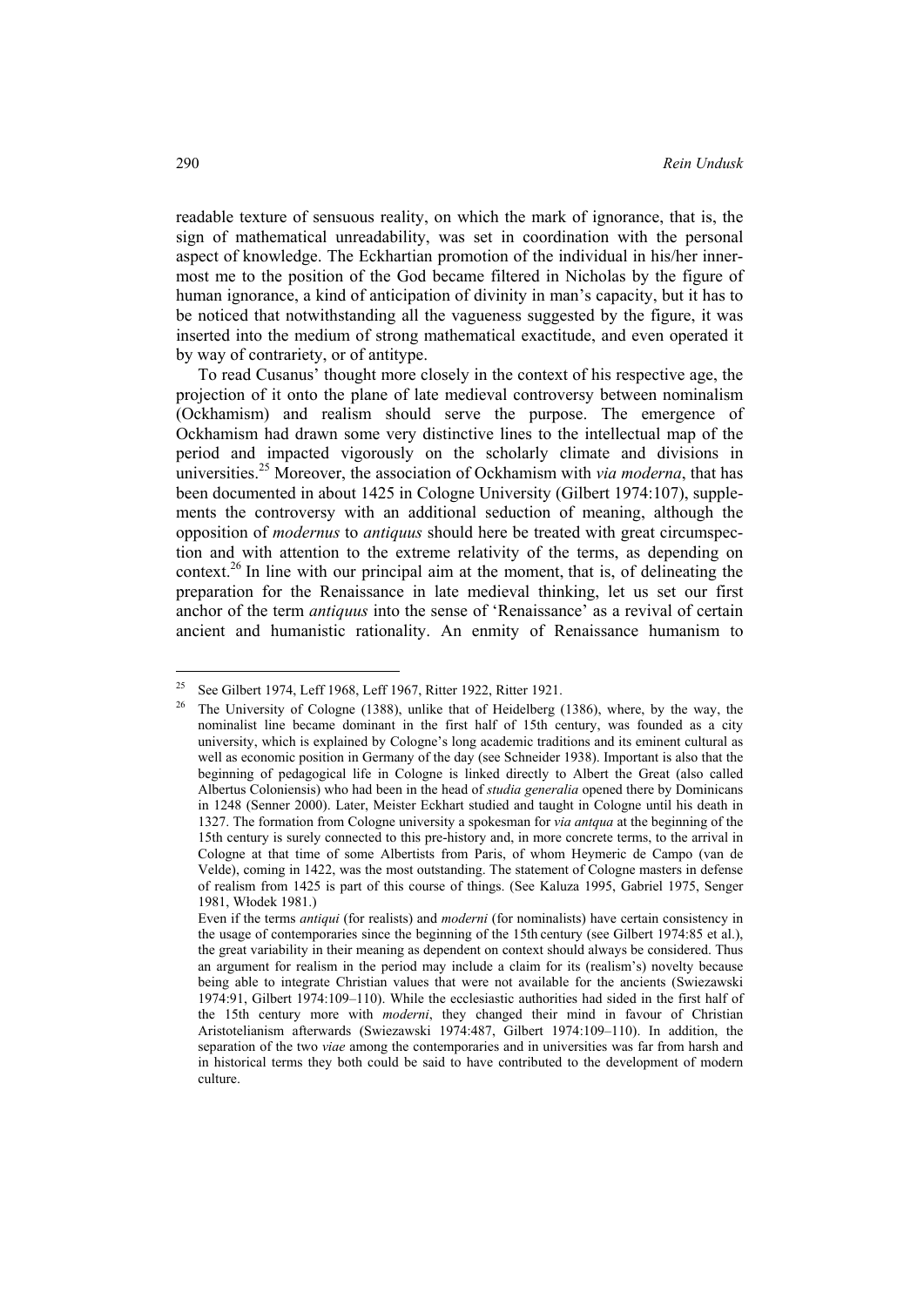readable texture of sensuous reality, on which the mark of ignorance, that is, the sign of mathematical unreadability, was set in coordination with the personal aspect of knowledge. The Eckhartian promotion of the individual in his/her inner-most me to the position of the God became filtered in Nicholas by the figure of human ignorance, a kind of anticipation of divinity in man's capacity, but it has to be noticed that notwithstanding all the vagueness suggested by the figure, it was inserted into the medium of strong mathematical exactitude, and even operated it by way of contrariety, or of antitype.

To read Cusanus' thought more closely in the context of his respective age, the projection of it onto the plane of late medieval controversy between nominalism (Ockhamism) and realism should serve the purpose. The emergence of Ockhamism had drawn some very distinctive lines to the intellectual map of the period and impacted vigorously on the scholarly climate and divisions in universities.[25] Moreover, the association of Ockhamism with *via moderna*, that has been documented in about 1425 in Cologne University (Gilbert 1974:107), supplements the controversy with an additional seduction of meaning, although the opposition of *modernus* to *antiquus* should here be treated with great circumspection and with attention to the extreme relativity of the terms, as depending on context.[26] In line with our principal aim at the moment, that is, of delineating the preparation for the Renaissance in late medieval thinking, let us set our first anchor of the term *antiquus* into the sense of 'Renaissance' as a revival of certain ancient and humanistic rationality. An enmity of Renaissance humanism to

---

[25] See Gilbert 1974, Leff 1968, Leff 1967, Ritter 1922, Ritter 1921.

[26] The University of Cologne (1388), unlike that of Heidelberg (1386), where, by the way, the nominalist line became dominant in the first half of 15th century, was founded as a city university, which is explained by Cologne's long academic traditions and its eminent cultural as well as economic position in Germany of the day (see Schneider 1938). Important is also that the beginning of pedagogical life in Cologne is linked directly to Albert the Great (also called Albertus Coloniensis) who had been in the head of *studia generalia* opened there by Dominicans in 1248 (Senner 2000). Later, Meister Eckhart studied and taught in Cologne until his death in 1327. The formation from Cologne university a spokesman for *via antqua* at the beginning of the 15th century is surely connected to this pre-history and, in more concrete terms, to the arrival in Cologne at that time of some Albertists from Paris, of whom Heymeric de Campo (van de Velde), coming in 1422, was the most outstanding. The statement of Cologne masters in defense of realism from 1425 is part of this course of things. (See Kaluza 1995, Gabriel 1975, Senger 1981, Włodek 1981.)

Even if the terms *antiqui* (for realists) and *moderni* (for nominalists) have certain consistency in the usage of contemporaries since the beginning of the 15th century (see Gilbert 1974:85 et al.), the great variability in their meaning as dependent on context should always be considered. Thus an argument for realism in the period may include a claim for its (realism's) novelty because being able to integrate Christian values that were not available for the ancients (Swiezawski 1974:91, Gilbert 1974:109–110). While the ecclesiastic authorities had sided in the first half of the 15th century more with *moderni*, they changed their mind in favour of Christian Aristotelianism afterwards (Swiezawski 1974:487, Gilbert 1974:109–110). In addition, the separation of the two *viae* among the contemporaries and in universities was far from harsh and in historical terms they both could be said to have contributed to the development of modern culture.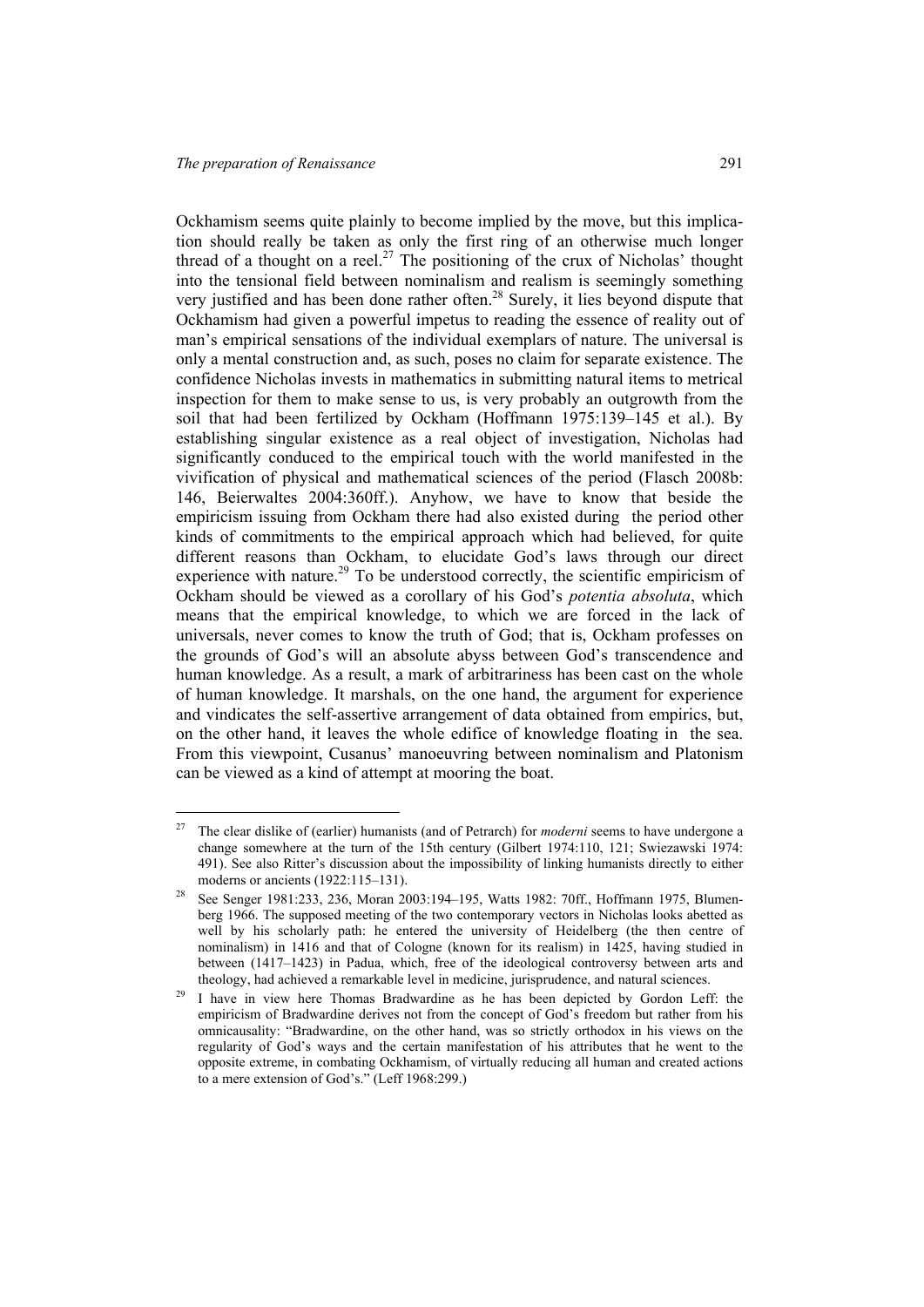Ockhamism seems quite plainly to become implied by the move, but this implication should really be taken as only the first ring of an otherwise much longer thread of a thought on a reel.[27] The positioning of the crux of Nicholas' thought into the tensional field between nominalism and realism is seemingly something very justified and has been done rather often.[28] Surely, it lies beyond dispute that Ockhamism had given a powerful impetus to reading the essence of reality out of man's empirical sensations of the individual exemplars of nature. The universal is only a mental construction and, as such, poses no claim for separate existence. The confidence Nicholas invests in mathematics in submitting natural items to metrical inspection for them to make sense to us, is very probably an outgrowth from the soil that had been fertilized by Ockham (Hoffmann 1975:139–145 et al.). By establishing singular existence as a real object of investigation, Nicholas had significantly conduced to the empirical touch with the world manifested in the vivification of physical and mathematical sciences of the period (Flasch 2008b: 146, Beierwaltes 2004:360ff.). Anyhow, we have to know that beside the empiricism issuing from Ockham there had also existed during the period other kinds of commitments to the empirical approach which had believed, for quite different reasons than Ockham, to elucidate God's laws through our direct experience with nature.[29] To be understood correctly, the scientific empiricism of Ockham should be viewed as a corollary of his God's *potentia absoluta*, which means that the empirical knowledge, to which we are forced in the lack of universals, never comes to know the truth of God; that is, Ockham professes on the grounds of God's will an absolute abyss between God's transcendence and human knowledge. As a result, a mark of arbitrariness has been cast on the whole of human knowledge. It marshals, on the one hand, the argument for experience and vindicates the self-assertive arrangement of data obtained from empirics, but, on the other hand, it leaves the whole edifice of knowledge floating in the sea. From this viewpoint, Cusanus' manoeuvring between nominalism and Platonism can be viewed as a kind of attempt at mooring the boat.

---

[27] The clear dislike of (earlier) humanists (and of Petrarch) for *moderni* seems to have undergone a change somewhere at the turn of the 15th century (Gilbert 1974:110, 121; Swiezawski 1974: 491). See also Ritter's discussion about the impossibility of linking humanists directly to either moderns or ancients (1922:115–131).

[28] See Senger 1981:233, 236, Moran 2003:194–195, Watts 1982: 70ff., Hoffmann 1975, Blumenberg 1966. The supposed meeting of the two contemporary vectors in Nicholas looks abetted as well by his scholarly path: he entered the university of Heidelberg (the then centre of nominalism) in 1416 and that of Cologne (known for its realism) in 1425, having studied in between (1417–1423) in Padua, which, free of the ideological controversy between arts and theology, had achieved a remarkable level in medicine, jurisprudence, and natural sciences.

[29] I have in view here Thomas Bradwardine as he has been depicted by Gordon Leff: the empiricism of Bradwardine derives not from the concept of God's freedom but rather from his omnicausality: "Bradwardine, on the other hand, was so strictly orthodox in his views on the regularity of God's ways and the certain manifestation of his attributes that he went to the opposite extreme, in combating Ockhamism, of virtually reducing all human and created actions to a mere extension of God's." (Leff 1968:299.)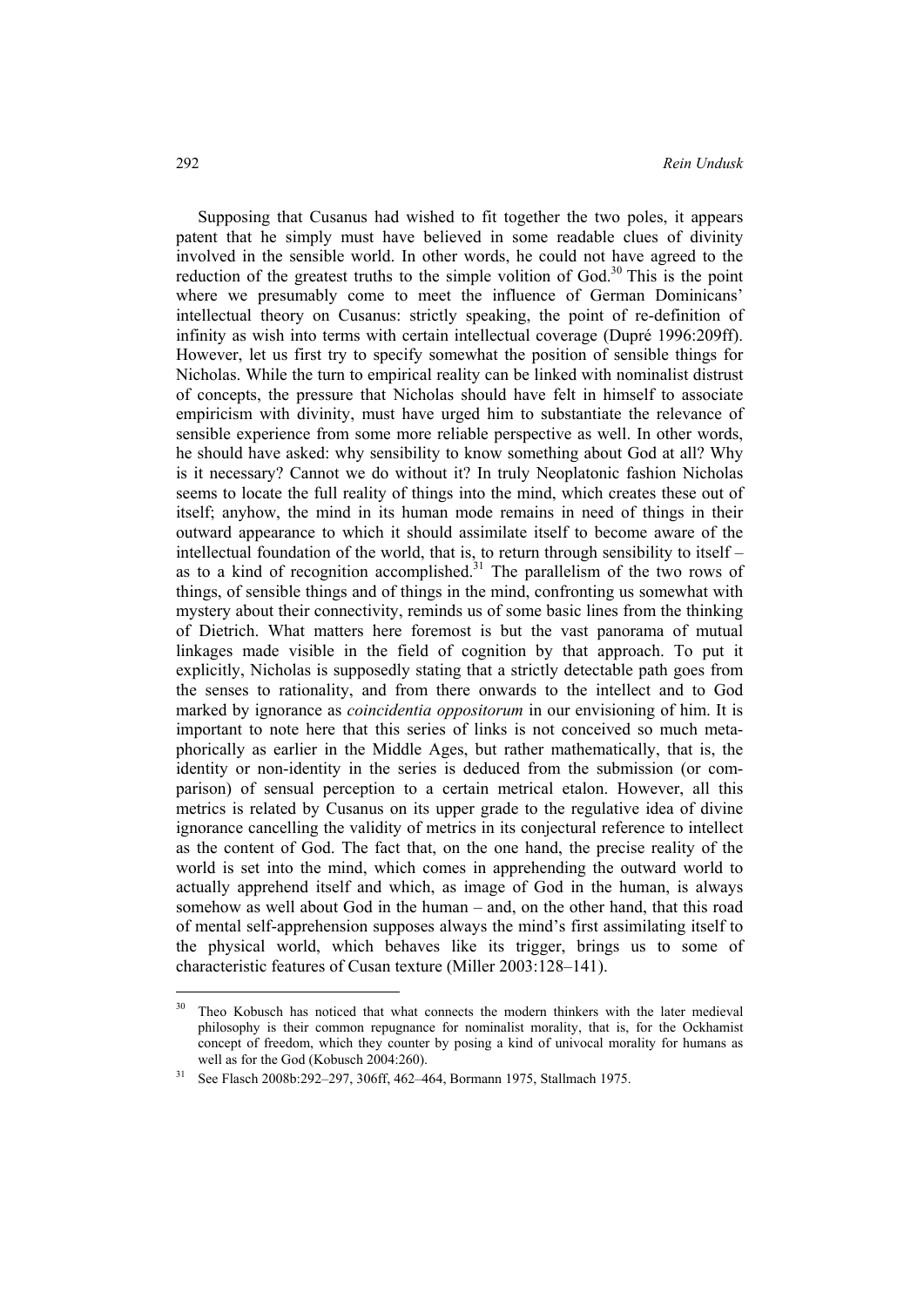Supposing that Cusanus had wished to fit together the two poles, it appears patent that he simply must have believed in some readable clues of divinity involved in the sensible world. In other words, he could not have agreed to the reduction of the greatest truths to the simple volition of God.[30] This is the point where we presumably come to meet the influence of German Dominicans' intellectual theory on Cusanus: strictly speaking, the point of re-definition of infinity as wish into terms with certain intellectual coverage (Dupré 1996:209ff). However, let us first try to specify somewhat the position of sensible things for Nicholas. While the turn to empirical reality can be linked with nominalist distrust of concepts, the pressure that Nicholas should have felt in himself to associate empiricism with divinity, must have urged him to substantiate the relevance of sensible experience from some more reliable perspective as well. In other words, he should have asked: why sensibility to know something about God at all? Why is it necessary? Cannot we do without it? In truly Neoplatonic fashion Nicholas seems to locate the full reality of things into the mind, which creates these out of itself; anyhow, the mind in its human mode remains in need of things in their outward appearance to which it should assimilate itself to become aware of the intellectual foundation of the world, that is, to return through sensibility to itself – as to a kind of recognition accomplished.[31] The parallelism of the two rows of things, of sensible things and of things in the mind, confronting us somewhat with mystery about their connectivity, reminds us of some basic lines from the thinking of Dietrich. What matters here foremost is but the vast panorama of mutual linkages made visible in the field of cognition by that approach. To put it explicitly, Nicholas is supposedly stating that a strictly detectable path goes from the senses to rationality, and from there onwards to the intellect and to God marked by ignorance as *coincidentia oppositorum* in our envisioning of him. It is important to note here that this series of links is not conceived so much metaphorically as earlier in the Middle Ages, but rather mathematically, that is, the identity or non-identity in the series is deduced from the submission (or comparison) of sensual perception to a certain metrical etalon. However, all this metrics is related by Cusanus on its upper grade to the regulative idea of divine ignorance cancelling the validity of metrics in its conjectural reference to intellect as the content of God. The fact that, on the one hand, the precise reality of the world is set into the mind, which comes in apprehending the outward world to actually apprehend itself and which, as image of God in the human, is always somehow as well about God in the human – and, on the other hand, that this road of mental self-apprehension supposes always the mind's first assimilating itself to the physical world, which behaves like its trigger, brings us to some of characteristic features of Cusan texture (Miller 2003:128–141).

---

[30] Theo Kobusch has noticed that what connects the modern thinkers with the later medieval philosophy is their common repugnance for nominalist morality, that is, for the Ockhamist concept of freedom, which they counter by posing a kind of univocal morality for humans as well as for the God (Kobusch 2004:260).

[31] See Flasch 2008b:292–297, 306ff, 462–464, Bormann 1975, Stallmach 1975.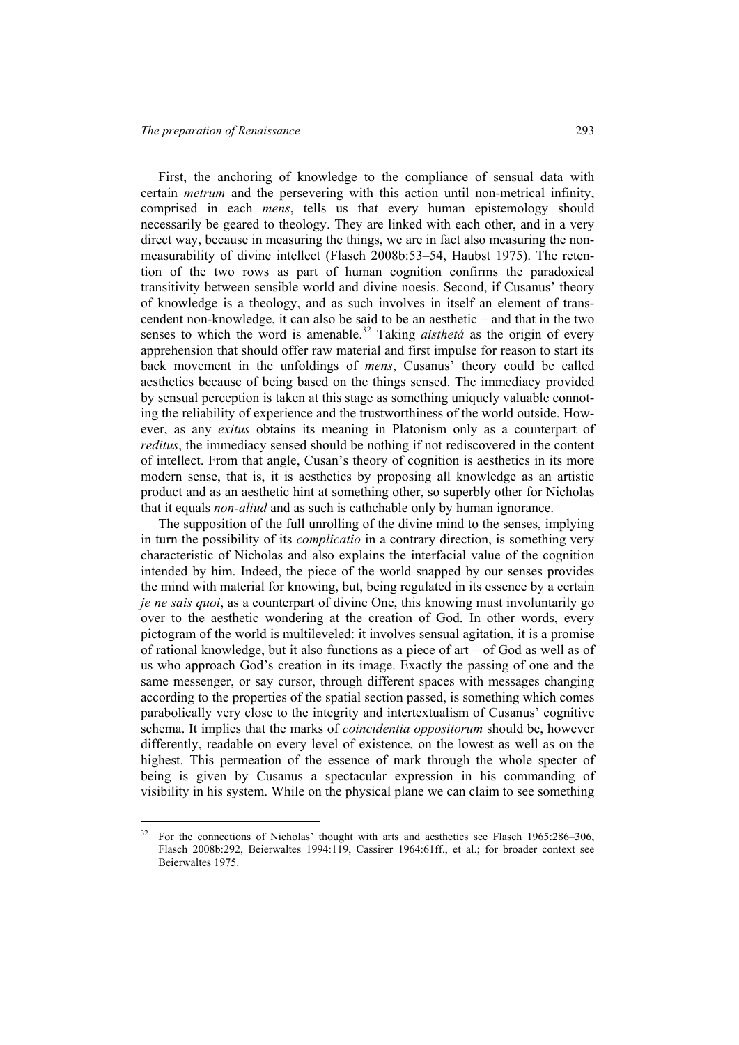First, the anchoring of knowledge to the compliance of sensual data with certain *metrum* and the persevering with this action until non-metrical infinity, comprised in each *mens*, tells us that every human epistemology should necessarily be geared to theology. They are linked with each other, and in a very direct way, because in measuring the things, we are in fact also measuring the non-measurability of divine intellect (Flasch 2008b:53–54, Haubst 1975). The retention of the two rows as part of human cognition confirms the paradoxical transitivity between sensible world and divine noesis. Second, if Cusanus' theory of knowledge is a theology, and as such involves in itself an element of transcendent non-knowledge, it can also be said to be an aesthetic – and that in the two senses to which the word is amenable.[32] Taking *aisthetá* as the origin of every apprehension that should offer raw material and first impulse for reason to start its back movement in the unfoldings of *mens*, Cusanus' theory could be called aesthetics because of being based on the things sensed. The immediacy provided by sensual perception is taken at this stage as something uniquely valuable connoting the reliability of experience and the trustworthiness of the world outside. However, as any *exitus* obtains its meaning in Platonism only as a counterpart of *reditus*, the immediacy sensed should be nothing if not rediscovered in the content of intellect. From that angle, Cusan's theory of cognition is aesthetics in its more modern sense, that is, it is aesthetics by proposing all knowledge as an artistic product and as an aesthetic hint at something other, so superbly other for Nicholas that it equals *non-aliud* and as such is cathchable only by human ignorance.

The supposition of the full unrolling of the divine mind to the senses, implying in turn the possibility of its *complicatio* in a contrary direction, is something very characteristic of Nicholas and also explains the interfacial value of the cognition intended by him. Indeed, the piece of the world snapped by our senses provides the mind with material for knowing, but, being regulated in its essence by a certain *je ne sais quoi*, as a counterpart of divine One, this knowing must involuntarily go over to the aesthetic wondering at the creation of God. In other words, every pictogram of the world is multileveled: it involves sensual agitation, it is a promise of rational knowledge, but it also functions as a piece of art – of God as well as of us who approach God's creation in its image. Exactly the passing of one and the same messenger, or say cursor, through different spaces with messages changing according to the properties of the spatial section passed, is something which comes parabolically very close to the integrity and intertextualism of Cusanus' cognitive schema. It implies that the marks of *coincidentia oppositorum* should be, however differently, readable on every level of existence, on the lowest as well as on the highest. This permeation of the essence of mark through the whole specter of being is given by Cusanus a spectacular expression in his commanding of visibility in his system. While on the physical plane we can claim to see something

[32] For the connections of Nicholas' thought with arts and aesthetics see Flasch 1965:286–306, Flasch 2008b:292, Beierwaltes 1994:119, Cassirer 1964:61ff., et al.; for broader context see Beierwaltes 1975.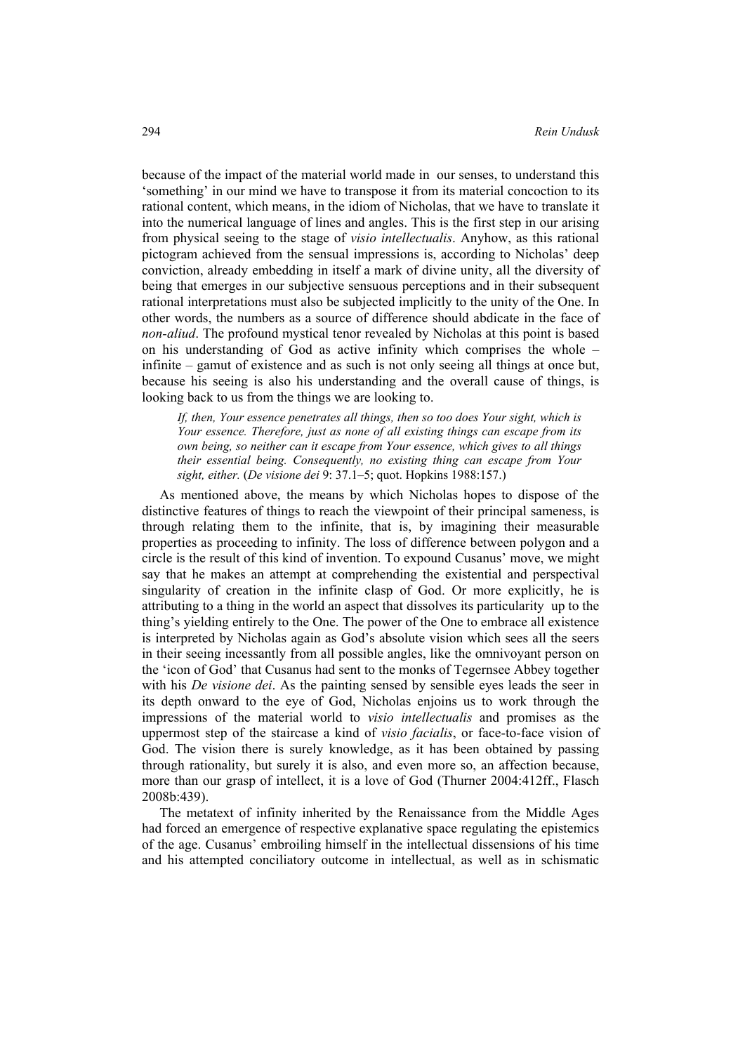because of the impact of the material world made in our senses, to understand this 'something' in our mind we have to transpose it from its material concoction to its rational content, which means, in the idiom of Nicholas, that we have to translate it into the numerical language of lines and angles. This is the first step in our arising from physical seeing to the stage of *visio intellectualis*. Anyhow, as this rational pictogram achieved from the sensual impressions is, according to Nicholas' deep conviction, already embedding in itself a mark of divine unity, all the diversity of being that emerges in our subjective sensuous perceptions and in their subsequent rational interpretations must also be subjected implicitly to the unity of the One. In other words, the numbers as a source of difference should abdicate in the face of *non-aliud*. The profound mystical tenor revealed by Nicholas at this point is based on his understanding of God as active infinity which comprises the whole – infinite – gamut of existence and as such is not only seeing all things at once but, because his seeing is also his understanding and the overall cause of things, is looking back to us from the things we are looking to.

> *If, then, Your essence penetrates all things, then so too does Your sight, which is Your essence. Therefore, just as none of all existing things can escape from its own being, so neither can it escape from Your essence, which gives to all things their essential being. Consequently, no existing thing can escape from Your sight, either.* (*De visione dei* 9: 37.1–5; quot. Hopkins 1988:157.)

As mentioned above, the means by which Nicholas hopes to dispose of the distinctive features of things to reach the viewpoint of their principal sameness, is through relating them to the infinite, that is, by imagining their measurable properties as proceeding to infinity. The loss of difference between polygon and a circle is the result of this kind of invention. To expound Cusanus' move, we might say that he makes an attempt at comprehending the existential and perspectival singularity of creation in the infinite clasp of God. Or more explicitly, he is attributing to a thing in the world an aspect that dissolves its particularity up to the thing's yielding entirely to the One. The power of the One to embrace all existence is interpreted by Nicholas again as God's absolute vision which sees all the seers in their seeing incessantly from all possible angles, like the omnivoyant person on the 'icon of God' that Cusanus had sent to the monks of Tegernsee Abbey together with his *De visione dei*. As the painting sensed by sensible eyes leads the seer in its depth onward to the eye of God, Nicholas enjoins us to work through the impressions of the material world to *visio intellectualis* and promises as the uppermost step of the staircase a kind of *visio facialis*, or face-to-face vision of God. The vision there is surely knowledge, as it has been obtained by passing through rationality, but surely it is also, and even more so, an affection because, more than our grasp of intellect, it is a love of God (Thurner 2004:412ff., Flasch 2008b:439).

The metatext of infinity inherited by the Renaissance from the Middle Ages had forced an emergence of respective explanative space regulating the epistemics of the age. Cusanus' embroiling himself in the intellectual dissensions of his time and his attempted conciliatory outcome in intellectual, as well as in schismatic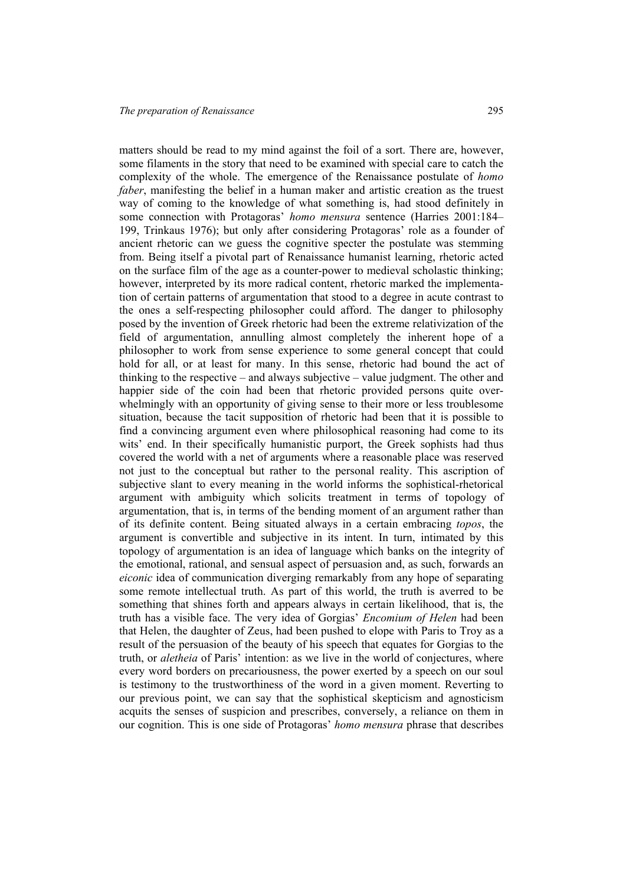matters should be read to my mind against the foil of a sort. There are, however, some filaments in the story that need to be examined with special care to catch the complexity of the whole. The emergence of the Renaissance postulate of *homo faber*, manifesting the belief in a human maker and artistic creation as the truest way of coming to the knowledge of what something is, had stood definitely in some connection with Protagoras' *homo mensura* sentence (Harries 2001:184–199, Trinkaus 1976); but only after considering Protagoras' role as a founder of ancient rhetoric can we guess the cognitive specter the postulate was stemming from. Being itself a pivotal part of Renaissance humanist learning, rhetoric acted on the surface film of the age as a counter-power to medieval scholastic thinking; however, interpreted by its more radical content, rhetoric marked the implementation of certain patterns of argumentation that stood to a degree in acute contrast to the ones a self-respecting philosopher could afford. The danger to philosophy posed by the invention of Greek rhetoric had been the extreme relativization of the field of argumentation, annulling almost completely the inherent hope of a philosopher to work from sense experience to some general concept that could hold for all, or at least for many. In this sense, rhetoric had bound the act of thinking to the respective – and always subjective – value judgment. The other and happier side of the coin had been that rhetoric provided persons quite overwhelmingly with an opportunity of giving sense to their more or less troublesome situation, because the tacit supposition of rhetoric had been that it is possible to find a convincing argument even where philosophical reasoning had come to its wits' end. In their specifically humanistic purport, the Greek sophists had thus covered the world with a net of arguments where a reasonable place was reserved not just to the conceptual but rather to the personal reality. This ascription of subjective slant to every meaning in the world informs the sophistical-rhetorical argument with ambiguity which solicits treatment in terms of topology of argumentation, that is, in terms of the bending moment of an argument rather than of its definite content. Being situated always in a certain embracing *topos*, the argument is convertible and subjective in its intent. In turn, intimated by this topology of argumentation is an idea of language which banks on the integrity of the emotional, rational, and sensual aspect of persuasion and, as such, forwards an *eiconic* idea of communication diverging remarkably from any hope of separating some remote intellectual truth. As part of this world, the truth is averred to be something that shines forth and appears always in certain likelihood, that is, the truth has a visible face. The very idea of Gorgias' *Encomium of Helen* had been that Helen, the daughter of Zeus, had been pushed to elope with Paris to Troy as a result of the persuasion of the beauty of his speech that equates for Gorgias to the truth, or *aletheia* of Paris' intention: as we live in the world of conjectures, where every word borders on precariousness, the power exerted by a speech on our soul is testimony to the trustworthiness of the word in a given moment. Reverting to our previous point, we can say that the sophistical skepticism and agnosticism acquits the senses of suspicion and prescribes, conversely, a reliance on them in our cognition. This is one side of Protagoras' *homo mensura* phrase that describes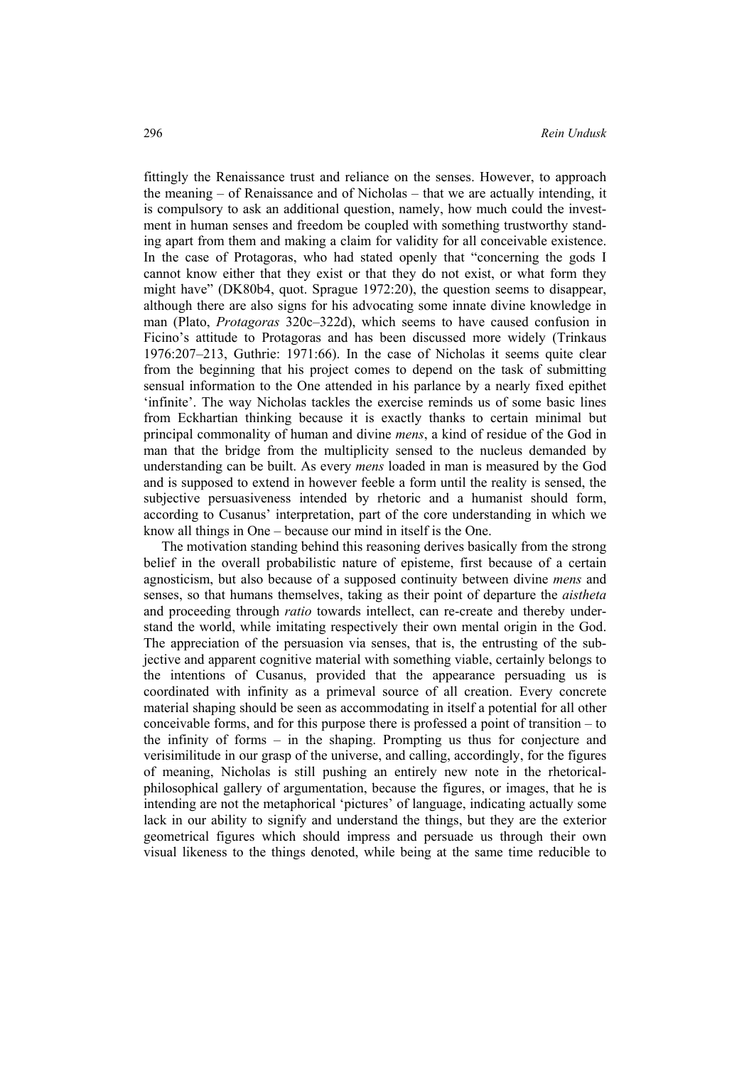fittingly the Renaissance trust and reliance on the senses. However, to approach the meaning – of Renaissance and of Nicholas – that we are actually intending, it is compulsory to ask an additional question, namely, how much could the investment in human senses and freedom be coupled with something trustworthy standing apart from them and making a claim for validity for all conceivable existence. In the case of Protagoras, who had stated openly that "concerning the gods I cannot know either that they exist or that they do not exist, or what form they might have" (DK80b4, quot. Sprague 1972:20), the question seems to disappear, although there are also signs for his advocating some innate divine knowledge in man (Plato, *Protagoras* 320c–322d), which seems to have caused confusion in Ficino's attitude to Protagoras and has been discussed more widely (Trinkaus 1976:207–213, Guthrie: 1971:66). In the case of Nicholas it seems quite clear from the beginning that his project comes to depend on the task of submitting sensual information to the One attended in his parlance by a nearly fixed epithet 'infinite'. The way Nicholas tackles the exercise reminds us of some basic lines from Eckhartian thinking because it is exactly thanks to certain minimal but principal commonality of human and divine *mens*, a kind of residue of the God in man that the bridge from the multiplicity sensed to the nucleus demanded by understanding can be built. As every *mens* loaded in man is measured by the God and is supposed to extend in however feeble a form until the reality is sensed, the subjective persuasiveness intended by rhetoric and a humanist should form, according to Cusanus' interpretation, part of the core understanding in which we know all things in One – because our mind in itself is the One.

The motivation standing behind this reasoning derives basically from the strong belief in the overall probabilistic nature of episteme, first because of a certain agnosticism, but also because of a supposed continuity between divine *mens* and senses, so that humans themselves, taking as their point of departure the *aistheta* and proceeding through *ratio* towards intellect, can re-create and thereby understand the world, while imitating respectively their own mental origin in the God. The appreciation of the persuasion via senses, that is, the entrusting of the subjective and apparent cognitive material with something viable, certainly belongs to the intentions of Cusanus, provided that the appearance persuading us is coordinated with infinity as a primeval source of all creation. Every concrete material shaping should be seen as accommodating in itself a potential for all other conceivable forms, and for this purpose there is professed a point of transition – to the infinity of forms – in the shaping. Prompting us thus for conjecture and verisimilitude in our grasp of the universe, and calling, accordingly, for the figures of meaning, Nicholas is still pushing an entirely new note in the rhetorical-philosophical gallery of argumentation, because the figures, or images, that he is intending are not the metaphorical 'pictures' of language, indicating actually some lack in our ability to signify and understand the things, but they are the exterior geometrical figures which should impress and persuade us through their own visual likeness to the things denoted, while being at the same time reducible to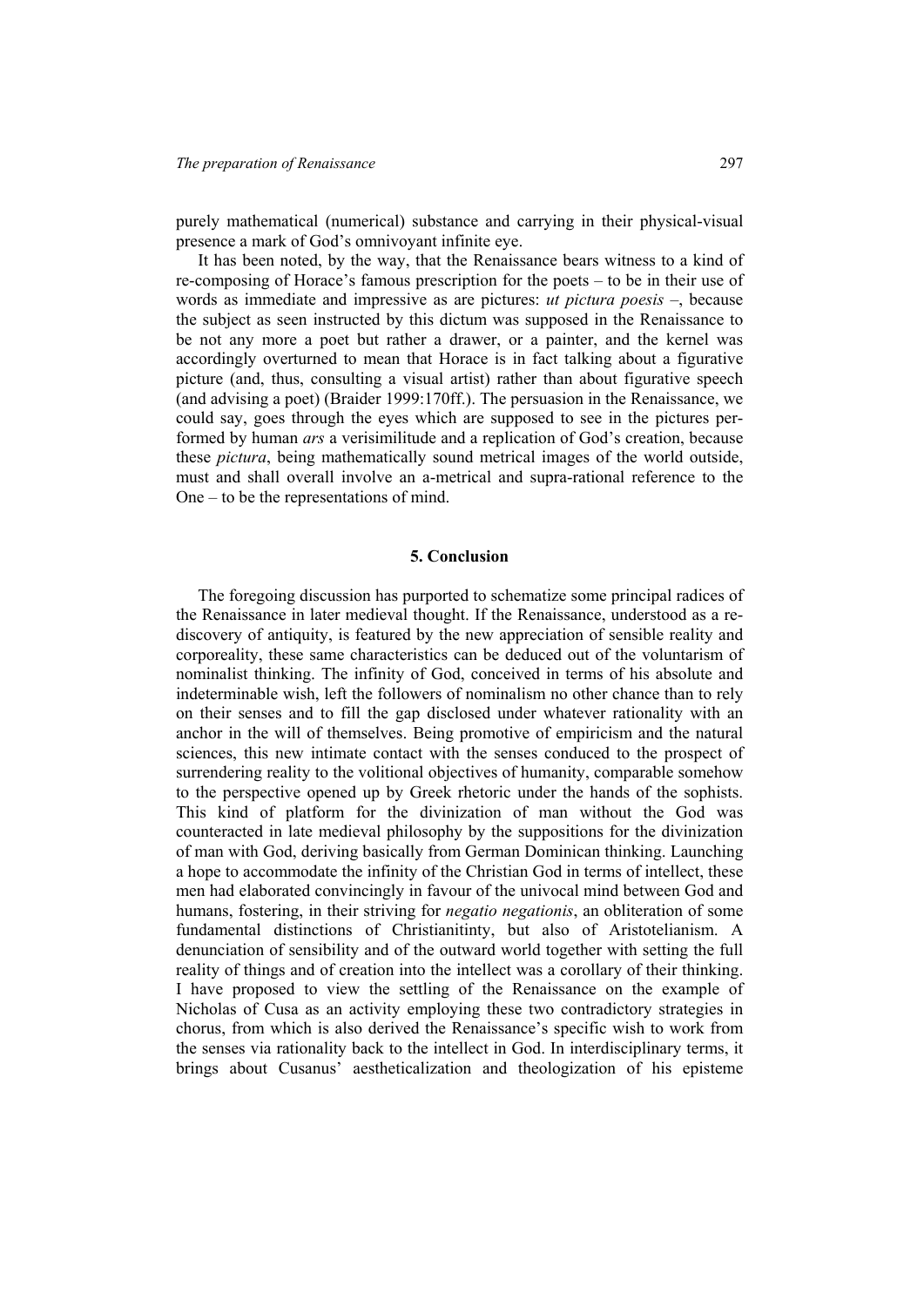purely mathematical (numerical) substance and carrying in their physical-visual presence a mark of God's omnivoyant infinite eye.

It has been noted, by the way, that the Renaissance bears witness to a kind of re-composing of Horace's famous prescription for the poets – to be in their use of words as immediate and impressive as are pictures: *ut pictura poesis* –, because the subject as seen instructed by this dictum was supposed in the Renaissance to be not any more a poet but rather a drawer, or a painter, and the kernel was accordingly overturned to mean that Horace is in fact talking about a figurative picture (and, thus, consulting a visual artist) rather than about figurative speech (and advising a poet) (Braider 1999:170ff.). The persuasion in the Renaissance, we could say, goes through the eyes which are supposed to see in the pictures performed by human *ars* a verisimilitude and a replication of God's creation, because these *pictura*, being mathematically sound metrical images of the world outside, must and shall overall involve an a-metrical and supra-rational reference to the One – to be the representations of mind.

## 5. Conclusion

The foregoing discussion has purported to schematize some principal radices of the Renaissance in later medieval thought. If the Renaissance, understood as a re-discovery of antiquity, is featured by the new appreciation of sensible reality and corporeality, these same characteristics can be deduced out of the voluntarism of nominalist thinking. The infinity of God, conceived in terms of his absolute and indeterminable wish, left the followers of nominalism no other chance than to rely on their senses and to fill the gap disclosed under whatever rationality with an anchor in the will of themselves. Being promotive of empiricism and the natural sciences, this new intimate contact with the senses conduced to the prospect of surrendering reality to the volitional objectives of humanity, comparable somehow to the perspective opened up by Greek rhetoric under the hands of the sophists. This kind of platform for the divinization of man without the God was counteracted in late medieval philosophy by the suppositions for the divinization of man with God, deriving basically from German Dominican thinking. Launching a hope to accommodate the infinity of the Christian God in terms of intellect, these men had elaborated convincingly in favour of the univocal mind between God and humans, fostering, in their striving for *negatio negationis*, an obliteration of some fundamental distinctions of Christianitinty, but also of Aristotelianism. A denunciation of sensibility and of the outward world together with setting the full reality of things and of creation into the intellect was a corollary of their thinking. I have proposed to view the settling of the Renaissance on the example of Nicholas of Cusa as an activity employing these two contradictory strategies in chorus, from which is also derived the Renaissance's specific wish to work from the senses via rationality back to the intellect in God. In interdisciplinary terms, it brings about Cusanus' aestheticalization and theologization of his episteme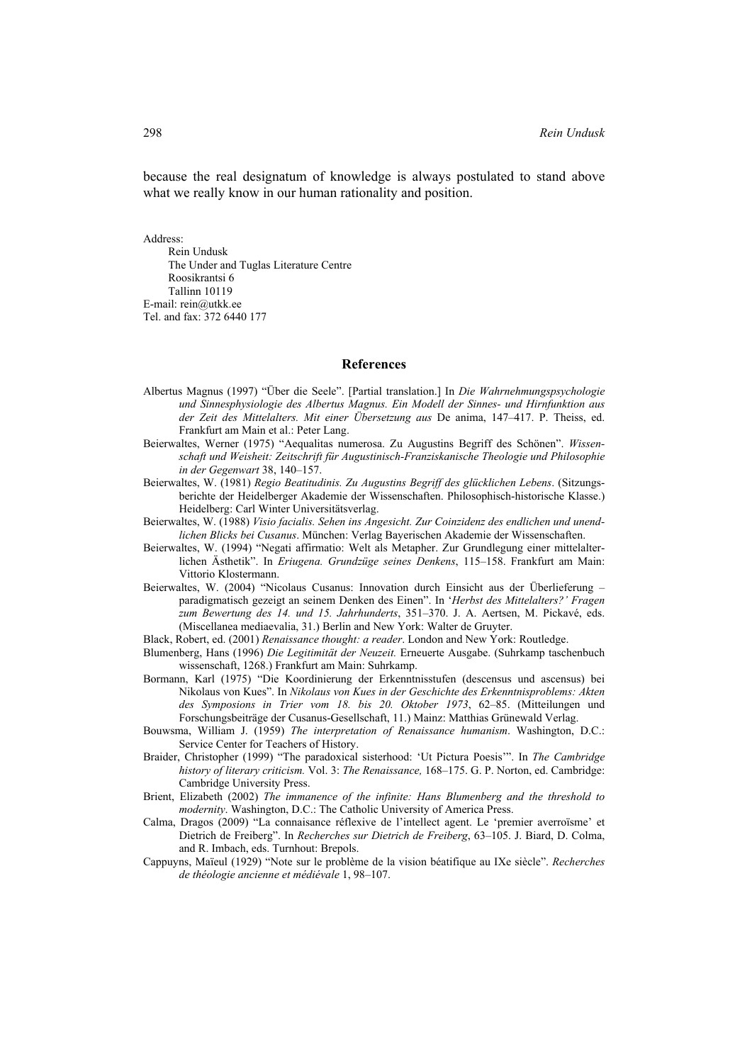because the real designatum of knowledge is always postulated to stand above what we really know in our human rationality and position.

Address:
Rein Undusk
The Under and Tuglas Literature Centre
Roosikrantsi 6
Tallinn 10119
E-mail: rein@utkk.ee
Tel. and fax: 372 6440 177

## References

Albertus Magnus (1997) "Über die Seele". [Partial translation.] In *Die Wahrnehmungspsychologie und Sinnesphysiologie des Albertus Magnus. Ein Modell der Sinnes- und Hirnfunktion aus der Zeit des Mittelalters. Mit einer Übersetzung aus* De anima, 147–417. P. Theiss, ed. Frankfurt am Main et al.: Peter Lang.

Beierwaltes, Werner (1975) "Aequalitas numerosa. Zu Augustins Begriff des Schönen". *Wissenschaft und Weisheit: Zeitschrift für Augustinisch-Franziskanische Theologie und Philosophie in der Gegenwart* 38, 140–157.

Beierwaltes, W. (1981) *Regio Beatitudinis. Zu Augustins Begriff des glücklichen Lebens*. (Sitzungsberichte der Heidelberger Akademie der Wissenschaften. Philosophisch-historische Klasse.) Heidelberg: Carl Winter Universitätsverlag.

Beierwaltes, W. (1988) *Visio facialis. Sehen ins Angesicht. Zur Coinzidenz des endlichen und unendlichen Blicks bei Cusanus*. München: Verlag Bayerischen Akademie der Wissenschaften.

Beierwaltes, W. (1994) "Negati affirmatio: Welt als Metapher. Zur Grundlegung einer mittelalterlichen Ästhetik". In *Eriugena. Grundzüge seines Denkens*, 115–158. Frankfurt am Main: Vittorio Klostermann.

Beierwaltes, W. (2004) "Nicolaus Cusanus: Innovation durch Einsicht aus der Überlieferung – paradigmatisch gezeigt an seinem Denken des Einen". In '*Herbst des Mittelalters?' Fragen zum Bewertung des 14. und 15. Jahrhunderts*, 351–370. J. A. Aertsen, M. Pickavé, eds. (Miscellanea mediaevalia, 31.) Berlin and New York: Walter de Gruyter.

Black, Robert, ed. (2001) *Renaissance thought: a reader*. London and New York: Routledge.

Blumenberg, Hans (1996) *Die Legitimität der Neuzeit.* Erneuerte Ausgabe. (Suhrkamp taschenbuch wissenschaft, 1268.) Frankfurt am Main: Suhrkamp.

Bormann, Karl (1975) "Die Koordinierung der Erkenntnisstufen (descensus und ascensus) bei Nikolaus von Kues". In *Nikolaus von Kues in der Geschichte des Erkenntnisproblems: Akten des Symposions in Trier vom 18. bis 20. Oktober 1973*, 62–85. (Mitteilungen und Forschungsbeiträge der Cusanus-Gesellschaft, 11.) Mainz: Matthias Grünewald Verlag.

Bouwsma, William J. (1959) *The interpretation of Renaissance humanism*. Washington, D.C.: Service Center for Teachers of History.

Braider, Christopher (1999) "The paradoxical sisterhood: 'Ut Pictura Poesis'". In *The Cambridge history of literary criticism.* Vol. 3: *The Renaissance,* 168–175. G. P. Norton, ed. Cambridge: Cambridge University Press.

Brient, Elizabeth (2002) *The immanence of the infinite: Hans Blumenberg and the threshold to modernity*. Washington, D.C.: The Catholic University of America Press.

Calma, Dragos (2009) "La connaisance réflexive de l'intellect agent. Le 'premier averroïsme' et Dietrich de Freiberg". In *Recherches sur Dietrich de Freiberg*, 63–105. J. Biard, D. Colma, and R. Imbach, eds. Turnhout: Brepols.

Cappuyns, Maïeul (1929) "Note sur le problème de la vision béatifique au IXe siècle". *Recherches de théologie ancienne et médiévale* 1, 98–107.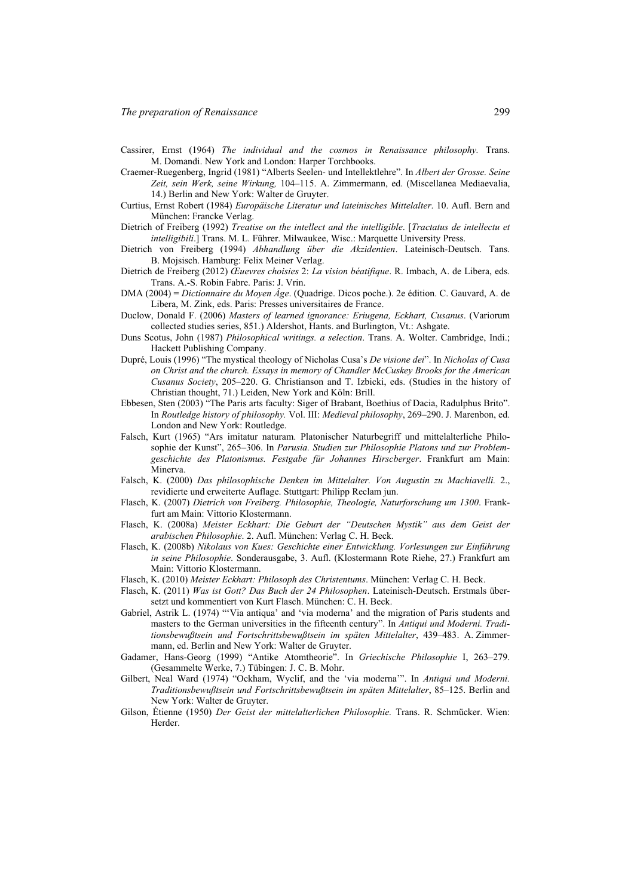Cassirer, Ernst (1964) *The individual and the cosmos in Renaissance philosophy.* Trans. M. Domandi. New York and London: Harper Torchbooks.

Craemer-Ruegenberg, Ingrid (1981) "Alberts Seelen- und Intellektlehre". In *Albert der Grosse. Seine Zeit, sein Werk, seine Wirkung,* 104–115. A. Zimmermann, ed. (Miscellanea Mediaevalia, 14.) Berlin and New York: Walter de Gruyter.

Curtius, Ernst Robert (1984) *Europäische Literatur und lateinisches Mittelalter*. 10. Aufl. Bern and München: Francke Verlag.

Dietrich of Freiberg (1992) *Treatise on the intellect and the intelligible*. [*Tractatus de intellectu et intelligibili*.] Trans. M. L. Führer. Milwaukee, Wisc.: Marquette University Press.

Dietrich von Freiberg (1994) *Abhandlung über die Akzidentien*. Lateinisch-Deutsch. Tans. B. Mojsisch. Hamburg: Felix Meiner Verlag.

Dietrich de Freiberg (2012) *Œuvres choisies* 2: *La vision béatifique*. R. Imbach, A. de Libera, eds. Trans. A.-S. Robin Fabre. Paris: J. Vrin.

DMA (2004) = *Dictionnaire du Moyen Âge*. (Quadrige. Dicos poche.). 2e édition. C. Gauvard, A. de Libera, M. Zink, eds. Paris: Presses universitaires de France.

Duclow, Donald F. (2006) *Masters of learned ignorance: Eriugena, Eckhart, Cusanus*. (Variorum collected studies series, 851.) Aldershot, Hants. and Burlington, Vt.: Ashgate.

Duns Scotus, John (1987) *Philosophical writings. a selection*. Trans. A. Wolter. Cambridge, Indi.; Hackett Publishing Company.

Dupré, Louis (1996) "The mystical theology of Nicholas Cusa's *De visione dei*". In *Nicholas of Cusa on Christ and the church. Essays in memory of Chandler McCuskey Brooks for the American Cusanus Society*, 205–220. G. Christianson and T. Izbicki, eds. (Studies in the history of Christian thought, 71.) Leiden, New York and Köln: Brill.

Ebbesen, Sten (2003) "The Paris arts faculty: Siger of Brabant, Boethius of Dacia, Radulphus Brito". In *Routledge history of philosophy.* Vol. III: *Medieval philosophy*, 269–290. J. Marenbon, ed. London and New York: Routledge.

Falsch, Kurt (1965) "Ars imitatur naturam. Platonischer Naturbegriff und mittelalterliche Philosophie der Kunst", 265–306. In *Parusia. Studien zur Philosophie Platons und zur Problemgeschichte des Platonismus. Festgabe für Johannes Hirscberger*. Frankfurt am Main: Minerva.

Falsch, K. (2000) *Das philosophische Denken im Mittelalter. Von Augustin zu Machiavelli.* 2., revidierte und erweiterte Auflage. Stuttgart: Philipp Reclam jun.

Flasch, K. (2007) *Dietrich von Freiberg. Philosophie, Theologie, Naturforschung um 1300*. Frankfurt am Main: Vittorio Klostermann.

Flasch, K. (2008a) *Meister Eckhart: Die Geburt der "Deutschen Mystik" aus dem Geist der arabischen Philosophie*. 2. Aufl. München: Verlag C. H. Beck.

Flasch, K. (2008b) *Nikolaus von Kues: Geschichte einer Entwicklung. Vorlesungen zur Einführung in seine Philosophie*. Sonderausgabe, 3. Aufl. (Klostermann Rote Riehe, 27.) Frankfurt am Main: Vittorio Klostermann.

Flasch, K. (2010) *Meister Eckhart: Philosoph des Christentums*. München: Verlag C. H. Beck.

Flasch, K. (2011) *Was ist Gott? Das Buch der 24 Philosophen*. Lateinisch-Deutsch. Erstmals übersetzt und kommentiert von Kurt Flasch. München: C. H. Beck.

Gabriel, Astrik L. (1974) "'Via antiqua' and 'via moderna' and the migration of Paris students and masters to the German universities in the fifteenth century". In *Antiqui und Moderni. Traditionsbewußtsein und Fortschrittsbewußtsein im späten Mittelalter*, 439–483. A. Zimmermann, ed. Berlin and New York: Walter de Gruyter.

Gadamer, Hans-Georg (1999) "Antike Atomtheorie". In *Griechische Philosophie* I, 263–279. (Gesammelte Werke, 7.) Tübingen: J. C. B. Mohr.

Gilbert, Neal Ward (1974) "Ockham, Wyclif, and the 'via moderna'". In *Antiqui und Moderni. Traditionsbewußtsein und Fortschrittsbewußtsein im späten Mittelalter*, 85–125. Berlin and New York: Walter de Gruyter.

Gilson, Étienne (1950) *Der Geist der mittelalterlichen Philosophie.* Trans. R. Schmücker. Wien: Herder.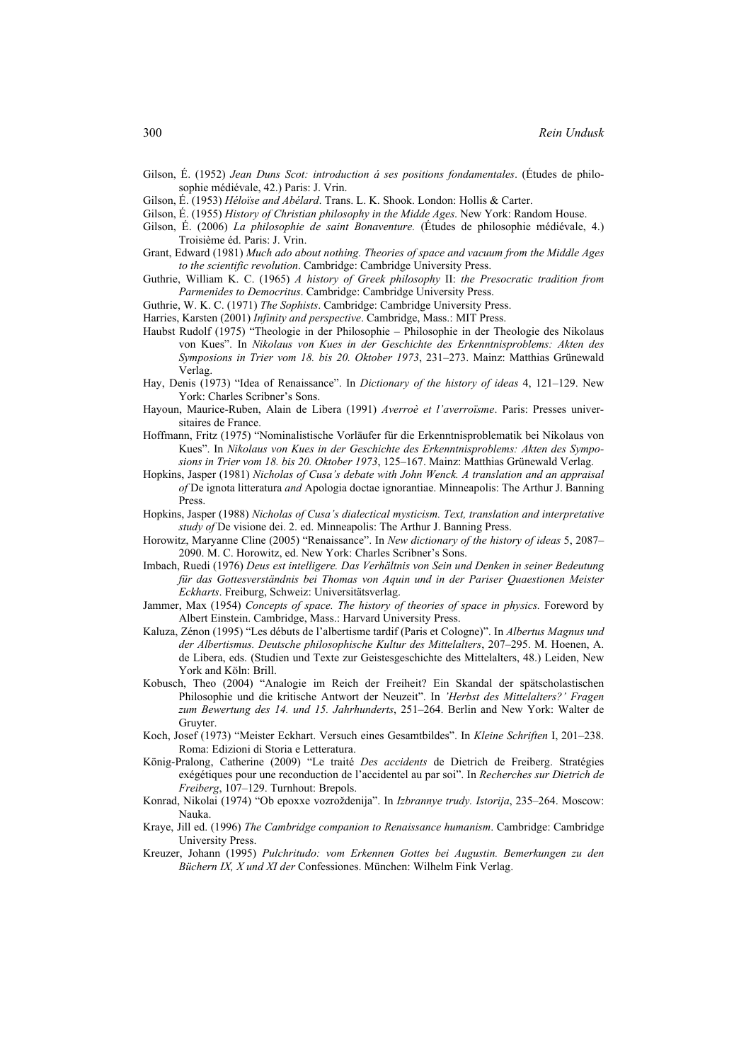Gilson, É. (1952) *Jean Duns Scot: introduction á ses positions fondamentales*. (Études de philosophie médiévale, 42.) Paris: J. Vrin.

Gilson, É. (1953) *Héloïse and Abélard*. Trans. L. K. Shook. London: Hollis & Carter.

Gilson, É. (1955) *History of Christian philosophy in the Midde Ages*. New York: Random House.

Gilson, É. (2006) *La philosophie de saint Bonaventure.* (Études de philosophie médiévale, 4.) Troisième éd. Paris: J. Vrin.

Grant, Edward (1981) *Much ado about nothing. Theories of space and vacuum from the Middle Ages to the scientific revolution*. Cambridge: Cambridge University Press.

Guthrie, William K. C. (1965) *A history of Greek philosophy* II: *the Presocratic tradition from Parmenides to Democritus*. Cambridge: Cambridge University Press.

Guthrie, W. K. C. (1971) *The Sophists*. Cambridge: Cambridge University Press.

Harries, Karsten (2001) *Infinity and perspective*. Cambridge, Mass.: MIT Press.

Haubst Rudolf (1975) "Theologie in der Philosophie – Philosophie in der Theologie des Nikolaus von Kues". In *Nikolaus von Kues in der Geschichte des Erkenntnisproblems: Akten des Symposions in Trier vom 18. bis 20. Oktober 1973*, 231–273. Mainz: Matthias Grünewald Verlag.

Hay, Denis (1973) "Idea of Renaissance". In *Dictionary of the history of ideas* 4, 121–129. New York: Charles Scribner's Sons.

Hayoun, Maurice-Ruben, Alain de Libera (1991) *Averroè et l'averroïsme*. Paris: Presses universitaires de France.

Hoffmann, Fritz (1975) "Nominalistische Vorläufer für die Erkenntnisproblematik bei Nikolaus von Kues". In *Nikolaus von Kues in der Geschichte des Erkenntnisproblems: Akten des Symposions in Trier vom 18. bis 20. Oktober 1973*, 125–167. Mainz: Matthias Grünewald Verlag.

Hopkins, Jasper (1981) *Nicholas of Cusa's debate with John Wenck. A translation and an appraisal of* De ignota litteratura *and* Apologia doctae ignorantiae. Minneapolis: The Arthur J. Banning Press.

Hopkins, Jasper (1988) *Nicholas of Cusa's dialectical mysticism. Text, translation and interpretative study of* De visione dei. 2. ed. Minneapolis: The Arthur J. Banning Press.

Horowitz, Maryanne Cline (2005) "Renaissance". In *New dictionary of the history of ideas* 5, 2087–2090. M. C. Horowitz, ed. New York: Charles Scribner's Sons.

Imbach, Ruedi (1976) *Deus est intelligere. Das Verhältnis von Sein und Denken in seiner Bedeutung für das Gottesverständnis bei Thomas von Aquin und in der Pariser Quaestionen Meister Eckharts*. Freiburg, Schweiz: Universitätsverlag.

Jammer, Max (1954) *Concepts of space. The history of theories of space in physics.* Foreword by Albert Einstein. Cambridge, Mass.: Harvard University Press.

Kaluza, Zénon (1995) "Les débuts de l'albertisme tardif (Paris et Cologne)". In *Albertus Magnus und der Albertismus. Deutsche philosophische Kultur des Mittelalters*, 207–295. M. Hoenen, A. de Libera, eds. (Studien und Texte zur Geistesgeschichte des Mittelalters, 48.) Leiden, New York and Köln: Brill.

Kobusch, Theo (2004) "Analogie im Reich der Freiheit? Ein Skandal der spätscholastischen Philosophie und die kritische Antwort der Neuzeit". In *'Herbst des Mittelalters?' Fragen zum Bewertung des 14. und 15. Jahrhunderts*, 251–264. Berlin and New York: Walter de Gruyter.

Koch, Josef (1973) "Meister Eckhart. Versuch eines Gesamtbildes". In *Kleine Schriften* I, 201–238. Roma: Edizioni di Storia e Letteratura.

König-Pralong, Catherine (2009) "Le traité *Des accidents* de Dietrich de Freiberg. Stratégies exégétiques pour une reconduction de l'accidentel au par soi". In *Recherches sur Dietrich de Freiberg*, 107–129. Turnhout: Brepols.

Konrad, Nikolai (1974) "Ob epoxxe vozroždenija". In *Izbrannye trudy. Istorija*, 235–264. Moscow: Nauka.

Kraye, Jill ed. (1996) *The Cambridge companion to Renaissance humanism*. Cambridge: Cambridge University Press.

Kreuzer, Johann (1995) *Pulchritudo: vom Erkennen Gottes bei Augustin. Bemerkungen zu den Büchern IX, X und XI der* Confessiones. München: Wilhelm Fink Verlag.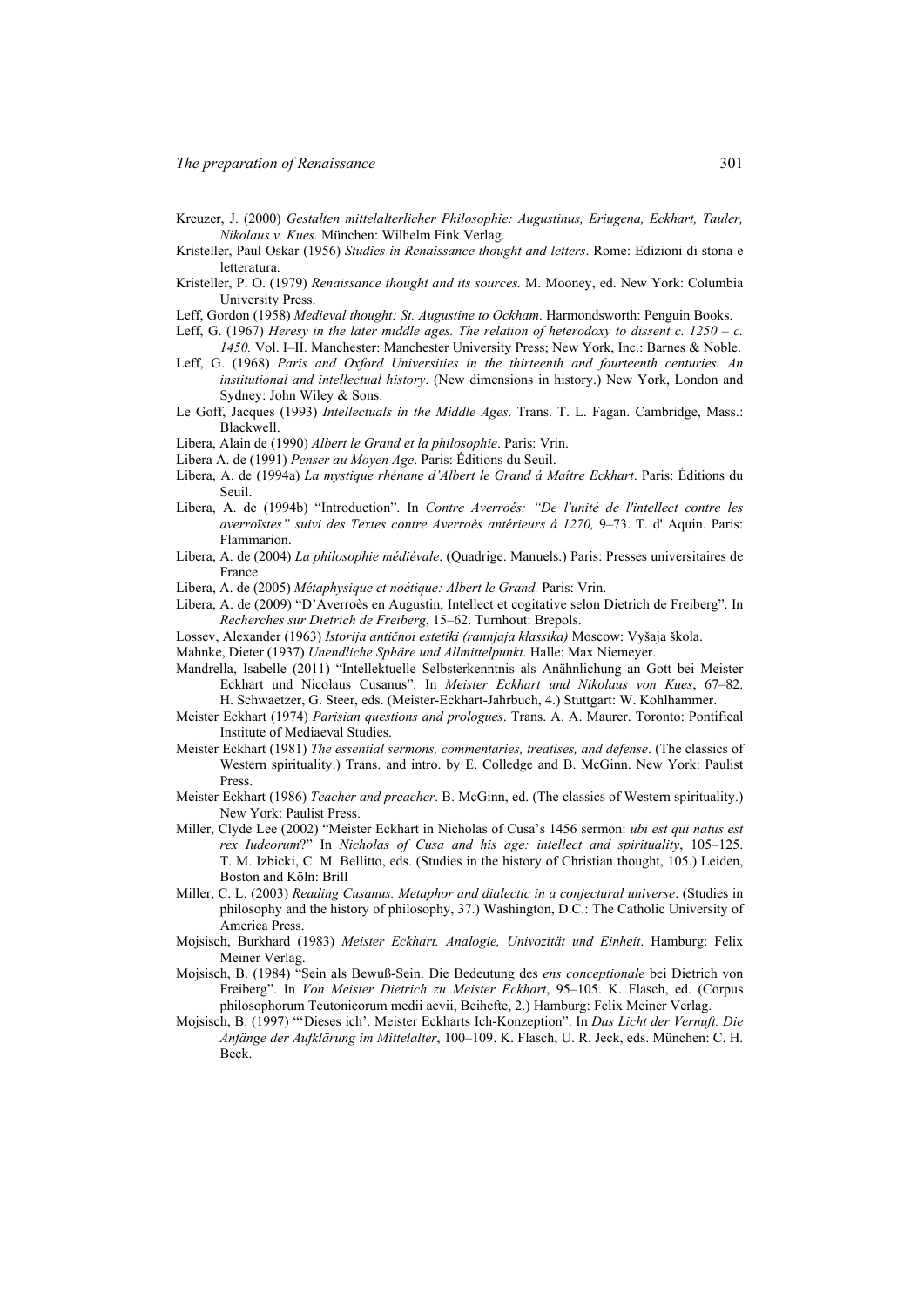Kreuzer, J. (2000) *Gestalten mittelalterlicher Philosophie: Augustinus, Eriugena, Eckhart, Tauler, Nikolaus v. Kues.* München: Wilhelm Fink Verlag.

Kristeller, Paul Oskar (1956) *Studies in Renaissance thought and letters*. Rome: Edizioni di storia e letteratura.

Kristeller, P. O. (1979) *Renaissance thought and its sources.* M. Mooney, ed. New York: Columbia University Press.

Leff, Gordon (1958) *Medieval thought: St. Augustine to Ockham*. Harmondsworth: Penguin Books.

Leff, G. (1967) *Heresy in the later middle ages. The relation of heterodoxy to dissent c. 1250 – c. 1450.* Vol. I–II. Manchester: Manchester University Press; New York, Inc.: Barnes & Noble.

Leff, G. (1968) *Paris and Oxford Universities in the thirteenth and fourteenth centuries. An institutional and intellectual history*. (New dimensions in history.) New York, London and Sydney: John Wiley & Sons.

Le Goff, Jacques (1993) *Intellectuals in the Middle Ages*. Trans. T. L. Fagan. Cambridge, Mass.: Blackwell.

Libera, Alain de (1990) *Albert le Grand et la philosophie*. Paris: Vrin.

Libera A. de (1991) *Penser au Moyen Age*. Paris: Éditions du Seuil.

Libera, A. de (1994a) *La mystique rhénane d'Albert le Grand á Maître Eckhart*. Paris: Éditions du Seuil.

Libera, A. de (1994b) "Introduction". In *Contre Averroés: "De l'unité de l'intellect contre les averroïstes" suivi des Textes contre Averroès antérieurs á 1270,* 9–73. T. d' Aquin. Paris: Flammarion.

Libera, A. de (2004) *La philosophie médiévale*. (Quadrige. Manuels.) Paris: Presses universitaires de France.

Libera, A. de (2005) *Métaphysique et noétique: Albert le Grand.* Paris: Vrin.

Libera, A. de (2009) "D'Averroès en Augustin, Intellect et cogitative selon Dietrich de Freiberg". In *Recherches sur Dietrich de Freiberg*, 15–62. Turnhout: Brepols.

Lossev, Alexander (1963) *Istorija antičnoi estetiki (rannjaja klassika)* Moscow: Vyšaja škola.

Mahnke, Dieter (1937) *Unendliche Sphäre und Allmittelpunkt*. Halle: Max Niemeyer.

Mandrella, Isabelle (2011) "Intellektuelle Selbsterkenntnis als Anähnlichung an Gott bei Meister Eckhart und Nicolaus Cusanus". In *Meister Eckhart und Nikolaus von Kues*, 67–82. H. Schwaetzer, G. Steer, eds. (Meister-Eckhart-Jahrbuch, 4.) Stuttgart: W. Kohlhammer.

Meister Eckhart (1974) *Parisian questions and prologues*. Trans. A. A. Maurer. Toronto: Pontifical Institute of Mediaeval Studies.

Meister Eckhart (1981) *The essential sermons, commentaries, treatises, and defense*. (The classics of Western spirituality.) Trans. and intro. by E. Colledge and B. McGinn. New York: Paulist Press.

Meister Eckhart (1986) *Teacher and preacher*. B. McGinn, ed. (The classics of Western spirituality.) New York: Paulist Press.

Miller, Clyde Lee (2002) "Meister Eckhart in Nicholas of Cusa's 1456 sermon: *ubi est qui natus est rex Iudeorum*?" In *Nicholas of Cusa and his age: intellect and spirituality*, 105–125. T. M. Izbicki, C. M. Bellitto, eds. (Studies in the history of Christian thought, 105.) Leiden, Boston and Köln: Brill

Miller, C. L. (2003) *Reading Cusanus. Metaphor and dialectic in a conjectural universe*. (Studies in philosophy and the history of philosophy, 37.) Washington, D.C.: The Catholic University of America Press.

Mojsisch, Burkhard (1983) *Meister Eckhart. Analogie, Univozität und Einheit*. Hamburg: Felix Meiner Verlag.

Mojsisch, B. (1984) "Sein als Bewuß-Sein. Die Bedeutung des *ens conceptionale* bei Dietrich von Freiberg". In *Von Meister Dietrich zu Meister Eckhart*, 95–105. K. Flasch, ed. (Corpus philosophorum Teutonicorum medii aevii, Beihefte, 2.) Hamburg: Felix Meiner Verlag.

Mojsisch, B. (1997) "'Dieses ich'. Meister Eckharts Ich-Konzeption". In *Das Licht der Vernuft. Die Anfänge der Aufklärung im Mittelalter*, 100–109. K. Flasch, U. R. Jeck, eds. München: C. H. Beck.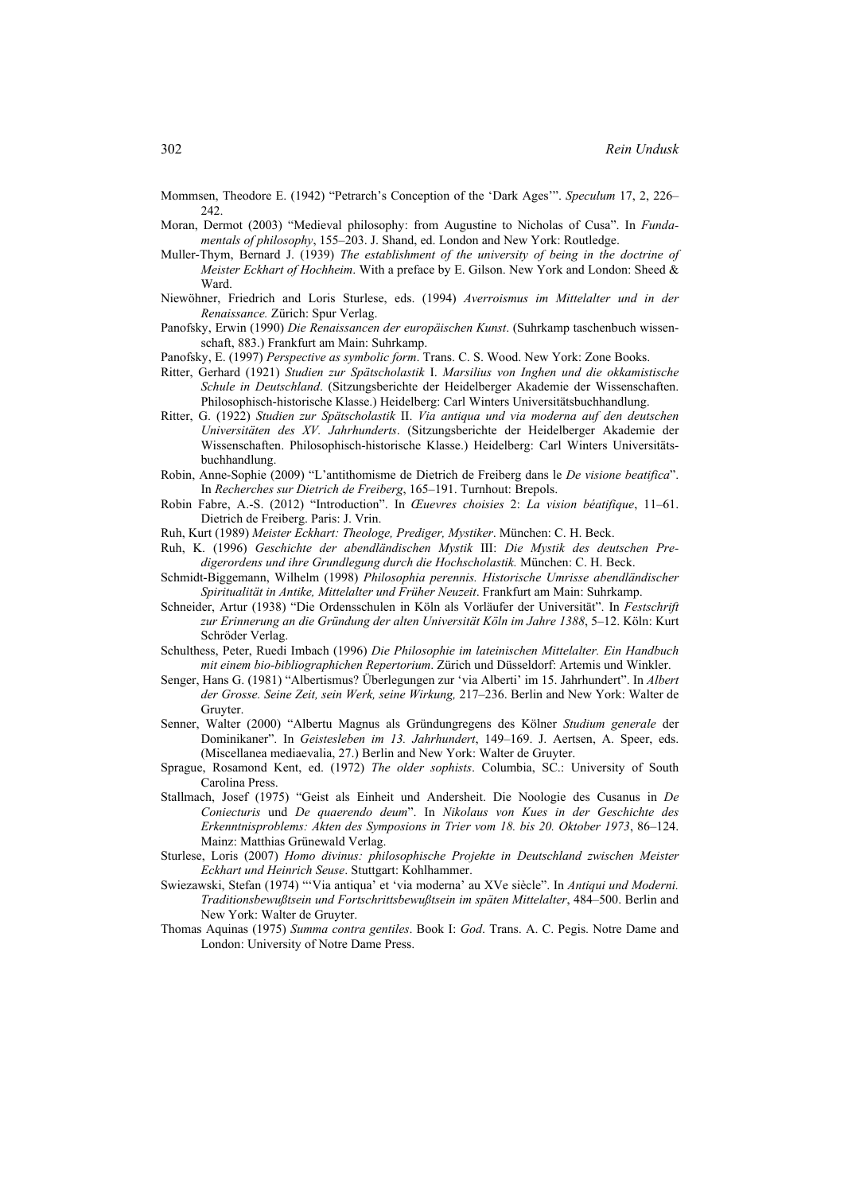Mommsen, Theodore E. (1942) "Petrarch's Conception of the 'Dark Ages'". *Speculum* 17, 2, 226–242.

Moran, Dermot (2003) "Medieval philosophy: from Augustine to Nicholas of Cusa". In *Fundamentals of philosophy*, 155–203. J. Shand, ed. London and New York: Routledge.

Muller-Thym, Bernard J. (1939) *The establishment of the university of being in the doctrine of Meister Eckhart of Hochheim*. With a preface by E. Gilson. New York and London: Sheed & Ward.

Niewöhner, Friedrich and Loris Sturlese, eds. (1994) *Averroismus im Mittelalter und in der Renaissance.* Zürich: Spur Verlag.

Panofsky, Erwin (1990) *Die Renaissancen der europäischen Kunst*. (Suhrkamp taschenbuch wissenschaft, 883.) Frankfurt am Main: Suhrkamp.

Panofsky, E. (1997) *Perspective as symbolic form*. Trans. C. S. Wood. New York: Zone Books.

Ritter, Gerhard (1921) *Studien zur Spätscholastik* I. *Marsilius von Inghen und die okkamistische Schule in Deutschland*. (Sitzungsberichte der Heidelberger Akademie der Wissenschaften. Philosophisch-historische Klasse.) Heidelberg: Carl Winters Universitätsbuchhandlung.

Ritter, G. (1922) *Studien zur Spätscholastik* II. *Via antiqua und via moderna auf den deutschen Universitäten des XV. Jahrhunderts*. (Sitzungsberichte der Heidelberger Akademie der Wissenschaften. Philosophisch-historische Klasse.) Heidelberg: Carl Winters Universitätsbuchhandlung.

Robin, Anne-Sophie (2009) "L'antithomisme de Dietrich de Freiberg dans le *De visione beatifica*". In *Recherches sur Dietrich de Freiberg*, 165–191. Turnhout: Brepols.

Robin Fabre, A.-S. (2012) "Introduction". In *Œuevres choisies* 2: *La vision béatifique*, 11–61. Dietrich de Freiberg. Paris: J. Vrin.

Ruh, Kurt (1989) *Meister Eckhart: Theologe, Prediger, Mystiker*. München: C. H. Beck.

Ruh, K. (1996) *Geschichte der abendländischen Mystik* III: *Die Mystik des deutschen Predigerordens und ihre Grundlegung durch die Hochscholastik.* München: C. H. Beck.

Schmidt-Biggemann, Wilhelm (1998) *Philosophia perennis. Historische Umrisse abendländischer Spiritualität in Antike, Mittelalter und Früher Neuzeit*. Frankfurt am Main: Suhrkamp.

Schneider, Artur (1938) "Die Ordensschulen in Köln als Vorläufer der Universität". In *Festschrift zur Erinnerung an die Gründung der alten Universität Köln im Jahre 1388*, 5–12. Köln: Kurt Schröder Verlag.

Schulthess, Peter, Ruedi Imbach (1996) *Die Philosophie im lateinischen Mittelalter. Ein Handbuch mit einem bio-bibliographischen Repertorium*. Zürich und Düsseldorf: Artemis und Winkler.

Senger, Hans G. (1981) "Albertismus? Überlegungen zur 'via Alberti' im 15. Jahrhundert". In *Albert der Grosse. Seine Zeit, sein Werk, seine Wirkung,* 217–236. Berlin and New York: Walter de Gruyter.

Senner, Walter (2000) "Albertu Magnus als Gründungregens des Kölner *Studium generale* der Dominikaner". In *Geistesleben im 13. Jahrhundert*, 149–169. J. Aertsen, A. Speer, eds. (Miscellanea mediaevalia, 27.) Berlin and New York: Walter de Gruyter.

Sprague, Rosamond Kent, ed. (1972) *The older sophists*. Columbia, SC.: University of South Carolina Press.

Stallmach, Josef (1975) "Geist als Einheit und Andersheit. Die Noologie des Cusanus in *De Coniecturis* und *De quaerendo deum*". In *Nikolaus von Kues in der Geschichte des Erkenntnisproblems: Akten des Symposions in Trier vom 18. bis 20. Oktober 1973*, 86–124. Mainz: Matthias Grünewald Verlag.

Sturlese, Loris (2007) *Homo divinus: philosophische Projekte in Deutschland zwischen Meister Eckhart und Heinrich Seuse*. Stuttgart: Kohlhammer.

Swiezawski, Stefan (1974) "'Via antiqua' et 'via moderna' au XVe siècle". In *Antiqui und Moderni. Traditionsbewußtsein und Fortschrittsbewußtsein im späten Mittelalter*, 484–500. Berlin and New York: Walter de Gruyter.

Thomas Aquinas (1975) *Summa contra gentiles*. Book I: *God*. Trans. A. C. Pegis. Notre Dame and London: University of Notre Dame Press.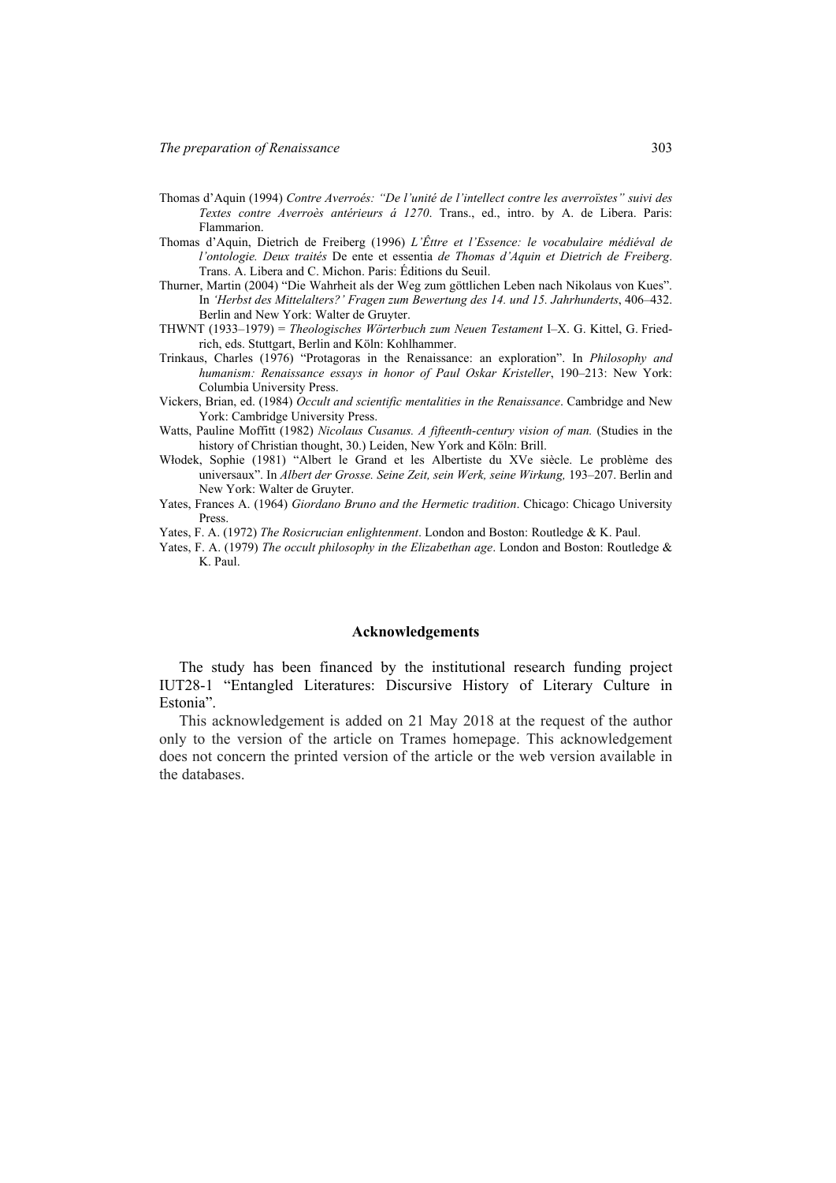Thomas d'Aquin (1994) *Contre Averroés: "De l'unité de l'intellect contre les averroïstes" suivi des Textes contre Averroès antérieurs á 1270*. Trans., ed., intro. by A. de Libera. Paris: Flammarion.

Thomas d'Aquin, Dietrich de Freiberg (1996) *L'Êttre et l'Essence: le vocabulaire médiéval de l'ontologie. Deux traités* De ente et essentia *de Thomas d'Aquin et Dietrich de Freiberg*. Trans. A. Libera and C. Michon. Paris: Éditions du Seuil.

Thurner, Martin (2004) "Die Wahrheit als der Weg zum göttlichen Leben nach Nikolaus von Kues". In *'Herbst des Mittelalters?' Fragen zum Bewertung des 14. und 15. Jahrhunderts*, 406–432. Berlin and New York: Walter de Gruyter.

THWNT (1933–1979) = *Theologisches Wörterbuch zum Neuen Testament* I–X. G. Kittel, G. Friedrich, eds. Stuttgart, Berlin and Köln: Kohlhammer.

Trinkaus, Charles (1976) "Protagoras in the Renaissance: an exploration". In *Philosophy and humanism: Renaissance essays in honor of Paul Oskar Kristeller*, 190–213: New York: Columbia University Press.

Vickers, Brian, ed. (1984) *Occult and scientific mentalities in the Renaissance*. Cambridge and New York: Cambridge University Press.

Watts, Pauline Moffitt (1982) *Nicolaus Cusanus. A fifteenth-century vision of man.* (Studies in the history of Christian thought, 30.) Leiden, New York and Köln: Brill.

Włodek, Sophie (1981) "Albert le Grand et les Albertiste du XVe siècle. Le problème des universaux". In *Albert der Grosse. Seine Zeit, sein Werk, seine Wirkung,* 193–207. Berlin and New York: Walter de Gruyter.

Yates, Frances A. (1964) *Giordano Bruno and the Hermetic tradition*. Chicago: Chicago University Press.

Yates, F. A. (1972) *The Rosicrucian enlightenment*. London and Boston: Routledge & K. Paul.

Yates, F. A. (1979) *The occult philosophy in the Elizabethan age*. London and Boston: Routledge & K. Paul.

## Acknowledgements

The study has been financed by the institutional research funding project IUT28-1 "Entangled Literatures: Discursive History of Literary Culture in Estonia".

This acknowledgement is added on 21 May 2018 at the request of the author only to the version of the article on Trames homepage. This acknowledgement does not concern the printed version of the article or the web version available in the databases.